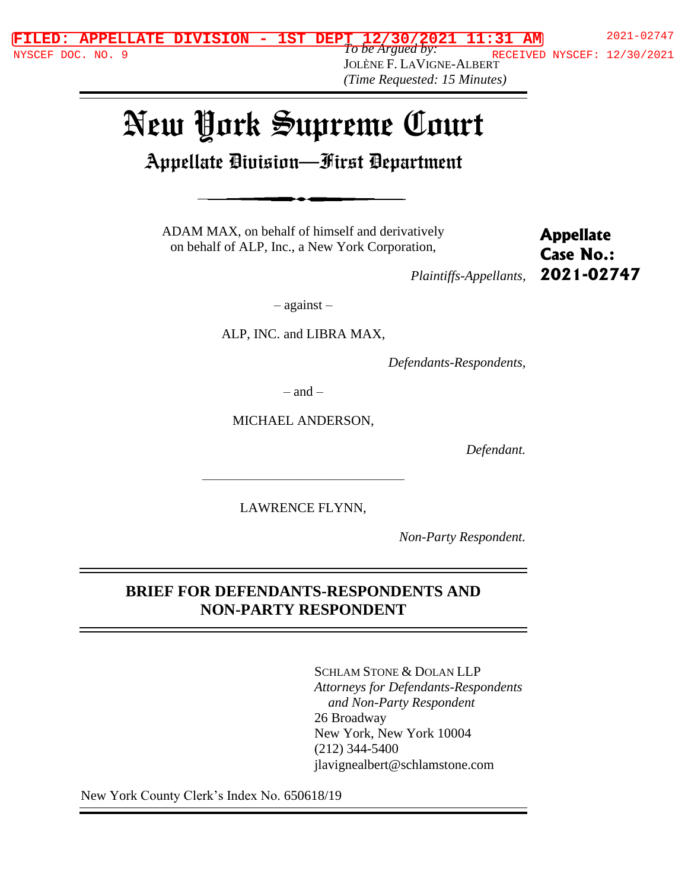*To be Argued by:*
JOLÈNE F. LAVIGNE-ALBERT
*(Time Requested: 15 Minutes)*

# New York Supreme Court

## Appellate Division—First Department

ADAM MAX, on behalf of himself and derivatively on behalf of ALP, Inc., a New York Corporation,

*Plaintiffs-Appellants,*

**Appellate Case No.: 2021-02747**

– against –

ALP, INC. and LIBRA MAX,

*Defendants-Respondents,*

– and –

MICHAEL ANDERSON,

*Defendant.*

LAWRENCE FLYNN,

*Non-Party Respondent.*

## BRIEF FOR DEFENDANTS-RESPONDENTS AND NON-PARTY RESPONDENT

SCHLAM STONE & DOLAN LLP
*Attorneys for Defendants-Respondents and Non-Party Respondent*
26 Broadway
New York, New York 10004
(212) 344-5400
jlavignealbert@schlamstone.com

New York County Clerk's Index No. 650618/19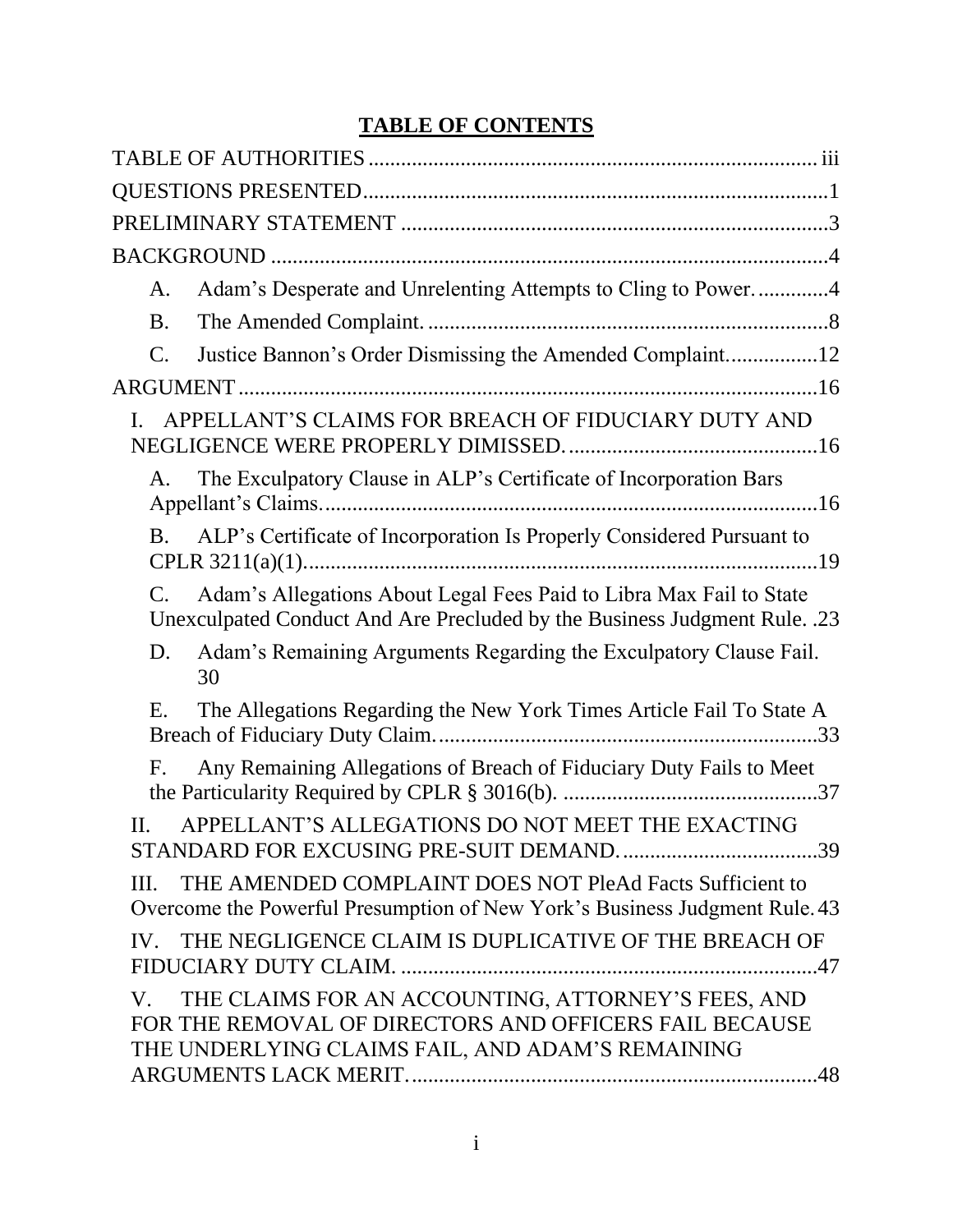# TABLE OF CONTENTS

TABLE OF AUTHORITIES ........................................................................ iii

QUESTIONS PRESENTED ........................................................................ 1

PRELIMINARY STATEMENT ........................................................................ 3

BACKGROUND ........................................................................ 4

A. Adam's Desperate and Unrelenting Attempts to Cling to Power. ............ 4

B. The Amended Complaint. ........................................................................ 8

C. Justice Bannon's Order Dismissing the Amended Complaint. ............... 12

ARGUMENT ........................................................................ 16

I. APPELLANT'S CLAIMS FOR BREACH OF FIDUCIARY DUTY AND NEGLIGENCE WERE PROPERLY DIMISSED. ............................................. 16

A. The Exculpatory Clause in ALP's Certificate of Incorporation Bars Appellant's Claims. ........................................................................ 16

B. ALP's Certificate of Incorporation Is Properly Considered Pursuant to CPLR 3211(a)(1). ........................................................................ 19

C. Adam's Allegations About Legal Fees Paid to Libra Max Fail to State Unexculpated Conduct And Are Precluded by the Business Judgment Rule. . 23

D. Adam's Remaining Arguments Regarding the Exculpatory Clause Fail. 30

E. The Allegations Regarding the New York Times Article Fail To State A Breach of Fiduciary Duty Claim. ..................................................... 33

F. Any Remaining Allegations of Breach of Fiduciary Duty Fails to Meet the Particularity Required by CPLR § 3016(b). ............................................. 37

II. APPELLANT'S ALLEGATIONS DO NOT MEET THE EXACTING STANDARD FOR EXCUSING PRE-SUIT DEMAND. ................................... 39

III. THE AMENDED COMPLAINT DOES NOT PleAd Facts Sufficient to Overcome the Powerful Presumption of New York's Business Judgment Rule. 43

IV. THE NEGLIGENCE CLAIM IS DUPLICATIVE OF THE BREACH OF FIDUCIARY DUTY CLAIM. ........................................................................ 47

V. THE CLAIMS FOR AN ACCOUNTING, ATTORNEY'S FEES, AND FOR THE REMOVAL OF DIRECTORS AND OFFICERS FAIL BECAUSE THE UNDERLYING CLAIMS FAIL, AND ADAM'S REMAINING ARGUMENTS LACK MERIT. ........................................................................ 48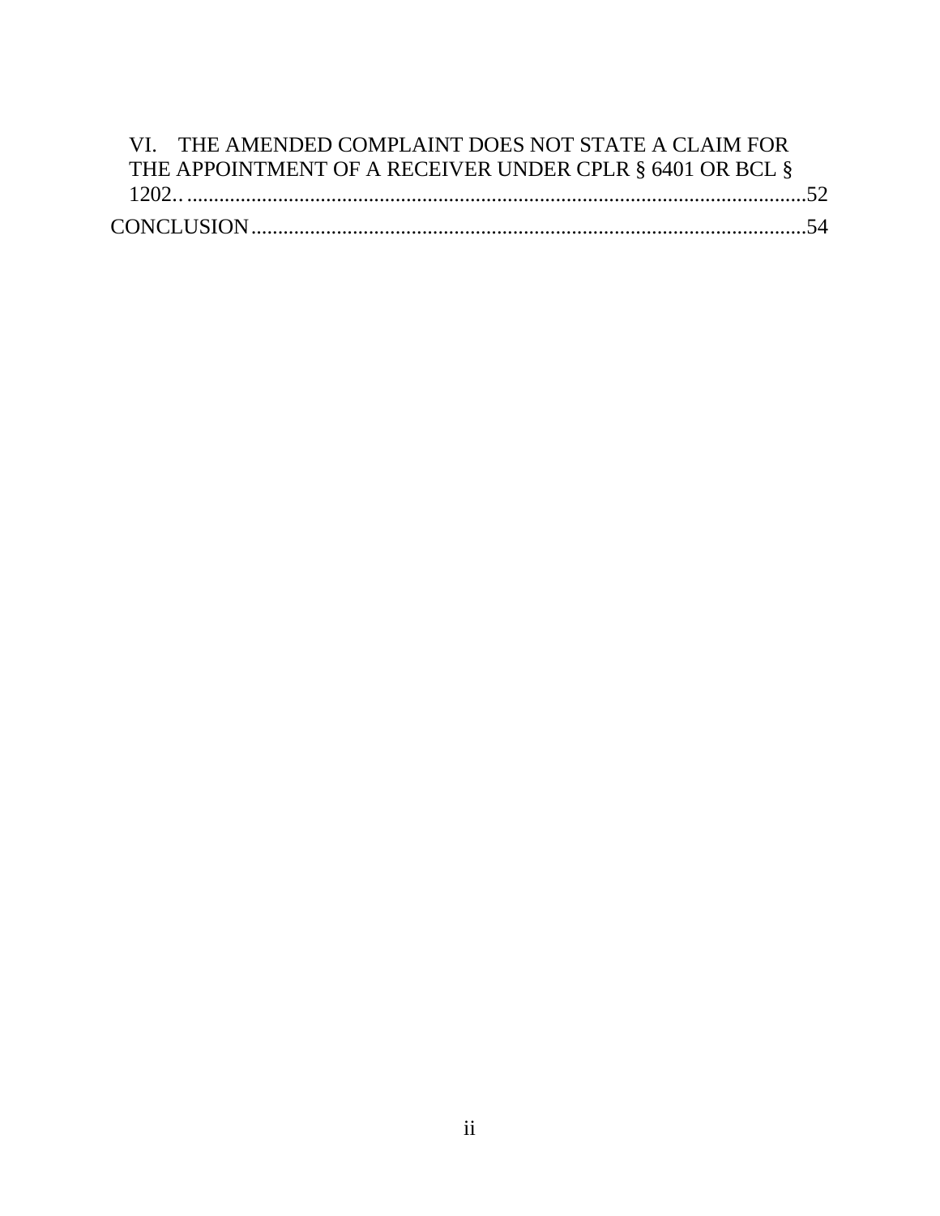VI. THE AMENDED COMPLAINT DOES NOT STATE A CLAIM FOR THE APPOINTMENT OF A RECEIVER UNDER CPLR § 6401 OR BCL § 1202.. .....................................................................................................52

CONCLUSION......................................................................................................54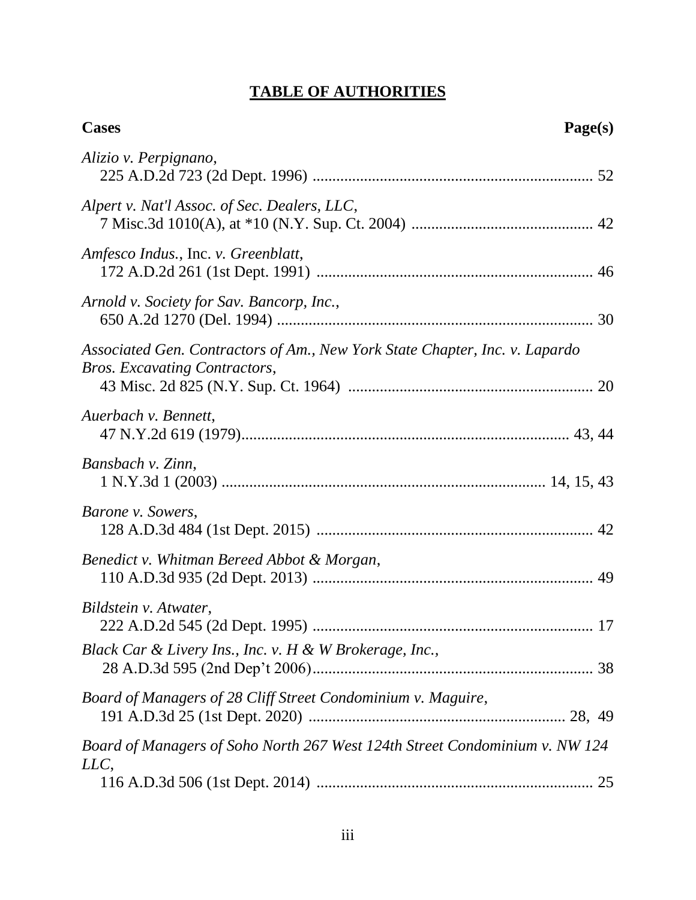## TABLE OF AUTHORITIES

**Cases** **Page(s)**

*Alizio v. Perpignano*,
225 A.D.2d 723 (2d Dept. 1996) ....................................................................... 52

*Alpert v. Nat'l Assoc. of Sec. Dealers, LLC*,
7 Misc.3d 1010(A), at *10 (N.Y. Sup. Ct. 2004) ............................................. 42

*Amfesco Indus.*, Inc. *v. Greenblatt*,
172 A.D.2d 261 (1st Dept. 1991) ...................................................................... 46

*Arnold v. Society for Sav. Bancorp, Inc.*,
650 A.2d 1270 (Del. 1994) ................................................................................ 30

*Associated Gen. Contractors of Am., New York State Chapter, Inc. v. Lapardo Bros. Excavating Contractors*,
43 Misc. 2d 825 (N.Y. Sup. Ct. 1964) .............................................................. 20

*Auerbach v. Bennett*,
47 N.Y.2d 619 (1979).................................................................................. 43, 44

*Bansbach v. Zinn*,
1 N.Y.3d 1 (2003) ................................................................................ 14, 15, 43

*Barone v. Sowers*,
128 A.D.3d 484 (1st Dept. 2015) ...................................................................... 42

*Benedict v. Whitman Bereed Abbot & Morgan*,
110 A.D.3d 935 (2d Dept. 2013) ....................................................................... 49

*Bildstein v. Atwater*,
222 A.D.2d 545 (2d Dept. 1995) ....................................................................... 17

*Black Car & Livery Ins., Inc. v. H & W Brokerage, Inc.*,
28 A.D.3d 595 (2nd Dep't 2006)....................................................................... 38

*Board of Managers of 28 Cliff Street Condominium v. Maguire*,
191 A.D.3d 25 (1st Dept. 2020) ................................................................. 28, 49

*Board of Managers of Soho North 267 West 124th Street Condominium v. NW 124 LLC*,
116 A.D.3d 506 (1st Dept. 2014) ...................................................................... 25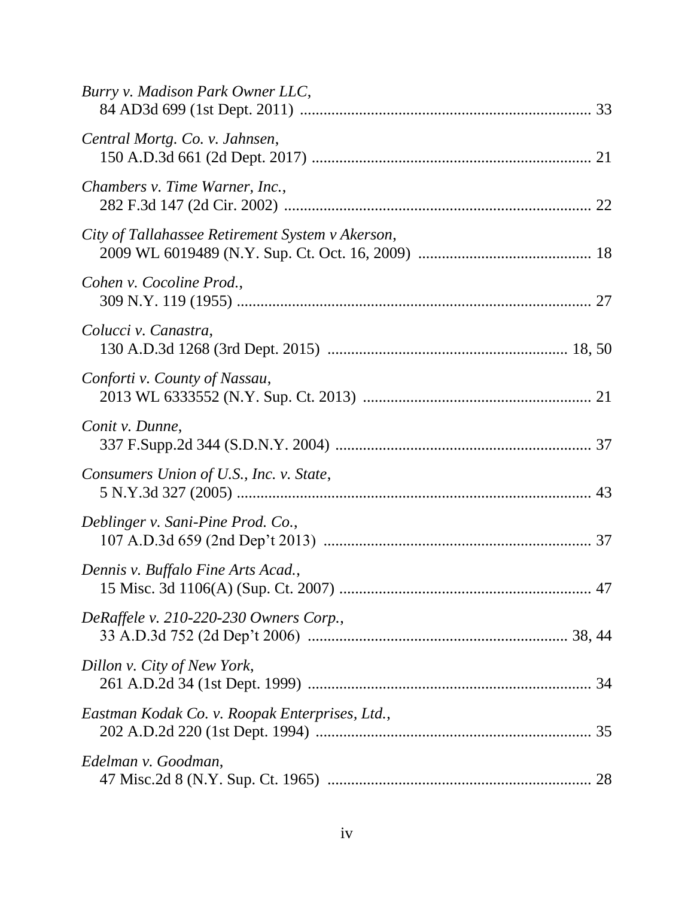*Burry v. Madison Park Owner LLC*,
84 AD3d 699 (1st Dept. 2011) ........................................................................ 33

*Central Mortg. Co. v. Jahnsen*,
150 A.D.3d 661 (2d Dept. 2017) ...................................................................... 21

*Chambers v. Time Warner, Inc.*,
282 F.3d 147 (2d Cir. 2002) ............................................................................. 22

*City of Tallahassee Retirement System v Akerson*,
2009 WL 6019489 (N.Y. Sup. Ct. Oct. 16, 2009) ........................................... 18

*Cohen v. Cocoline Prod.*,
309 N.Y. 119 (1955) ......................................................................................... 27

*Colucci v. Canastra*,
130 A.D.3d 1268 (3rd Dept. 2015) ............................................................ 18, 50

*Conforti v. County of Nassau*,
2013 WL 6333552 (N.Y. Sup. Ct. 2013) .......................................................... 21

*Conit v. Dunne*,
337 F.Supp.2d 344 (S.D.N.Y. 2004) ................................................................ 37

*Consumers Union of U.S., Inc. v. State*,
5 N.Y.3d 327 (2005) ......................................................................................... 43

*Deblinger v. Sani-Pine Prod. Co.*,
107 A.D.3d 659 (2nd Dep't 2013) ................................................................... 37

*Dennis v. Buffalo Fine Arts Acad.*,
15 Misc. 3d 1106(A) (Sup. Ct. 2007) ............................................................... 47

*DeRaffele v. 210-220-230 Owners Corp.*,
33 A.D.3d 752 (2d Dep't 2006) .................................................................. 38, 44

*Dillon v. City of New York*,
261 A.D.2d 34 (1st Dept. 1999) ....................................................................... 34

*Eastman Kodak Co. v. Roopak Enterprises, Ltd.*,
202 A.D.2d 220 (1st Dept. 1994) ..................................................................... 35

*Edelman v. Goodman*,
47 Misc.2d 8 (N.Y. Sup. Ct. 1965) .................................................................. 28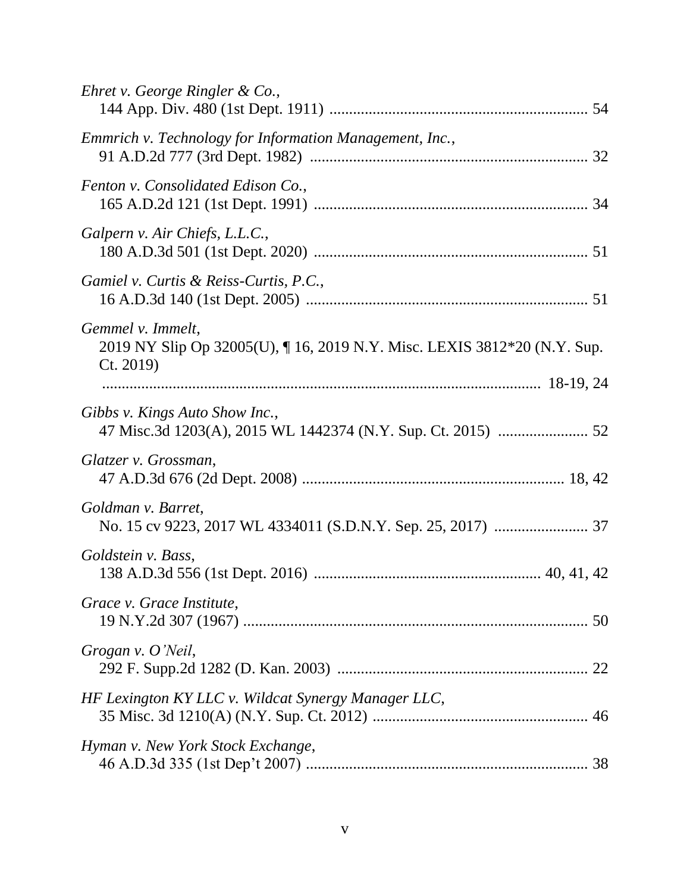*Ehret v. George Ringler & Co.*,
144 App. Div. 480 (1st Dept. 1911) ................................................................. 54

*Emmrich v. Technology for Information Management, Inc.*,
91 A.D.2d 777 (3rd Dept. 1982) ...................................................................... 32

*Fenton v. Consolidated Edison Co.*,
165 A.D.2d 121 (1st Dept. 1991) ..................................................................... 34

*Galpern v. Air Chiefs, L.L.C.*,
180 A.D.3d 501 (1st Dept. 2020) ..................................................................... 51

*Gamiel v. Curtis & Reiss-Curtis, P.C.*,
16 A.D.3d 140 (1st Dept. 2005) ....................................................................... 51

*Gemmel v. Immelt*,
2019 NY Slip Op 32005(U), ¶ 16, 2019 N.Y. Misc. LEXIS 3812*20 (N.Y. Sup. Ct. 2019)
............................................................................................................... 18-19, 24

*Gibbs v. Kings Auto Show Inc.*,
47 Misc.3d 1203(A), 2015 WL 1442374 (N.Y. Sup. Ct. 2015) ....................... 52

*Glatzer v. Grossman*,
47 A.D.3d 676 (2d Dept. 2008) .................................................................. 18, 42

*Goldman v. Barret*,
No. 15 cv 9223, 2017 WL 4334011 (S.D.N.Y. Sep. 25, 2017) ........................ 37

*Goldstein v. Bass*,
138 A.D.3d 556 (1st Dept. 2016) ......................................................... 40, 41, 42

*Grace v. Grace Institute*,
19 N.Y.2d 307 (1967) ........................................................................................ 50

*Grogan v. O'Neil*,
292 F. Supp.2d 1282 (D. Kan. 2003) ................................................................ 22

*HF Lexington KY LLC v. Wildcat Synergy Manager LLC*,
35 Misc. 3d 1210(A) (N.Y. Sup. Ct. 2012) ....................................................... 46

*Hyman v. New York Stock Exchange*,
46 A.D.3d 335 (1st Dep't 2007) ........................................................................ 38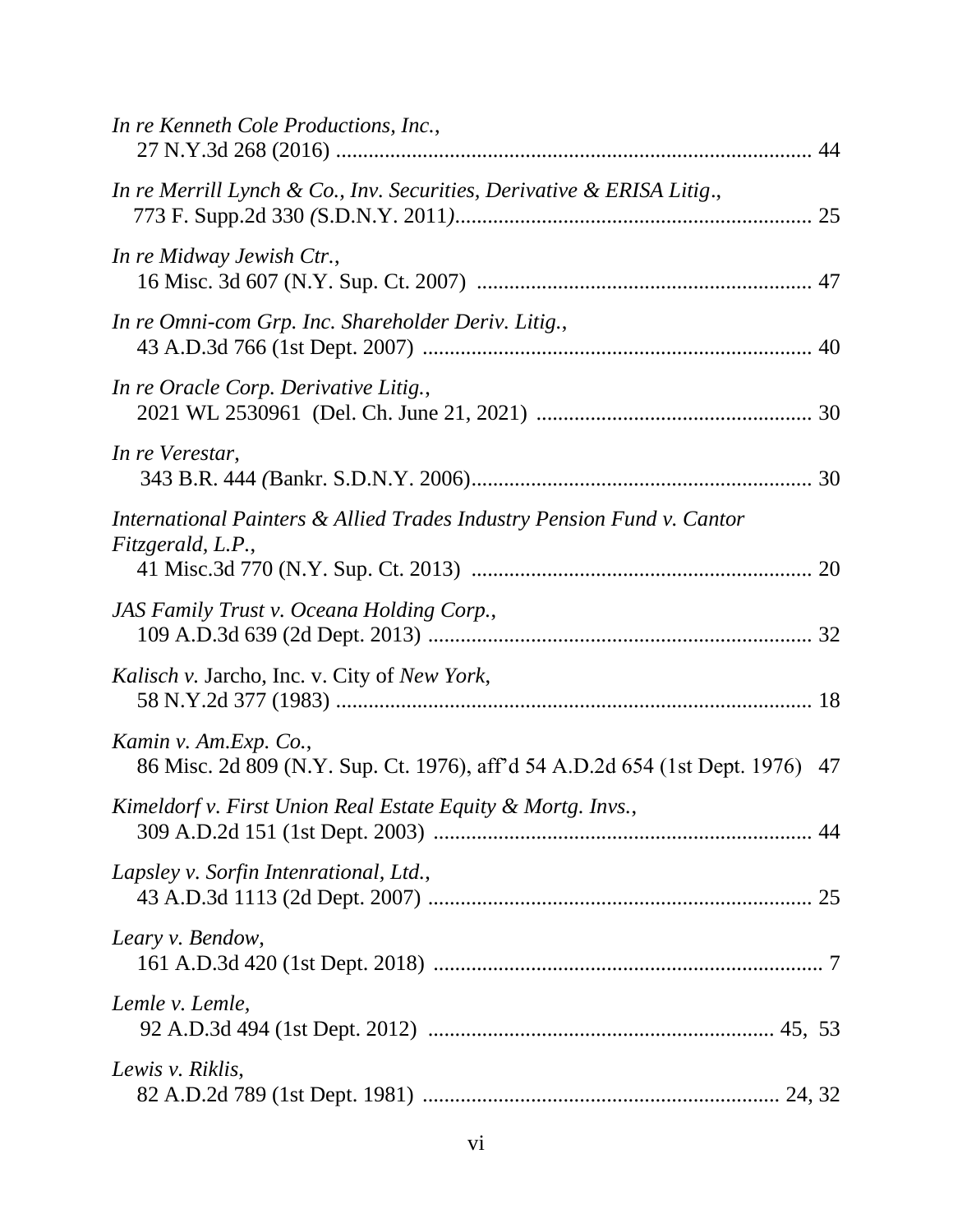*In re Kenneth Cole Productions, Inc.*,
27 N.Y.3d 268 (2016) ....................................................................................... 44

*In re Merrill Lynch & Co., Inv. Securities, Derivative & ERISA Litig*.,
773 F. Supp.2d 330 *(*S.D.N.Y. 2011*)*................................................................. 25

*In re Midway Jewish Ctr.*,
16 Misc. 3d 607 (N.Y. Sup. Ct. 2007) .............................................................. 47

*In re Omni-com Grp. Inc. Shareholder Deriv. Litig.*,
43 A.D.3d 766 (1st Dept. 2007) ....................................................................... 40

*In re Oracle Corp. Derivative Litig.*,
2021 WL 2530961 (Del. Ch. June 21, 2021) ................................................... 30

*In re Verestar*,
343 B.R. 444 *(*Bankr. S.D.N.Y. 2006)............................................................... 30

*International Painters & Allied Trades Industry Pension Fund v. Cantor Fitzgerald, L.P.*,
41 Misc.3d 770 (N.Y. Sup. Ct. 2013) ............................................................... 20

*JAS Family Trust v. Oceana Holding Corp.*,
109 A.D.3d 639 (2d Dept. 2013) ...................................................................... 32

*Kalisch v.* Jarcho, Inc. v. City of *New York*,
58 N.Y.2d 377 (1983) ........................................................................................ 18

*Kamin v. Am.Exp. Co.*,
86 Misc. 2d 809 (N.Y. Sup. Ct. 1976), aff'd 54 A.D.2d 654 (1st Dept. 1976) 47

*Kimeldorf v. First Union Real Estate Equity & Mortg. Invs.*,
309 A.D.2d 151 (1st Dept. 2003) ...................................................................... 44

*Lapsley v. Sorfin Intenrational, Ltd.*,
43 A.D.3d 1113 (2d Dept. 2007) ...................................................................... 25

*Leary v. Bendow*,
161 A.D.3d 420 (1st Dept. 2018) ........................................................................ 7

*Lemle v. Lemle*,
92 A.D.3d 494 (1st Dept. 2012) ............................................................... 45, 53

*Lewis v. Riklis*,
82 A.D.2d 789 (1st Dept. 1981) ................................................................. 24, 32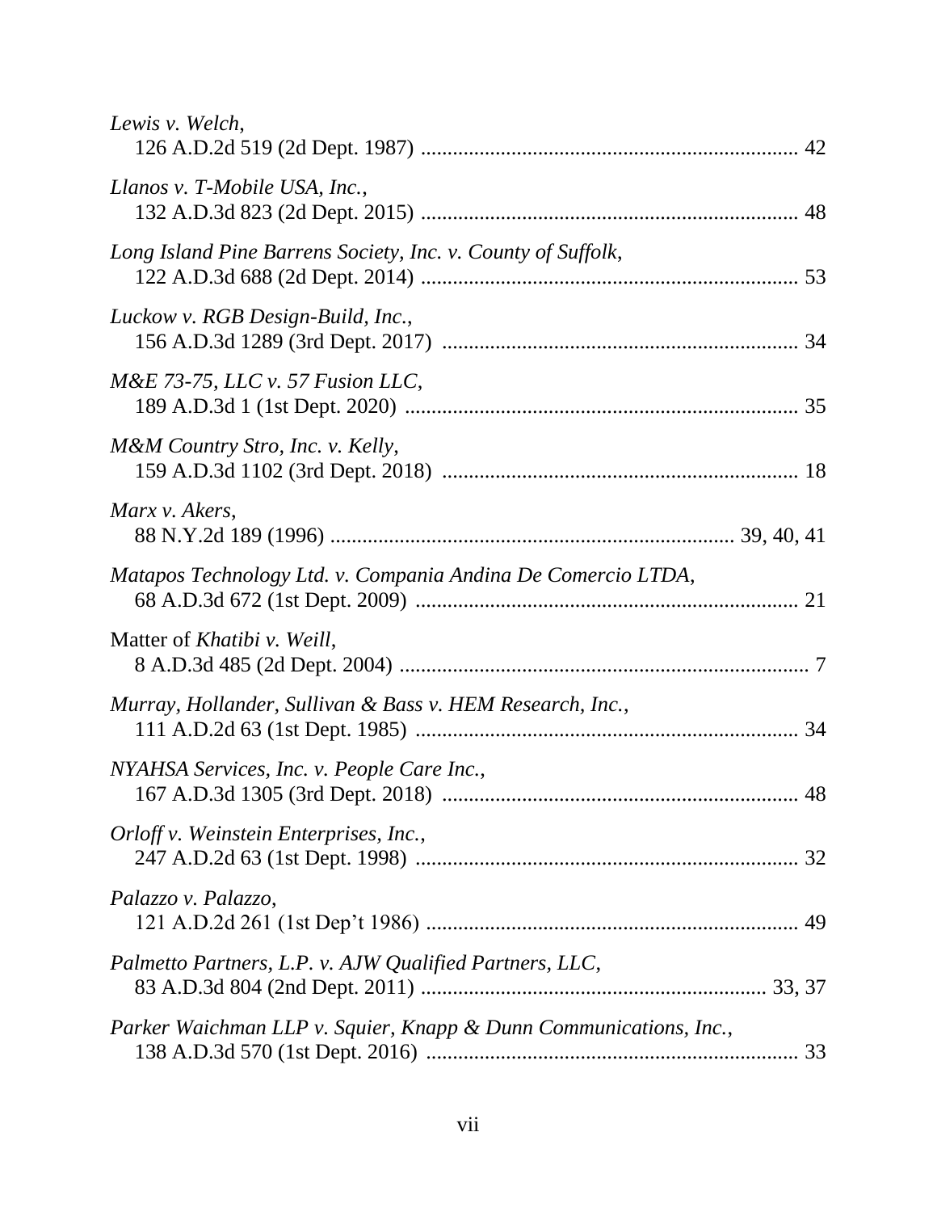*Lewis v. Welch*,
126 A.D.2d 519 (2d Dept. 1987) ........................................................................ 42

*Llanos v. T-Mobile USA, Inc.*,
132 A.D.3d 823 (2d Dept. 2015) ........................................................................ 48

*Long Island Pine Barrens Society, Inc. v. County of Suffolk*,
122 A.D.3d 688 (2d Dept. 2014) ........................................................................ 53

*Luckow v. RGB Design-Build, Inc.*,
156 A.D.3d 1289 (3rd Dept. 2017) ..................................................................... 34

*M&E 73-75, LLC v. 57 Fusion LLC*,
189 A.D.3d 1 (1st Dept. 2020) ........................................................................... 35

*M&M Country Stro, Inc. v. Kelly*,
159 A.D.3d 1102 (3rd Dept. 2018) ..................................................................... 18

*Marx v. Akers*,
88 N.Y.2d 189 (1996) ........................................................................... 39, 40, 41

*Matapos Technology Ltd. v. Compania Andina De Comercio LTDA*,
68 A.D.3d 672 (1st Dept. 2009) ......................................................................... 21

Matter of *Khatibi v. Weill*,
8 A.D.3d 485 (2d Dept. 2004) ............................................................................. 7

*Murray, Hollander, Sullivan & Bass v. HEM Research, Inc.*,
111 A.D.2d 63 (1st Dept. 1985) ......................................................................... 34

*NYAHSA Services, Inc. v. People Care Inc.*,
167 A.D.3d 1305 (3rd Dept. 2018) ..................................................................... 48

*Orloff v. Weinstein Enterprises, Inc.*,
247 A.D.2d 63 (1st Dept. 1998) ......................................................................... 32

*Palazzo v. Palazzo*,
121 A.D.2d 261 (1st Dep't 1986) ....................................................................... 49

*Palmetto Partners, L.P. v. AJW Qualified Partners, LLC*,
83 A.D.3d 804 (2nd Dept. 2011) .................................................................. 33, 37

*Parker Waichman LLP v. Squier, Knapp & Dunn Communications, Inc.*,
138 A.D.3d 570 (1st Dept. 2016) ....................................................................... 33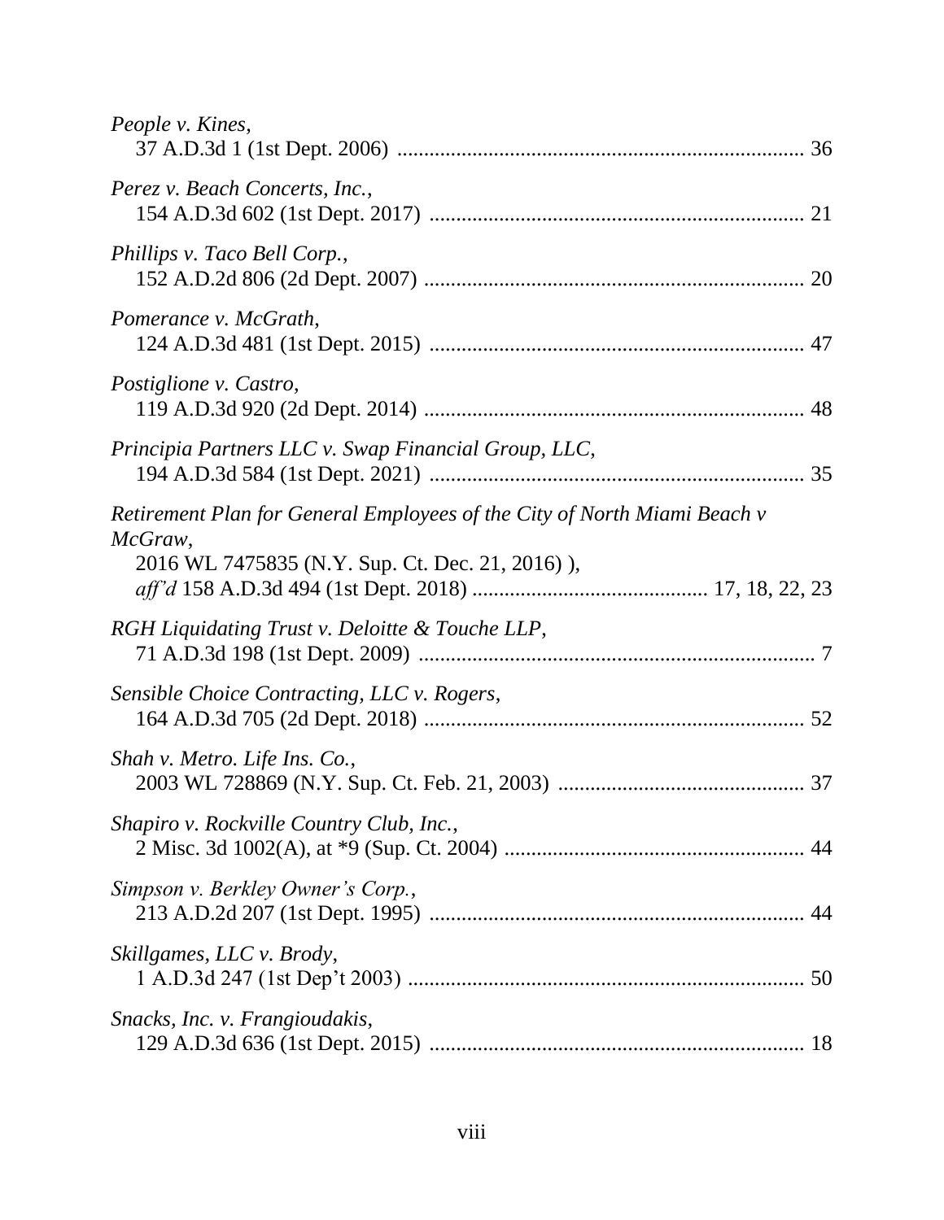*People v. Kines*,
37 A.D.3d 1 (1st Dept. 2006) .......................................................................... 36

*Perez v. Beach Concerts, Inc.*,
154 A.D.3d 602 (1st Dept. 2017) ..................................................................... 21

*Phillips v. Taco Bell Corp.*,
152 A.D.2d 806 (2d Dept. 2007) ...................................................................... 20

*Pomerance v. McGrath*,
124 A.D.3d 481 (1st Dept. 2015) ..................................................................... 47

*Postiglione v. Castro*,
119 A.D.3d 920 (2d Dept. 2014) ...................................................................... 48

*Principia Partners LLC v. Swap Financial Group, LLC*,
194 A.D.3d 584 (1st Dept. 2021) ..................................................................... 35

*Retirement Plan for General Employees of the City of North Miami Beach v McGraw*,
2016 WL 7475835 (N.Y. Sup. Ct. Dec. 21, 2016) ),
*aff'd* 158 A.D.3d 494 (1st Dept. 2018) ........................................... 17, 18, 22, 23

*RGH Liquidating Trust v. Deloitte & Touche LLP*,
71 A.D.3d 198 (1st Dept. 2009) ......................................................................... 7

*Sensible Choice Contracting, LLC v. Rogers*,
164 A.D.3d 705 (2d Dept. 2018) ...................................................................... 52

*Shah v. Metro. Life Ins. Co.*,
2003 WL 728869 (N.Y. Sup. Ct. Feb. 21, 2003) ............................................. 37

*Shapiro v. Rockville Country Club, Inc.*,
2 Misc. 3d 1002(A), at *9 (Sup. Ct. 2004) ....................................................... 44

*Simpson v. Berkley Owner's Corp.*,
213 A.D.2d 207 (1st Dept. 1995) ..................................................................... 44

*Skillgames, LLC v. Brody*,
1 A.D.3d 247 (1st Dep't 2003) ......................................................................... 50

*Snacks, Inc. v. Frangioudakis*,
129 A.D.3d 636 (1st Dept. 2015) ..................................................................... 18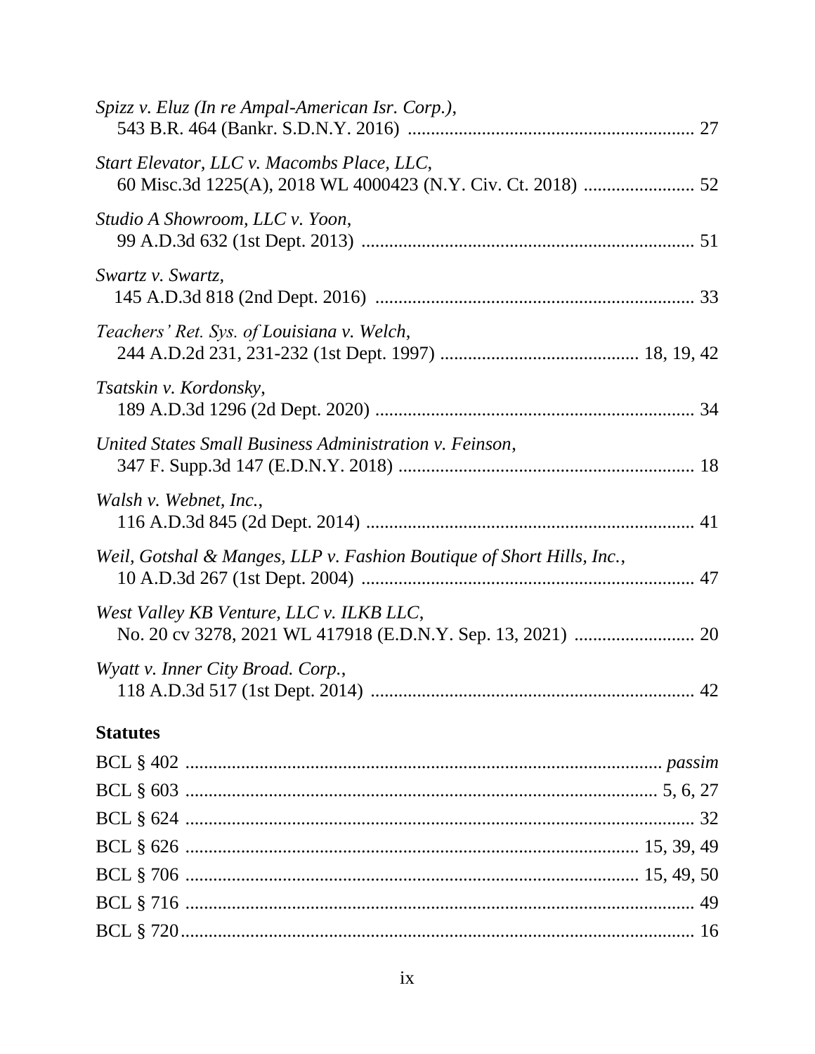*Spizz v. Eluz (In re Ampal-American Isr. Corp.)*,
543 B.R. 464 (Bankr. S.D.N.Y. 2016) ............................................................ 27

*Start Elevator, LLC v. Macombs Place, LLC*,
60 Misc.3d 1225(A), 2018 WL 4000423 (N.Y. Civ. Ct. 2018) ........................ 52

*Studio A Showroom, LLC v. Yoon*,
99 A.D.3d 632 (1st Dept. 2013) ...................................................................... 51

*Swartz v. Swartz*,
145 A.D.3d 818 (2nd Dept. 2016) ................................................................... 33

*Teachers' Ret. Sys. of Louisiana v. Welch*,
244 A.D.2d 231, 231-232 (1st Dept. 1997) ........................................ 18, 19, 42

*Tsatskin v. Kordonsky*,
189 A.D.3d 1296 (2d Dept. 2020) ................................................................... 34

*United States Small Business Administration v. Feinson*,
347 F. Supp.3d 147 (E.D.N.Y. 2018) .............................................................. 18

*Walsh v. Webnet, Inc.*,
116 A.D.3d 845 (2d Dept. 2014) ..................................................................... 41

*Weil, Gotshal & Manges, LLP v. Fashion Boutique of Short Hills, Inc.*,
10 A.D.3d 267 (1st Dept. 2004) ...................................................................... 47

*West Valley KB Venture, LLC v. ILKB LLC*,
No. 20 cv 3278, 2021 WL 417918 (E.D.N.Y. Sep. 13, 2021) .......................... 20

*Wyatt v. Inner City Broad. Corp.*,
118 A.D.3d 517 (1st Dept. 2014) .................................................................... 42

**Statutes**

BCL § 402 ...................................................................................................... *passim*

BCL § 603 ...................................................................................................... 5, 6, 27

BCL § 624 ...................................................................................................... 32

BCL § 626 ...................................................................................................... 15, 39, 49

BCL § 706 ...................................................................................................... 15, 49, 50

BCL § 716 ...................................................................................................... 49

BCL § 720 ...................................................................................................... 16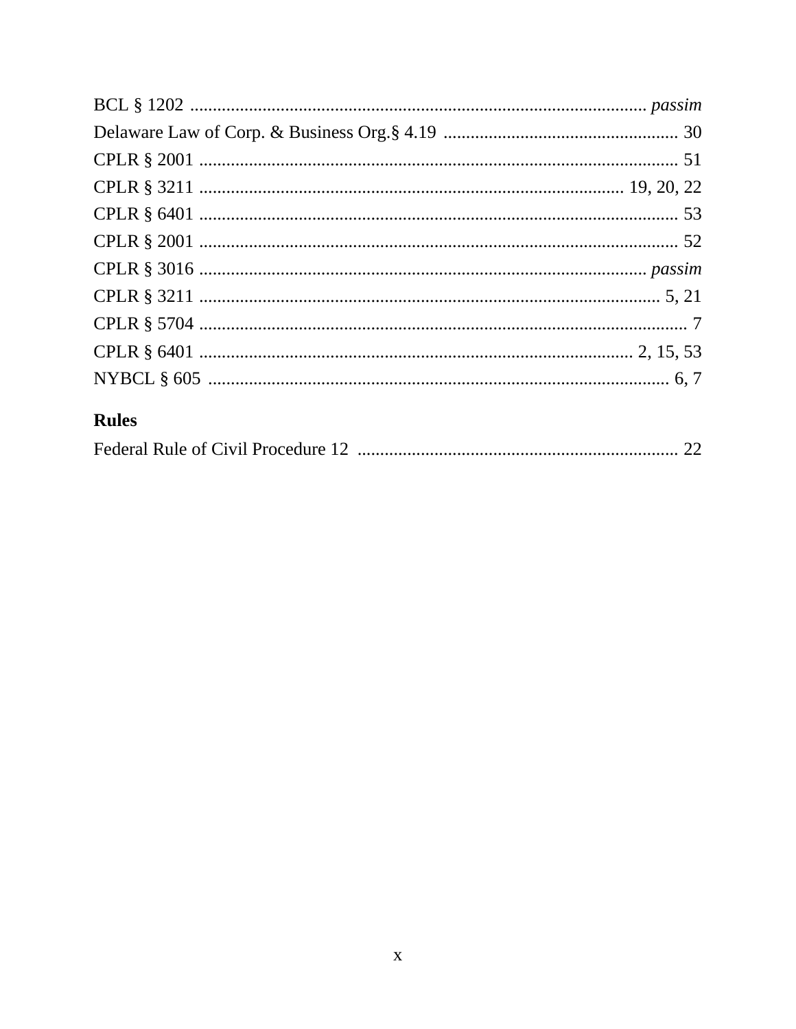BCL § 1202 ........................................................................................ *passim*
Delaware Law of Corp. & Business Org.§ 4.19 .................................................... 30
CPLR § 2001 ........................................................................................ 51
CPLR § 3211 ........................................................................................ 19, 20, 22
CPLR § 6401 ........................................................................................ 53
CPLR § 2001 ........................................................................................ 52
CPLR § 3016 ........................................................................................ *passim*
CPLR § 3211 ........................................................................................ 5, 21
CPLR § 5704 ........................................................................................ 7
CPLR § 6401 ........................................................................................ 2, 15, 53
NYBCL § 605 ........................................................................................ 6, 7

## Rules

Federal Rule of Civil Procedure 12 ....................................................................... 22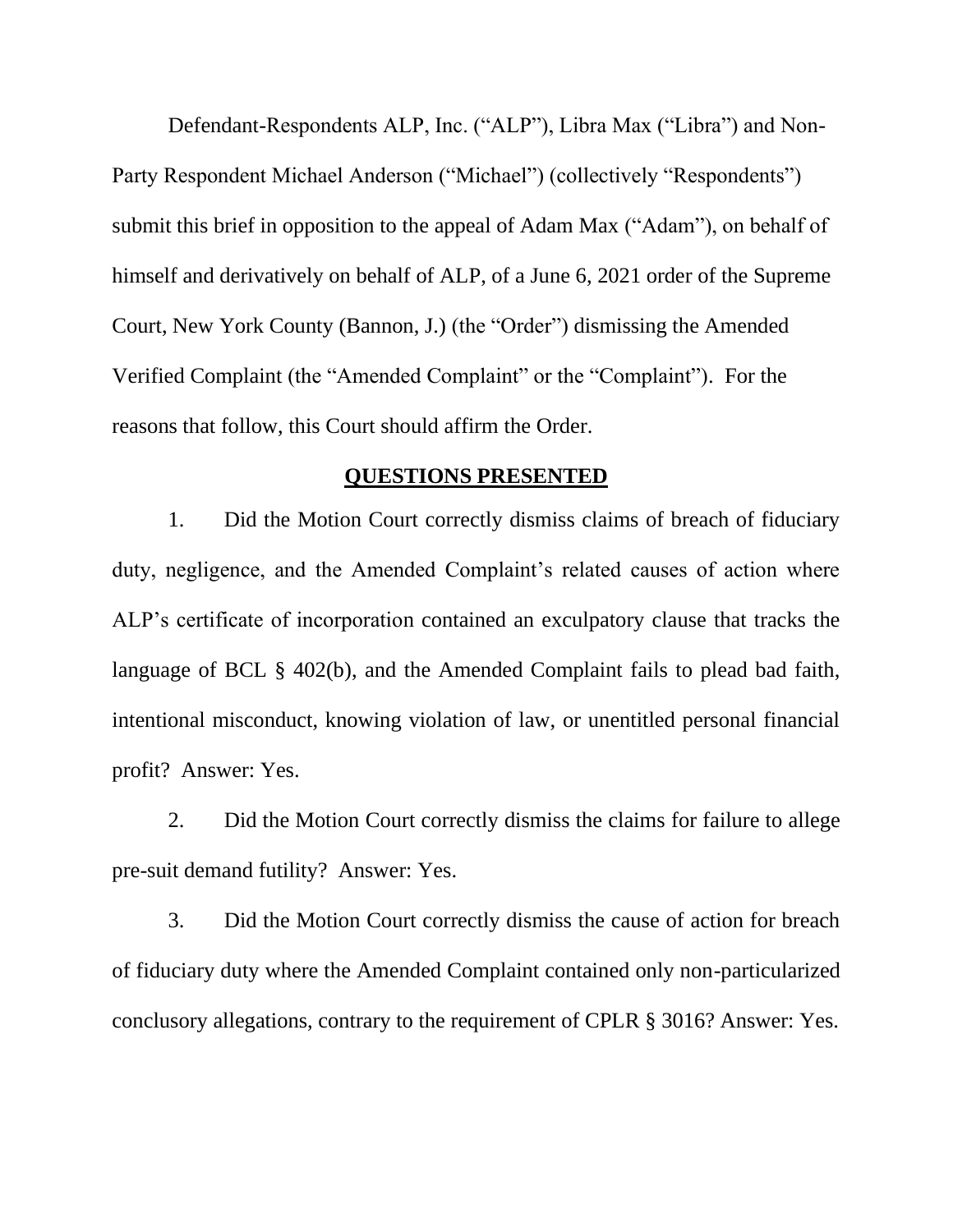Defendant-Respondents ALP, Inc. ("ALP"), Libra Max ("Libra") and Non-Party Respondent Michael Anderson ("Michael") (collectively "Respondents") submit this brief in opposition to the appeal of Adam Max ("Adam"), on behalf of himself and derivatively on behalf of ALP, of a June 6, 2021 order of the Supreme Court, New York County (Bannon, J.) (the "Order") dismissing the Amended Verified Complaint (the "Amended Complaint" or the "Complaint"). For the reasons that follow, this Court should affirm the Order.

## QUESTIONS PRESENTED

1. Did the Motion Court correctly dismiss claims of breach of fiduciary duty, negligence, and the Amended Complaint's related causes of action where ALP's certificate of incorporation contained an exculpatory clause that tracks the language of BCL § 402(b), and the Amended Complaint fails to plead bad faith, intentional misconduct, knowing violation of law, or unentitled personal financial profit? Answer: Yes.

2. Did the Motion Court correctly dismiss the claims for failure to allege pre-suit demand futility? Answer: Yes.

3. Did the Motion Court correctly dismiss the cause of action for breach of fiduciary duty where the Amended Complaint contained only non-particularized conclusory allegations, contrary to the requirement of CPLR § 3016? Answer: Yes.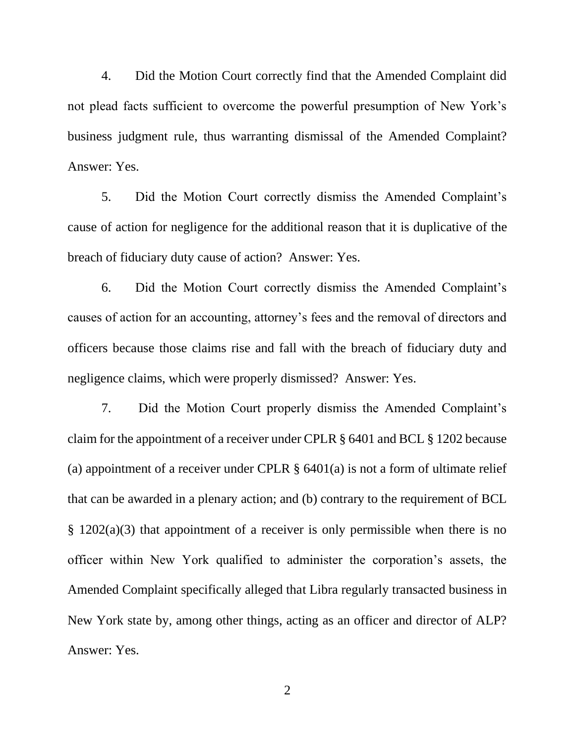4. Did the Motion Court correctly find that the Amended Complaint did not plead facts sufficient to overcome the powerful presumption of New York's business judgment rule, thus warranting dismissal of the Amended Complaint? Answer: Yes.

5. Did the Motion Court correctly dismiss the Amended Complaint's cause of action for negligence for the additional reason that it is duplicative of the breach of fiduciary duty cause of action? Answer: Yes.

6. Did the Motion Court correctly dismiss the Amended Complaint's causes of action for an accounting, attorney's fees and the removal of directors and officers because those claims rise and fall with the breach of fiduciary duty and negligence claims, which were properly dismissed? Answer: Yes.

7. Did the Motion Court properly dismiss the Amended Complaint's claim for the appointment of a receiver under CPLR § 6401 and BCL § 1202 because (a) appointment of a receiver under CPLR § 6401(a) is not a form of ultimate relief that can be awarded in a plenary action; and (b) contrary to the requirement of BCL § 1202(a)(3) that appointment of a receiver is only permissible when there is no officer within New York qualified to administer the corporation's assets, the Amended Complaint specifically alleged that Libra regularly transacted business in New York state by, among other things, acting as an officer and director of ALP? Answer: Yes.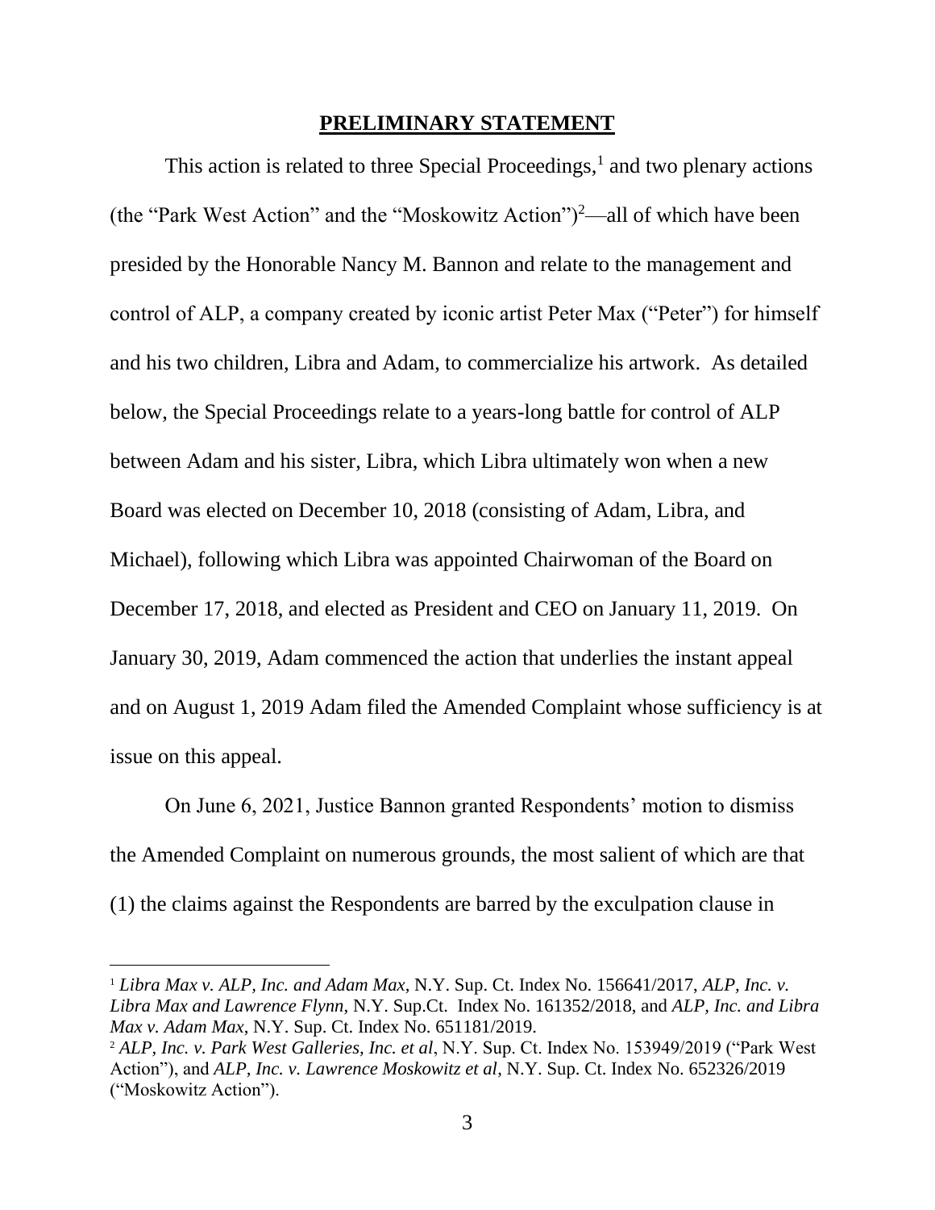## PRELIMINARY STATEMENT

This action is related to three Special Proceedings,[1] and two plenary actions (the "Park West Action" and the "Moskowitz Action")[2]—all of which have been presided by the Honorable Nancy M. Bannon and relate to the management and control of ALP, a company created by iconic artist Peter Max ("Peter") for himself and his two children, Libra and Adam, to commercialize his artwork. As detailed below, the Special Proceedings relate to a years-long battle for control of ALP between Adam and his sister, Libra, which Libra ultimately won when a new Board was elected on December 10, 2018 (consisting of Adam, Libra, and Michael), following which Libra was appointed Chairwoman of the Board on December 17, 2018, and elected as President and CEO on January 11, 2019. On January 30, 2019, Adam commenced the action that underlies the instant appeal and on August 1, 2019 Adam filed the Amended Complaint whose sufficiency is at issue on this appeal.

On June 6, 2021, Justice Bannon granted Respondents' motion to dismiss the Amended Complaint on numerous grounds, the most salient of which are that (1) the claims against the Respondents are barred by the exculpation clause in

---

[1] *Libra Max v. ALP, Inc. and Adam Max*, N.Y. Sup. Ct. Index No. 156641/2017, *ALP, Inc. v. Libra Max and Lawrence Flynn*, N.Y. Sup.Ct. Index No. 161352/2018, and *ALP, Inc. and Libra Max v. Adam Max*, N.Y. Sup. Ct. Index No. 651181/2019.

[2] *ALP, Inc. v. Park West Galleries, Inc. et al*, N.Y. Sup. Ct. Index No. 153949/2019 ("Park West Action"), and *ALP, Inc. v. Lawrence Moskowitz et al*, N.Y. Sup. Ct. Index No. 652326/2019 ("Moskowitz Action").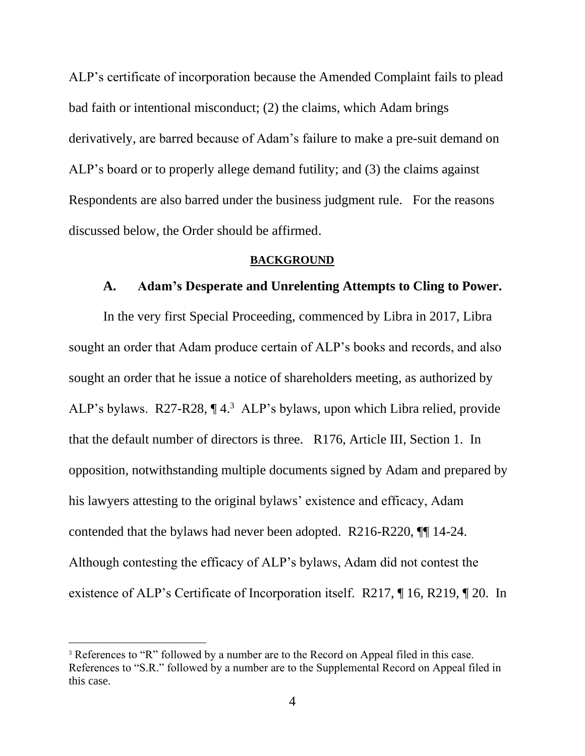ALP's certificate of incorporation because the Amended Complaint fails to plead bad faith or intentional misconduct; (2) the claims, which Adam brings derivatively, are barred because of Adam's failure to make a pre-suit demand on ALP's board or to properly allege demand futility; and (3) the claims against Respondents are also barred under the business judgment rule. For the reasons discussed below, the Order should be affirmed.

## BACKGROUND

### A. Adam's Desperate and Unrelenting Attempts to Cling to Power.

In the very first Special Proceeding, commenced by Libra in 2017, Libra sought an order that Adam produce certain of ALP's books and records, and also sought an order that he issue a notice of shareholders meeting, as authorized by ALP's bylaws. R27-R28, ¶ 4.[3] ALP's bylaws, upon which Libra relied, provide that the default number of directors is three. R176, Article III, Section 1. In opposition, notwithstanding multiple documents signed by Adam and prepared by his lawyers attesting to the original bylaws' existence and efficacy, Adam contended that the bylaws had never been adopted. R216-R220, ¶¶ 14-24. Although contesting the efficacy of ALP's bylaws, Adam did not contest the existence of ALP's Certificate of Incorporation itself. R217, ¶ 16, R219, ¶ 20. In

---

[3] References to "R" followed by a number are to the Record on Appeal filed in this case. References to "S.R." followed by a number are to the Supplemental Record on Appeal filed in this case.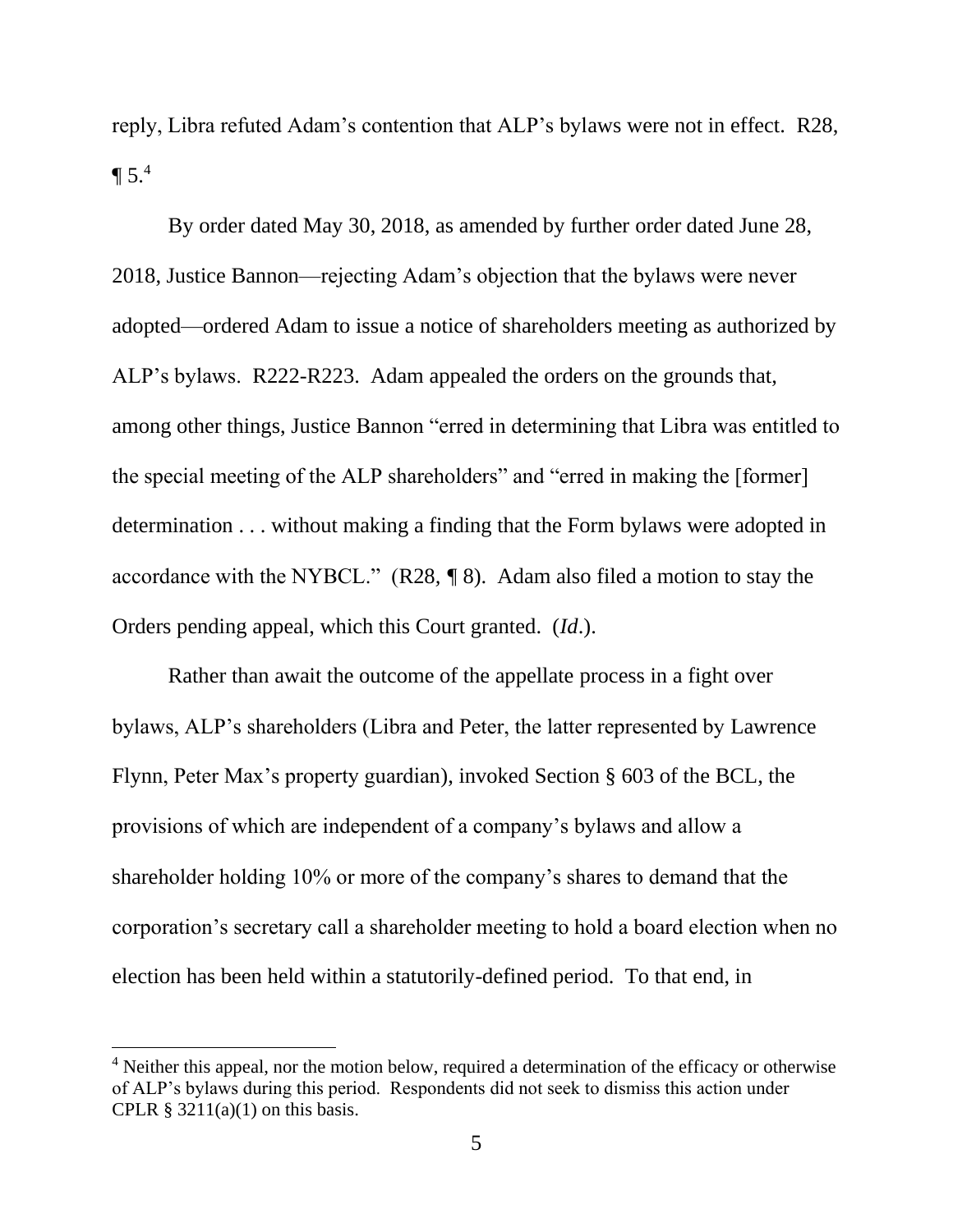reply, Libra refuted Adam's contention that ALP's bylaws were not in effect. R28, ¶ 5.[4]

By order dated May 30, 2018, as amended by further order dated June 28, 2018, Justice Bannon—rejecting Adam's objection that the bylaws were never adopted—ordered Adam to issue a notice of shareholders meeting as authorized by ALP's bylaws. R222-R223. Adam appealed the orders on the grounds that, among other things, Justice Bannon "erred in determining that Libra was entitled to the special meeting of the ALP shareholders" and "erred in making the [former] determination . . . without making a finding that the Form bylaws were adopted in accordance with the NYBCL." (R28, ¶ 8). Adam also filed a motion to stay the Orders pending appeal, which this Court granted. (*Id*.).

Rather than await the outcome of the appellate process in a fight over bylaws, ALP's shareholders (Libra and Peter, the latter represented by Lawrence Flynn, Peter Max's property guardian), invoked Section § 603 of the BCL, the provisions of which are independent of a company's bylaws and allow a shareholder holding 10% or more of the company's shares to demand that the corporation's secretary call a shareholder meeting to hold a board election when no election has been held within a statutorily-defined period. To that end, in

[4] Neither this appeal, nor the motion below, required a determination of the efficacy or otherwise of ALP's bylaws during this period. Respondents did not seek to dismiss this action under CPLR § 3211(a)(1) on this basis.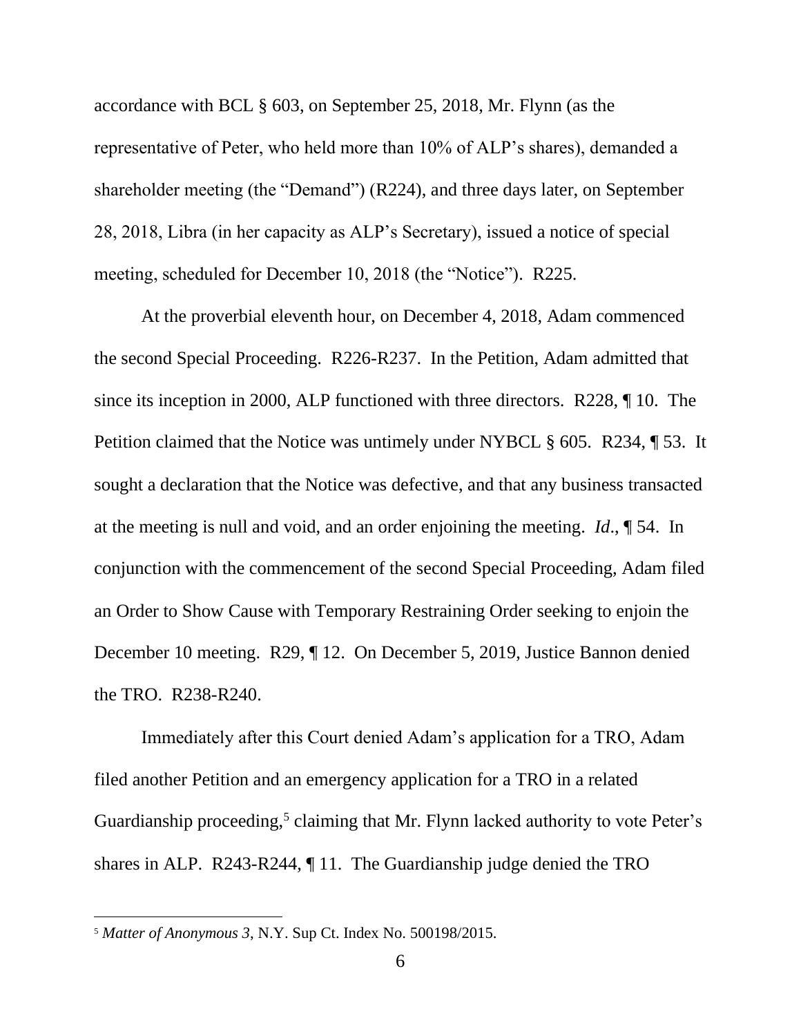accordance with BCL § 603, on September 25, 2018, Mr. Flynn (as the representative of Peter, who held more than 10% of ALP's shares), demanded a shareholder meeting (the "Demand") (R224), and three days later, on September 28, 2018, Libra (in her capacity as ALP's Secretary), issued a notice of special meeting, scheduled for December 10, 2018 (the "Notice"). R225.

At the proverbial eleventh hour, on December 4, 2018, Adam commenced the second Special Proceeding. R226-R237. In the Petition, Adam admitted that since its inception in 2000, ALP functioned with three directors. R228, ¶ 10. The Petition claimed that the Notice was untimely under NYBCL § 605. R234, ¶ 53. It sought a declaration that the Notice was defective, and that any business transacted at the meeting is null and void, and an order enjoining the meeting. *Id*., ¶ 54. In conjunction with the commencement of the second Special Proceeding, Adam filed an Order to Show Cause with Temporary Restraining Order seeking to enjoin the December 10 meeting. R29, ¶ 12. On December 5, 2019, Justice Bannon denied the TRO. R238-R240.

Immediately after this Court denied Adam's application for a TRO, Adam filed another Petition and an emergency application for a TRO in a related Guardianship proceeding,[5] claiming that Mr. Flynn lacked authority to vote Peter's shares in ALP. R243-R244, ¶ 11. The Guardianship judge denied the TRO

[5] *Matter of Anonymous 3*, N.Y. Sup Ct. Index No. 500198/2015.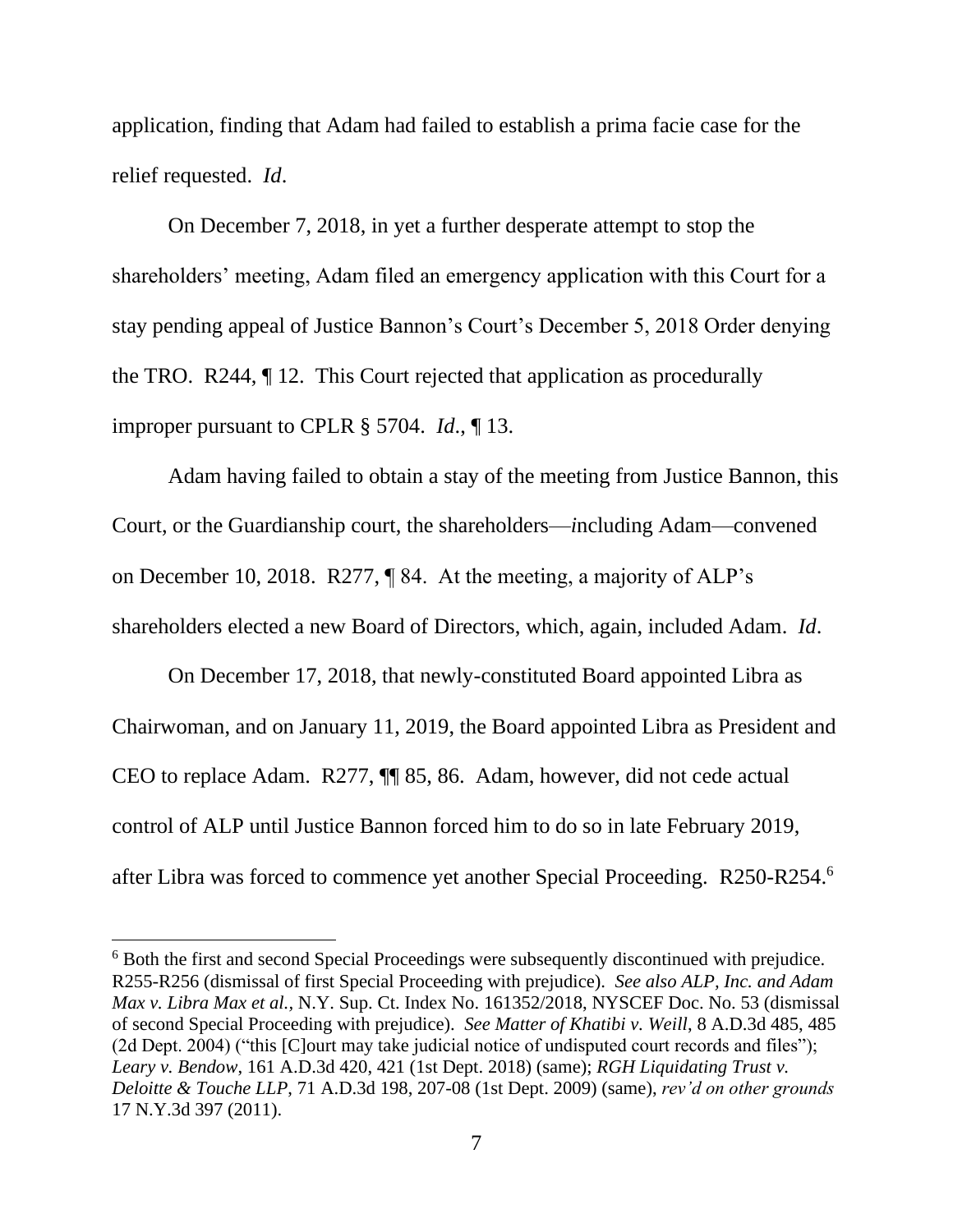application, finding that Adam had failed to establish a prima facie case for the relief requested. *Id*.

On December 7, 2018, in yet a further desperate attempt to stop the shareholders' meeting, Adam filed an emergency application with this Court for a stay pending appeal of Justice Bannon's Court's December 5, 2018 Order denying the TRO. R244, ¶ 12. This Court rejected that application as procedurally improper pursuant to CPLR § 5704. *Id*., ¶ 13.

Adam having failed to obtain a stay of the meeting from Justice Bannon, this Court, or the Guardianship court, the shareholders—*i*ncluding Adam—convened on December 10, 2018. R277, ¶ 84. At the meeting, a majority of ALP's shareholders elected a new Board of Directors, which, again, included Adam. *Id*.

On December 17, 2018, that newly-constituted Board appointed Libra as Chairwoman, and on January 11, 2019, the Board appointed Libra as President and CEO to replace Adam. R277, ¶¶ 85, 86. Adam, however, did not cede actual control of ALP until Justice Bannon forced him to do so in late February 2019, after Libra was forced to commence yet another Special Proceeding. R250-R254.[6]

---

[6] Both the first and second Special Proceedings were subsequently discontinued with prejudice. R255-R256 (dismissal of first Special Proceeding with prejudice). *See also ALP, Inc. and Adam Max v. Libra Max et al.*, N.Y. Sup. Ct. Index No. 161352/2018, NYSCEF Doc. No. 53 (dismissal of second Special Proceeding with prejudice). *See Matter of Khatibi v. Weill*, 8 A.D.3d 485, 485 (2d Dept. 2004) ("this [C]ourt may take judicial notice of undisputed court records and files"); *Leary v. Bendow*, 161 A.D.3d 420, 421 (1st Dept. 2018) (same); *RGH Liquidating Trust v. Deloitte & Touche LLP*, 71 A.D.3d 198, 207-08 (1st Dept. 2009) (same), *rev'd on other grounds* 17 N.Y.3d 397 (2011).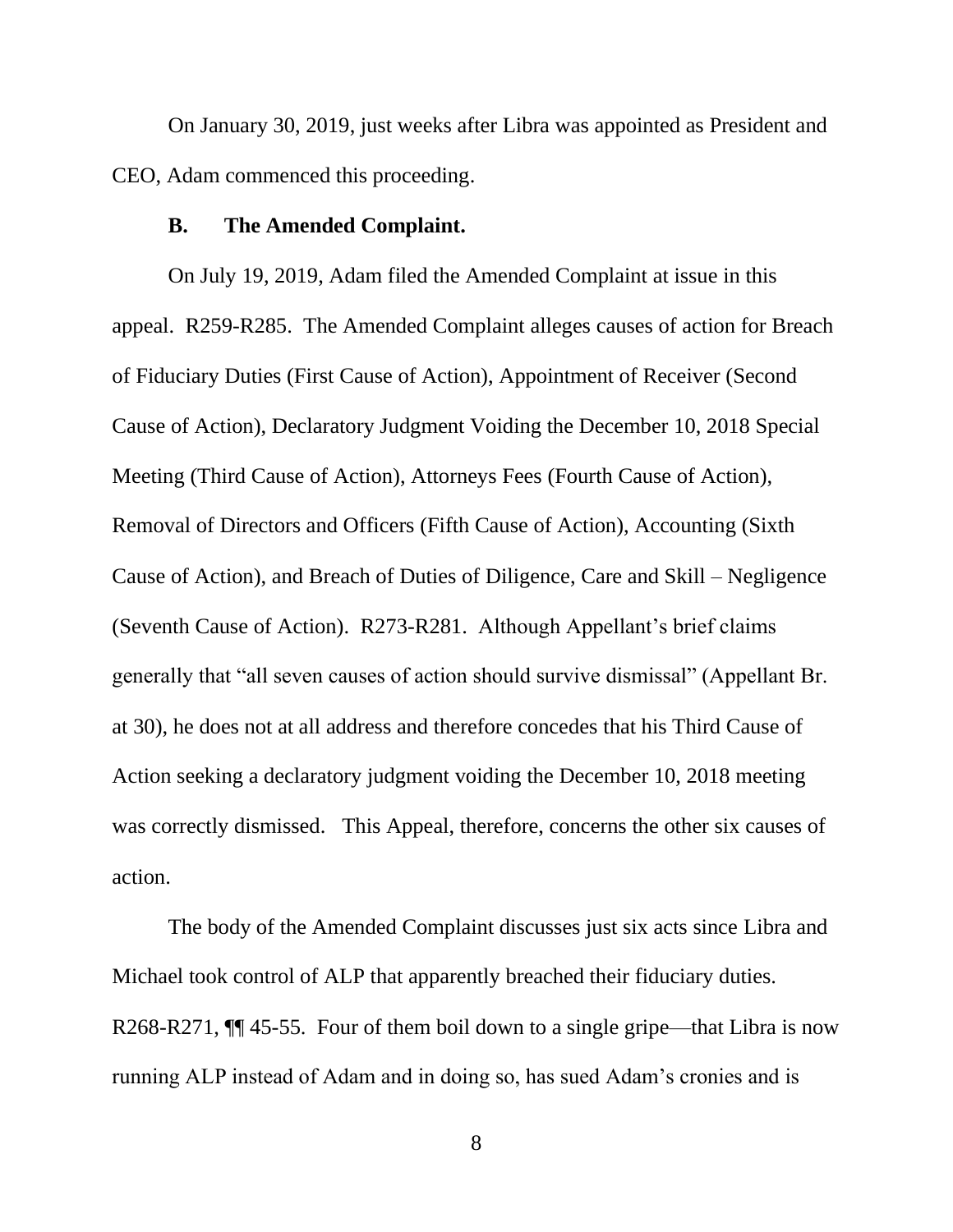On January 30, 2019, just weeks after Libra was appointed as President and CEO, Adam commenced this proceeding.

### B. The Amended Complaint.

On July 19, 2019, Adam filed the Amended Complaint at issue in this appeal. R259-R285. The Amended Complaint alleges causes of action for Breach of Fiduciary Duties (First Cause of Action), Appointment of Receiver (Second Cause of Action), Declaratory Judgment Voiding the December 10, 2018 Special Meeting (Third Cause of Action), Attorneys Fees (Fourth Cause of Action), Removal of Directors and Officers (Fifth Cause of Action), Accounting (Sixth Cause of Action), and Breach of Duties of Diligence, Care and Skill – Negligence (Seventh Cause of Action). R273-R281. Although Appellant's brief claims generally that "all seven causes of action should survive dismissal" (Appellant Br. at 30), he does not at all address and therefore concedes that his Third Cause of Action seeking a declaratory judgment voiding the December 10, 2018 meeting was correctly dismissed. This Appeal, therefore, concerns the other six causes of action.

The body of the Amended Complaint discusses just six acts since Libra and Michael took control of ALP that apparently breached their fiduciary duties. R268-R271, ¶¶ 45-55. Four of them boil down to a single gripe—that Libra is now running ALP instead of Adam and in doing so, has sued Adam's cronies and is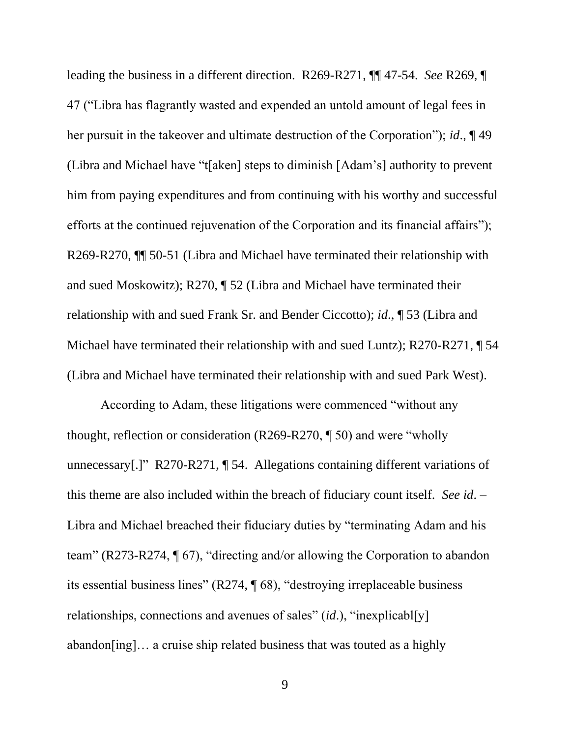leading the business in a different direction. R269-R271, ¶¶ 47-54. *See* R269, ¶ 47 ("Libra has flagrantly wasted and expended an untold amount of legal fees in her pursuit in the takeover and ultimate destruction of the Corporation"); *id*., ¶ 49 (Libra and Michael have "t[aken] steps to diminish [Adam's] authority to prevent him from paying expenditures and from continuing with his worthy and successful efforts at the continued rejuvenation of the Corporation and its financial affairs"); R269-R270, ¶¶ 50-51 (Libra and Michael have terminated their relationship with and sued Moskowitz); R270, ¶ 52 (Libra and Michael have terminated their relationship with and sued Frank Sr. and Bender Ciccotto); *id*., ¶ 53 (Libra and Michael have terminated their relationship with and sued Luntz); R270-R271, ¶ 54 (Libra and Michael have terminated their relationship with and sued Park West).

According to Adam, these litigations were commenced "without any thought, reflection or consideration (R269-R270, ¶ 50) and were "wholly unnecessary[.]" R270-R271, ¶ 54. Allegations containing different variations of this theme are also included within the breach of fiduciary count itself. *See id*. – Libra and Michael breached their fiduciary duties by "terminating Adam and his team" (R273-R274, ¶ 67), "directing and/or allowing the Corporation to abandon its essential business lines" (R274, ¶ 68), "destroying irreplaceable business relationships, connections and avenues of sales" (*id*.), "inexplicabl[y] abandon[ing]… a cruise ship related business that was touted as a highly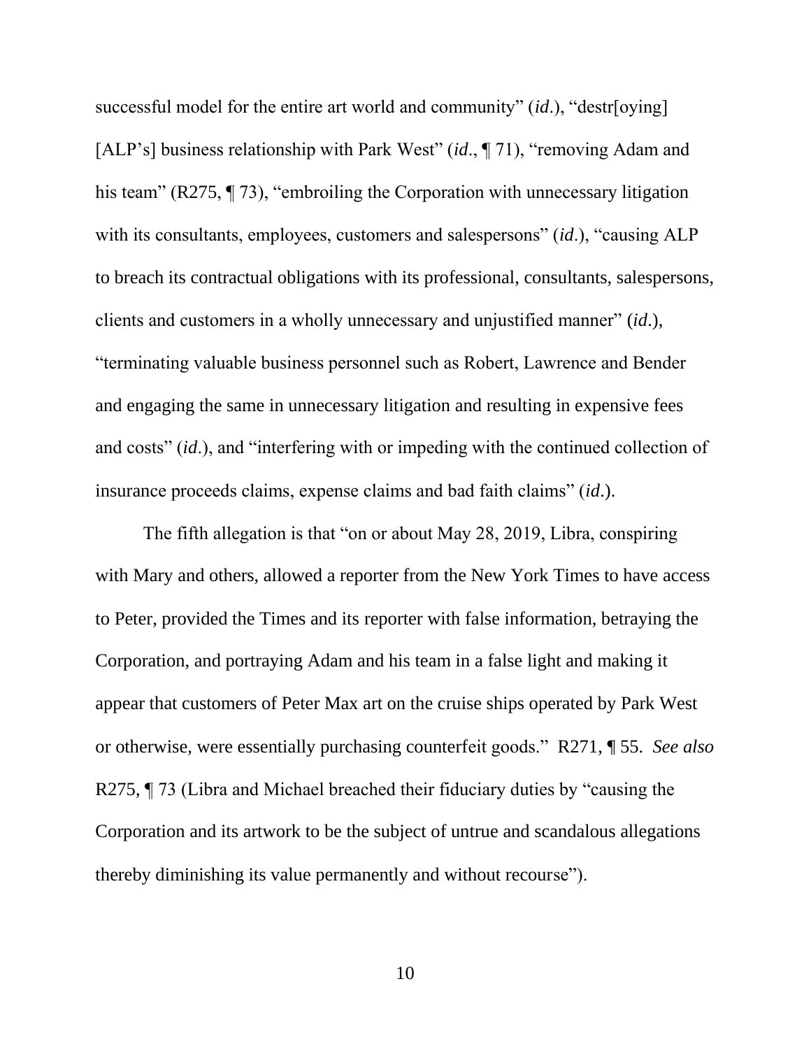successful model for the entire art world and community" (*id*.), "destr[oying] [ALP's] business relationship with Park West" (*id*., ¶ 71), "removing Adam and his team" (R275, ¶ 73), "embroiling the Corporation with unnecessary litigation with its consultants, employees, customers and salespersons" (*id*.), "causing ALP to breach its contractual obligations with its professional, consultants, salespersons, clients and customers in a wholly unnecessary and unjustified manner" (*id*.), "terminating valuable business personnel such as Robert, Lawrence and Bender and engaging the same in unnecessary litigation and resulting in expensive fees and costs" (*id*.), and "interfering with or impeding with the continued collection of insurance proceeds claims, expense claims and bad faith claims" (*id*.).

The fifth allegation is that "on or about May 28, 2019, Libra, conspiring with Mary and others, allowed a reporter from the New York Times to have access to Peter, provided the Times and its reporter with false information, betraying the Corporation, and portraying Adam and his team in a false light and making it appear that customers of Peter Max art on the cruise ships operated by Park West or otherwise, were essentially purchasing counterfeit goods." R271, ¶ 55. *See also* R275, ¶ 73 (Libra and Michael breached their fiduciary duties by "causing the Corporation and its artwork to be the subject of untrue and scandalous allegations thereby diminishing its value permanently and without recourse").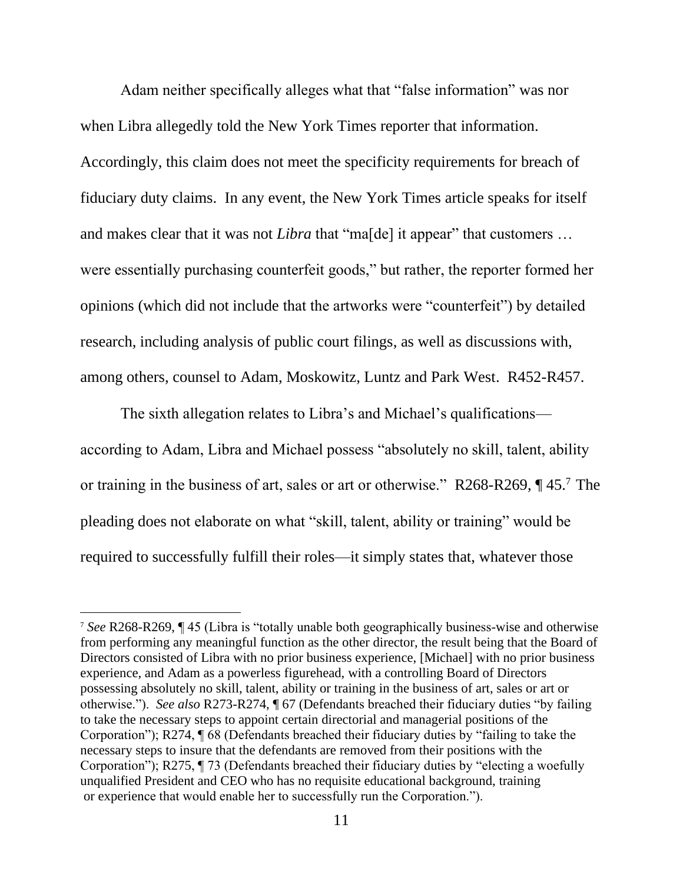Adam neither specifically alleges what that "false information" was nor when Libra allegedly told the New York Times reporter that information. Accordingly, this claim does not meet the specificity requirements for breach of fiduciary duty claims. In any event, the New York Times article speaks for itself and makes clear that it was not *Libra* that "ma[de] it appear" that customers … were essentially purchasing counterfeit goods," but rather, the reporter formed her opinions (which did not include that the artworks were "counterfeit") by detailed research, including analysis of public court filings, as well as discussions with, among others, counsel to Adam, Moskowitz, Luntz and Park West. R452-R457.

The sixth allegation relates to Libra's and Michael's qualifications—according to Adam, Libra and Michael possess "absolutely no skill, talent, ability or training in the business of art, sales or art or otherwise." R268-R269, ¶ 45.[7] The pleading does not elaborate on what "skill, talent, ability or training" would be required to successfully fulfill their roles—it simply states that, whatever those

---

[7] *See* R268-R269, ¶ 45 (Libra is "totally unable both geographically business-wise and otherwise from performing any meaningful function as the other director, the result being that the Board of Directors consisted of Libra with no prior business experience, [Michael] with no prior business experience, and Adam as a powerless figurehead, with a controlling Board of Directors possessing absolutely no skill, talent, ability or training in the business of art, sales or art or otherwise."). *See also* R273-R274, ¶ 67 (Defendants breached their fiduciary duties "by failing to take the necessary steps to appoint certain directorial and managerial positions of the Corporation"); R274, ¶ 68 (Defendants breached their fiduciary duties by "failing to take the necessary steps to insure that the defendants are removed from their positions with the Corporation"); R275, ¶ 73 (Defendants breached their fiduciary duties by "electing a woefully unqualified President and CEO who has no requisite educational background, training or experience that would enable her to successfully run the Corporation.").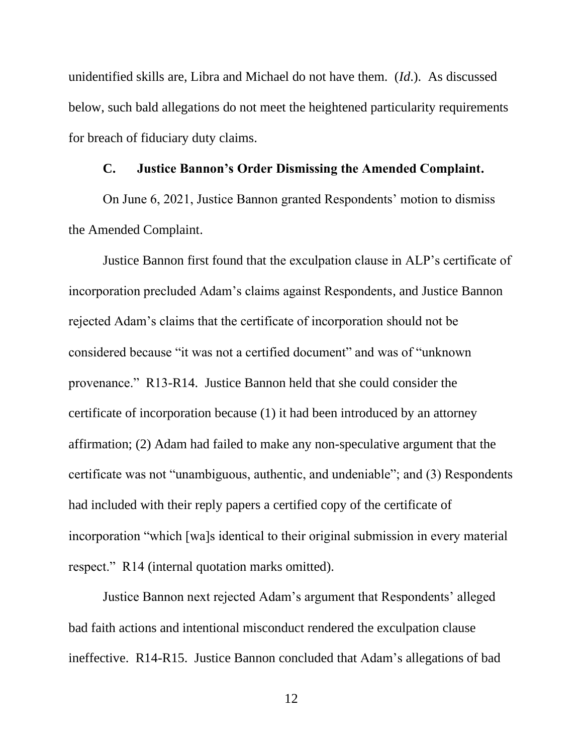unidentified skills are, Libra and Michael do not have them. (*Id.*). As discussed below, such bald allegations do not meet the heightened particularity requirements for breach of fiduciary duty claims.

### C. Justice Bannon's Order Dismissing the Amended Complaint.

On June 6, 2021, Justice Bannon granted Respondents' motion to dismiss the Amended Complaint.

Justice Bannon first found that the exculpation clause in ALP's certificate of incorporation precluded Adam's claims against Respondents, and Justice Bannon rejected Adam's claims that the certificate of incorporation should not be considered because "it was not a certified document" and was of "unknown provenance." R13-R14. Justice Bannon held that she could consider the certificate of incorporation because (1) it had been introduced by an attorney affirmation; (2) Adam had failed to make any non-speculative argument that the certificate was not "unambiguous, authentic, and undeniable"; and (3) Respondents had included with their reply papers a certified copy of the certificate of incorporation "which [wa]s identical to their original submission in every material respect." R14 (internal quotation marks omitted).

Justice Bannon next rejected Adam's argument that Respondents' alleged bad faith actions and intentional misconduct rendered the exculpation clause ineffective. R14-R15. Justice Bannon concluded that Adam's allegations of bad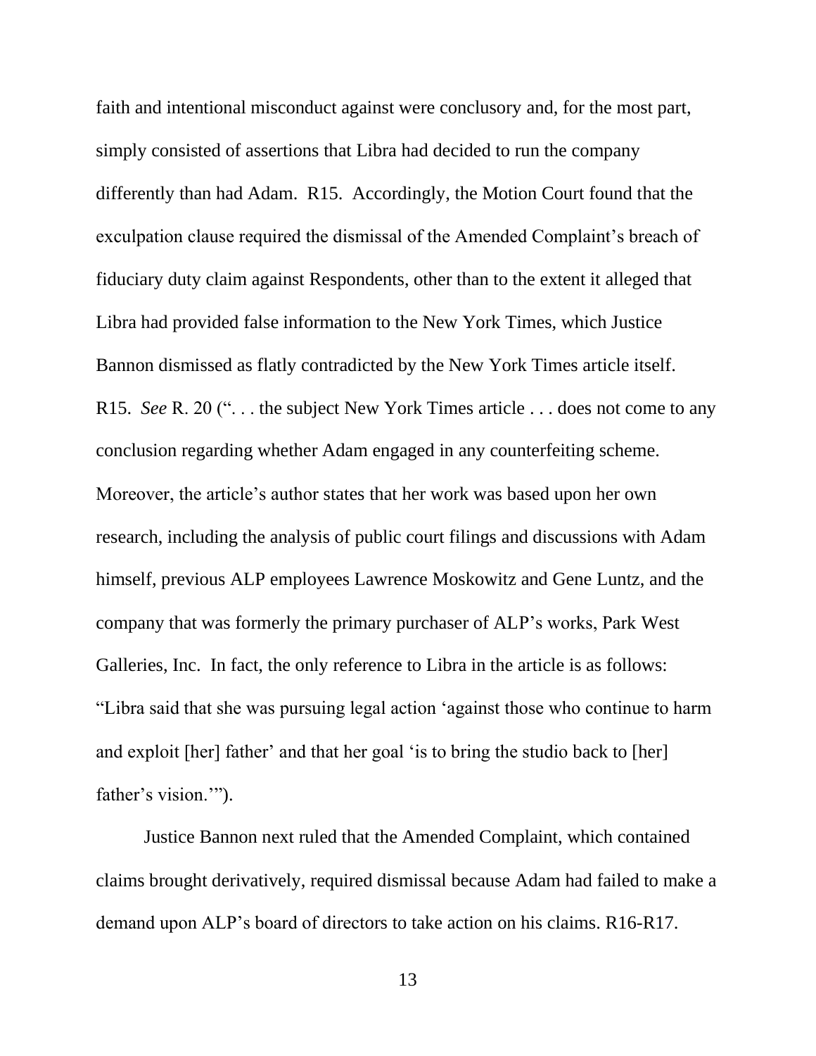faith and intentional misconduct against were conclusory and, for the most part, simply consisted of assertions that Libra had decided to run the company differently than had Adam. R15. Accordingly, the Motion Court found that the exculpation clause required the dismissal of the Amended Complaint's breach of fiduciary duty claim against Respondents, other than to the extent it alleged that Libra had provided false information to the New York Times, which Justice Bannon dismissed as flatly contradicted by the New York Times article itself. R15. *See* R. 20 (". . . the subject New York Times article . . . does not come to any conclusion regarding whether Adam engaged in any counterfeiting scheme. Moreover, the article's author states that her work was based upon her own research, including the analysis of public court filings and discussions with Adam himself, previous ALP employees Lawrence Moskowitz and Gene Luntz, and the company that was formerly the primary purchaser of ALP's works, Park West Galleries, Inc. In fact, the only reference to Libra in the article is as follows: "Libra said that she was pursuing legal action 'against those who continue to harm and exploit [her] father' and that her goal 'is to bring the studio back to [her] father's vision.'").

Justice Bannon next ruled that the Amended Complaint, which contained claims brought derivatively, required dismissal because Adam had failed to make a demand upon ALP's board of directors to take action on his claims. R16-R17.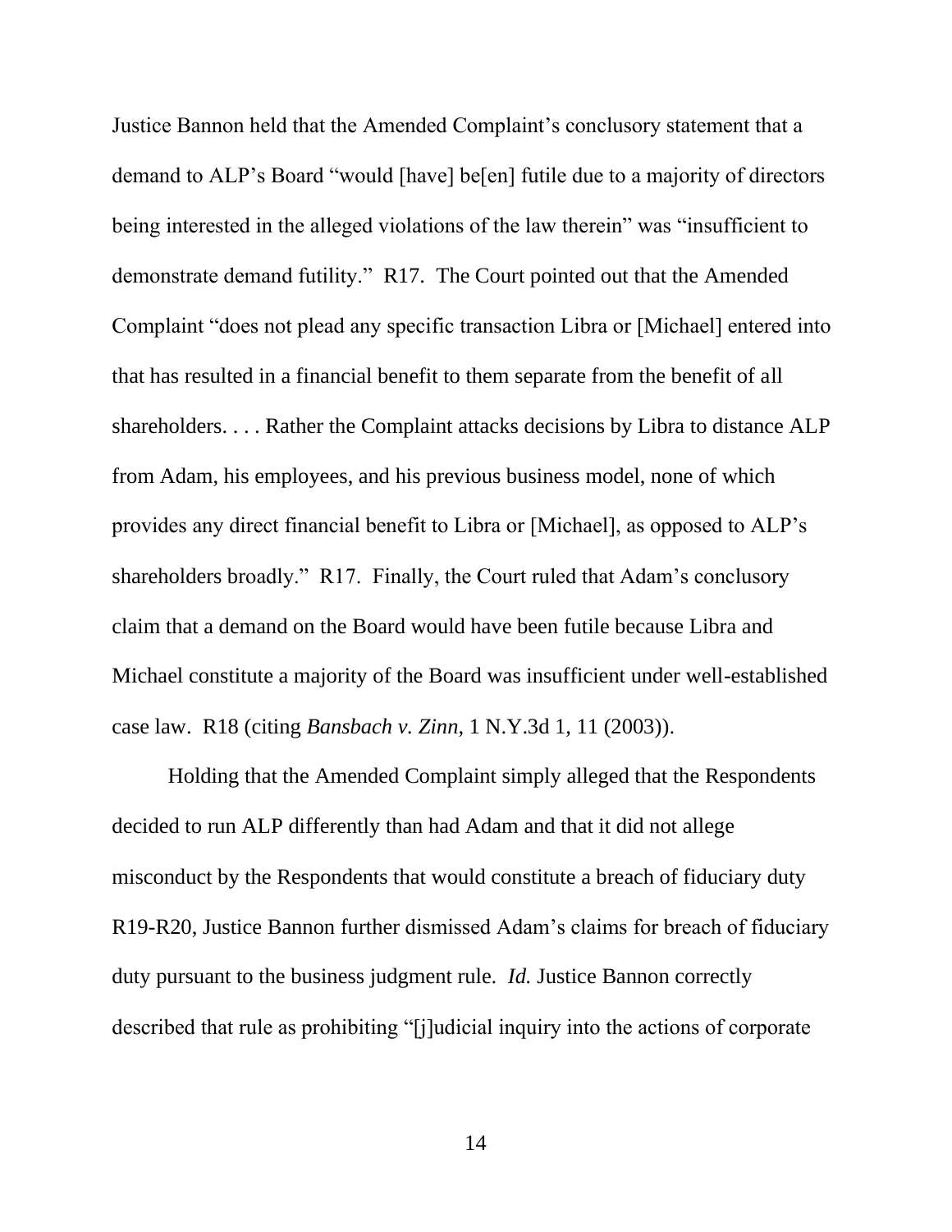Justice Bannon held that the Amended Complaint's conclusory statement that a demand to ALP's Board "would [have] be[en] futile due to a majority of directors being interested in the alleged violations of the law therein" was "insufficient to demonstrate demand futility." R17. The Court pointed out that the Amended Complaint "does not plead any specific transaction Libra or [Michael] entered into that has resulted in a financial benefit to them separate from the benefit of all shareholders. . . . Rather the Complaint attacks decisions by Libra to distance ALP from Adam, his employees, and his previous business model, none of which provides any direct financial benefit to Libra or [Michael], as opposed to ALP's shareholders broadly." R17. Finally, the Court ruled that Adam's conclusory claim that a demand on the Board would have been futile because Libra and Michael constitute a majority of the Board was insufficient under well-established case law. R18 (citing *Bansbach v. Zinn*, 1 N.Y.3d 1, 11 (2003)).

Holding that the Amended Complaint simply alleged that the Respondents decided to run ALP differently than had Adam and that it did not allege misconduct by the Respondents that would constitute a breach of fiduciary duty R19-R20, Justice Bannon further dismissed Adam's claims for breach of fiduciary duty pursuant to the business judgment rule. *Id.* Justice Bannon correctly described that rule as prohibiting "[j]udicial inquiry into the actions of corporate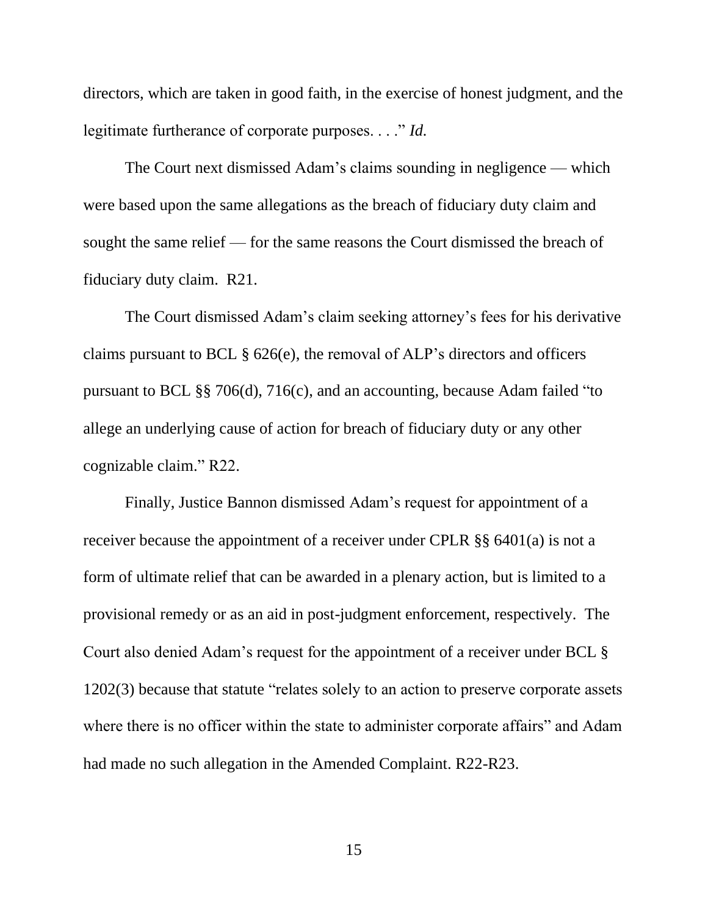directors, which are taken in good faith, in the exercise of honest judgment, and the legitimate furtherance of corporate purposes. . . ." *Id.*

The Court next dismissed Adam's claims sounding in negligence — which were based upon the same allegations as the breach of fiduciary duty claim and sought the same relief — for the same reasons the Court dismissed the breach of fiduciary duty claim. R21.

The Court dismissed Adam's claim seeking attorney's fees for his derivative claims pursuant to BCL § 626(e), the removal of ALP's directors and officers pursuant to BCL §§ 706(d), 716(c), and an accounting, because Adam failed "to allege an underlying cause of action for breach of fiduciary duty or any other cognizable claim." R22.

Finally, Justice Bannon dismissed Adam's request for appointment of a receiver because the appointment of a receiver under CPLR §§ 6401(a) is not a form of ultimate relief that can be awarded in a plenary action, but is limited to a provisional remedy or as an aid in post-judgment enforcement, respectively. The Court also denied Adam's request for the appointment of a receiver under BCL § 1202(3) because that statute "relates solely to an action to preserve corporate assets where there is no officer within the state to administer corporate affairs" and Adam had made no such allegation in the Amended Complaint. R22-R23.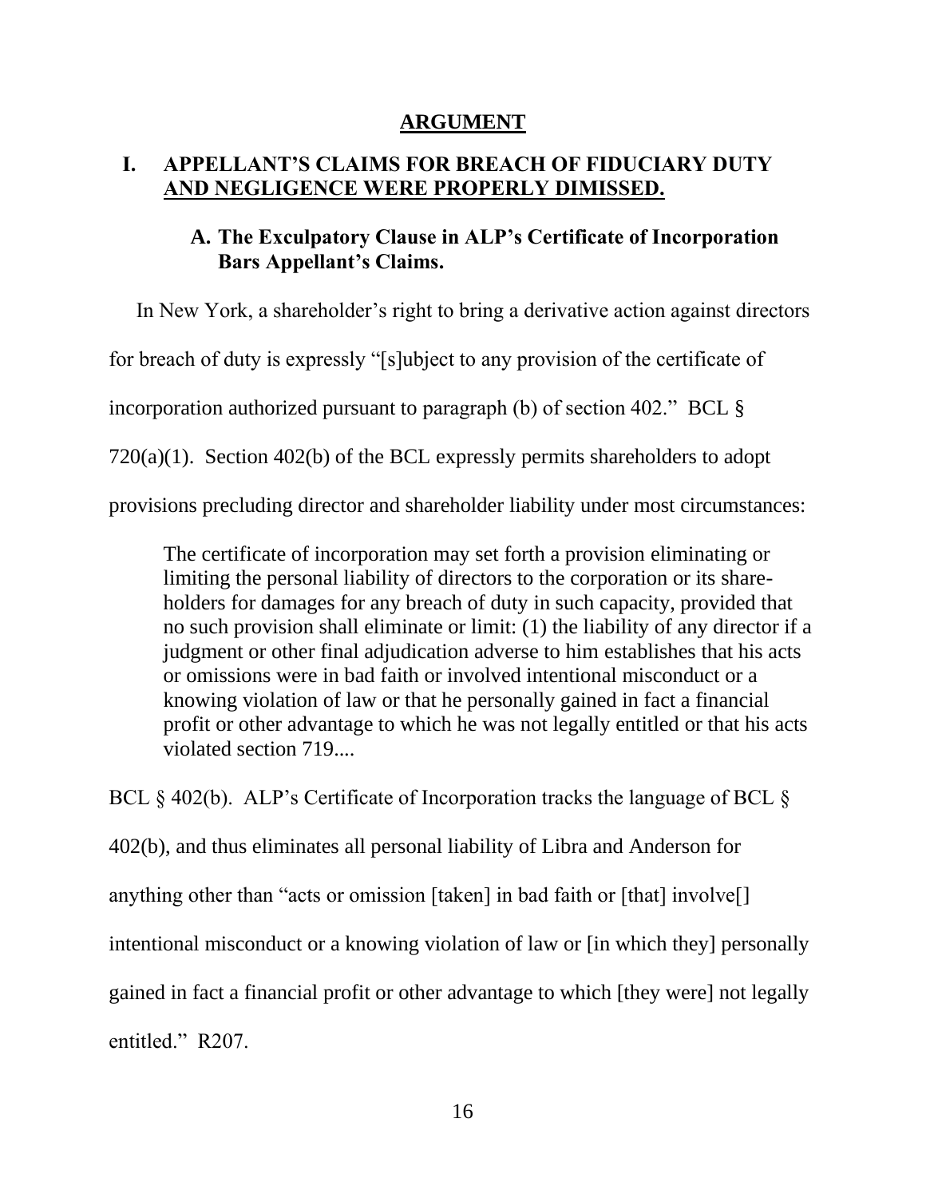## ARGUMENT

### I. APPELLANT'S CLAIMS FOR BREACH OF FIDUCIARY DUTY AND NEGLIGENCE WERE PROPERLY DIMISSED.

#### A. The Exculpatory Clause in ALP's Certificate of Incorporation Bars Appellant's Claims.

In New York, a shareholder's right to bring a derivative action against directors for breach of duty is expressly "[s]ubject to any provision of the certificate of incorporation authorized pursuant to paragraph (b) of section 402." BCL § 720(a)(1). Section 402(b) of the BCL expressly permits shareholders to adopt provisions precluding director and shareholder liability under most circumstances:

> The certificate of incorporation may set forth a provision eliminating or limiting the personal liability of directors to the corporation or its shareholders for damages for any breach of duty in such capacity, provided that no such provision shall eliminate or limit: (1) the liability of any director if a judgment or other final adjudication adverse to him establishes that his acts or omissions were in bad faith or involved intentional misconduct or a knowing violation of law or that he personally gained in fact a financial profit or other advantage to which he was not legally entitled or that his acts violated section 719....

BCL § 402(b). ALP's Certificate of Incorporation tracks the language of BCL § 402(b), and thus eliminates all personal liability of Libra and Anderson for anything other than "acts or omission [taken] in bad faith or [that] involve[] intentional misconduct or a knowing violation of law or [in which they] personally gained in fact a financial profit or other advantage to which [they were] not legally entitled." R207.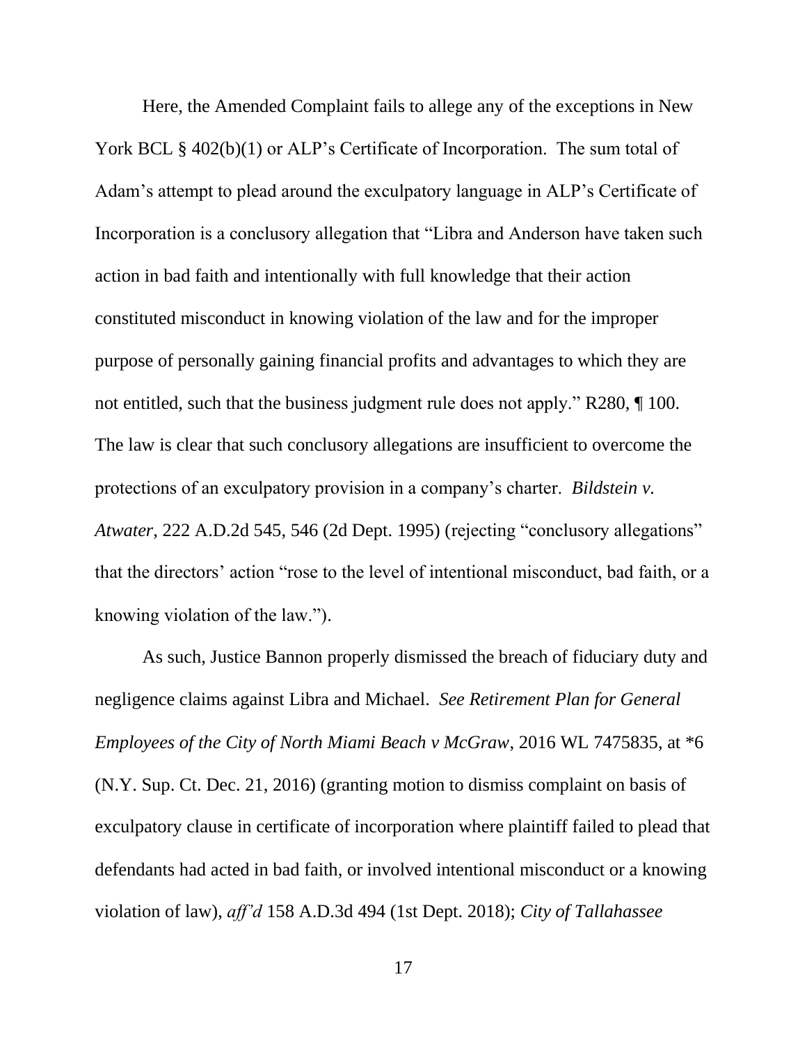Here, the Amended Complaint fails to allege any of the exceptions in New York BCL § 402(b)(1) or ALP's Certificate of Incorporation. The sum total of Adam's attempt to plead around the exculpatory language in ALP's Certificate of Incorporation is a conclusory allegation that "Libra and Anderson have taken such action in bad faith and intentionally with full knowledge that their action constituted misconduct in knowing violation of the law and for the improper purpose of personally gaining financial profits and advantages to which they are not entitled, such that the business judgment rule does not apply." R280, ¶ 100. The law is clear that such conclusory allegations are insufficient to overcome the protections of an exculpatory provision in a company's charter. *Bildstein v. Atwater*, 222 A.D.2d 545, 546 (2d Dept. 1995) (rejecting "conclusory allegations" that the directors' action "rose to the level of intentional misconduct, bad faith, or a knowing violation of the law.").

As such, Justice Bannon properly dismissed the breach of fiduciary duty and negligence claims against Libra and Michael. *See Retirement Plan for General Employees of the City of North Miami Beach v McGraw*, 2016 WL 7475835, at *6 (N.Y. Sup. Ct. Dec. 21, 2016) (granting motion to dismiss complaint on basis of exculpatory clause in certificate of incorporation where plaintiff failed to plead that defendants had acted in bad faith, or involved intentional misconduct or a knowing violation of law), *aff'd* 158 A.D.3d 494 (1st Dept. 2018); *City of Tallahassee*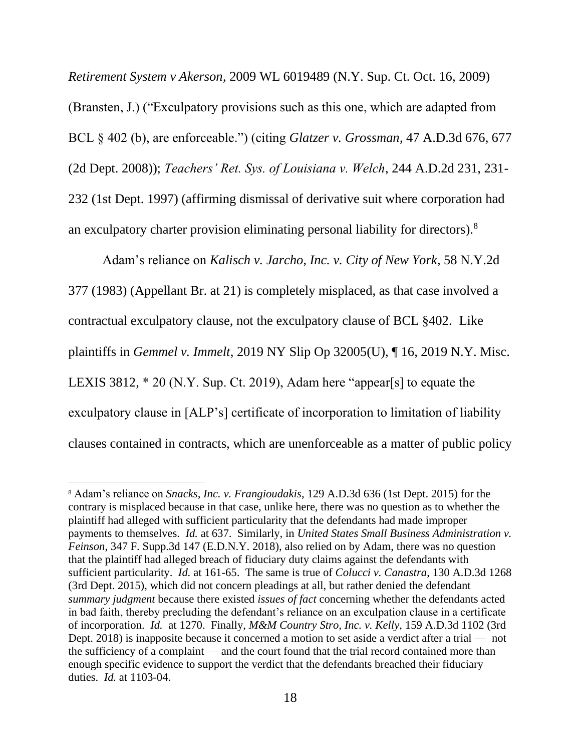*Retirement System v Akerson*, 2009 WL 6019489 (N.Y. Sup. Ct. Oct. 16, 2009) (Bransten, J.) ("Exculpatory provisions such as this one, which are adapted from BCL § 402 (b), are enforceable.") (citing *Glatzer v. Grossman*, 47 A.D.3d 676, 677 (2d Dept. 2008)); *Teachers' Ret. Sys. of Louisiana v. Welch*, 244 A.D.2d 231, 231-232 (1st Dept. 1997) (affirming dismissal of derivative suit where corporation had an exculpatory charter provision eliminating personal liability for directors).[8]

Adam's reliance on *Kalisch v. Jarcho, Inc. v. City of New York*, 58 N.Y.2d 377 (1983) (Appellant Br. at 21) is completely misplaced, as that case involved a contractual exculpatory clause, not the exculpatory clause of BCL §402. Like plaintiffs in *Gemmel v. Immelt*, 2019 NY Slip Op 32005(U), ¶ 16, 2019 N.Y. Misc. LEXIS 3812, * 20 (N.Y. Sup. Ct. 2019), Adam here "appear[s] to equate the exculpatory clause in [ALP's] certificate of incorporation to limitation of liability clauses contained in contracts, which are unenforceable as a matter of public policy

[8] Adam's reliance on *Snacks, Inc. v. Frangioudakis*, 129 A.D.3d 636 (1st Dept. 2015) for the contrary is misplaced because in that case, unlike here, there was no question as to whether the plaintiff had alleged with sufficient particularity that the defendants had made improper payments to themselves. *Id.* at 637. Similarly, in *United States Small Business Administration v. Feinson*, 347 F. Supp.3d 147 (E.D.N.Y. 2018), also relied on by Adam, there was no question that the plaintiff had alleged breach of fiduciary duty claims against the defendants with sufficient particularity. *Id.* at 161-65. The same is true of *Colucci v. Canastra*, 130 A.D.3d 1268 (3rd Dept. 2015), which did not concern pleadings at all, but rather denied the defendant *summary judgment* because there existed *issues of fact* concerning whether the defendants acted in bad faith, thereby precluding the defendant's reliance on an exculpation clause in a certificate of incorporation. *Id.* at 1270. Finally, *M&M Country Stro, Inc. v. Kelly*, 159 A.D.3d 1102 (3rd Dept. 2018) is inapposite because it concerned a motion to set aside a verdict after a trial — not the sufficiency of a complaint — and the court found that the trial record contained more than enough specific evidence to support the verdict that the defendants breached their fiduciary duties. *Id.* at 1103-04.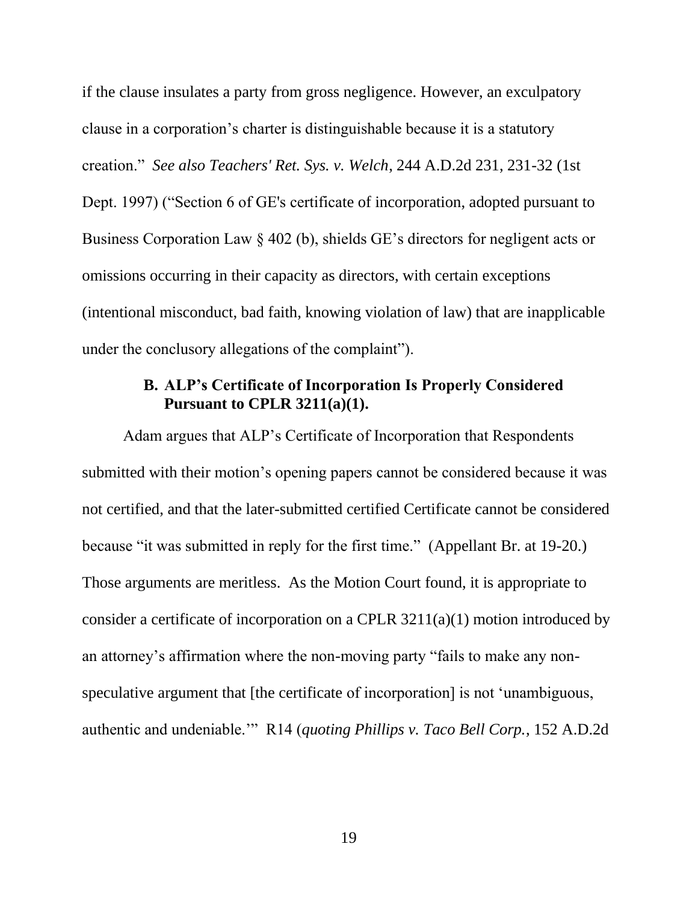if the clause insulates a party from gross negligence. However, an exculpatory clause in a corporation's charter is distinguishable because it is a statutory creation." *See also Teachers' Ret. Sys. v. Welch*, 244 A.D.2d 231, 231-32 (1st Dept. 1997) ("Section 6 of GE's certificate of incorporation, adopted pursuant to Business Corporation Law § 402 (b), shields GE's directors for negligent acts or omissions occurring in their capacity as directors, with certain exceptions (intentional misconduct, bad faith, knowing violation of law) that are inapplicable under the conclusory allegations of the complaint").

### B. ALP's Certificate of Incorporation Is Properly Considered Pursuant to CPLR 3211(a)(1).

Adam argues that ALP's Certificate of Incorporation that Respondents submitted with their motion's opening papers cannot be considered because it was not certified, and that the later-submitted certified Certificate cannot be considered because "it was submitted in reply for the first time." (Appellant Br. at 19-20.) Those arguments are meritless. As the Motion Court found, it is appropriate to consider a certificate of incorporation on a CPLR 3211(a)(1) motion introduced by an attorney's affirmation where the non-moving party "fails to make any non-speculative argument that [the certificate of incorporation] is not 'unambiguous, authentic and undeniable.'" R14 (*quoting Phillips v. Taco Bell Corp.*, 152 A.D.2d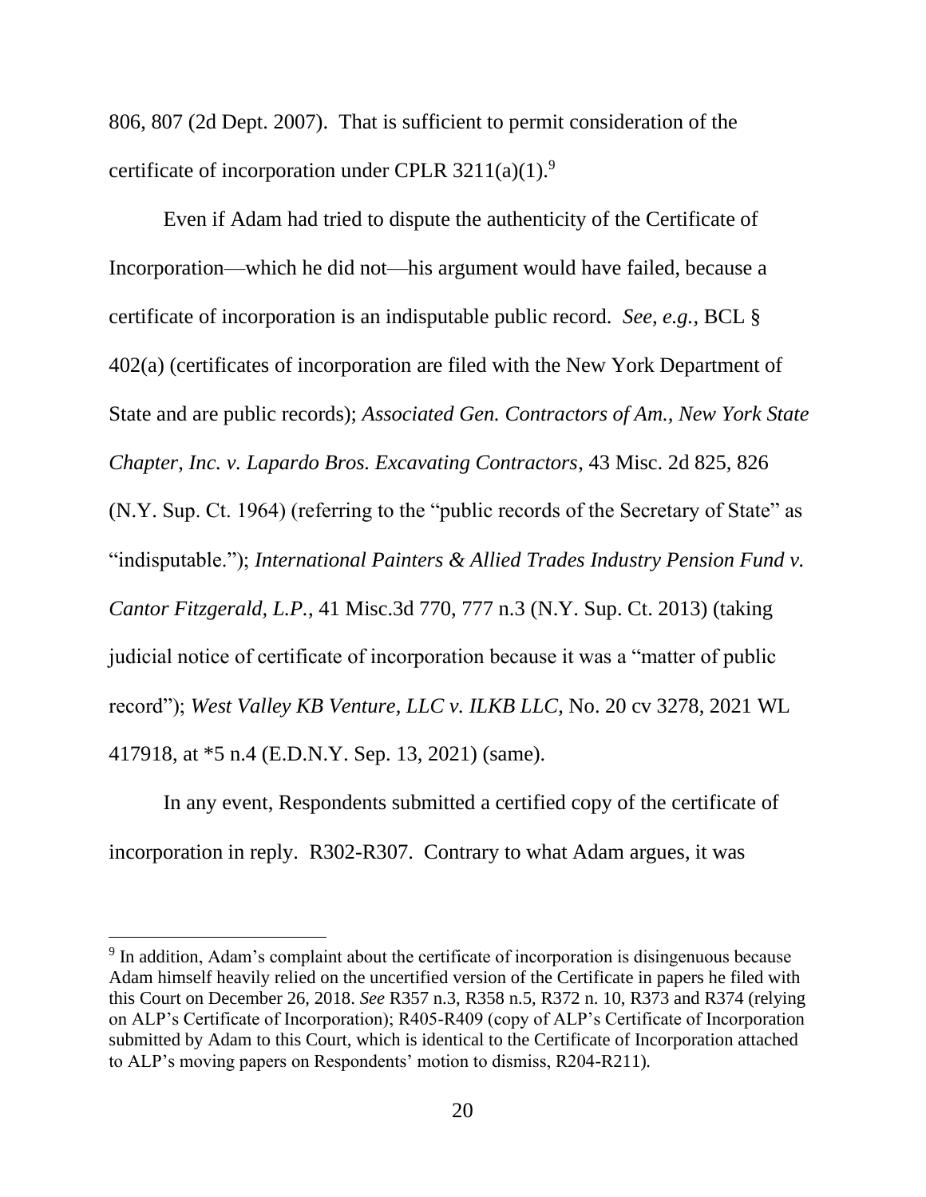806, 807 (2d Dept. 2007). That is sufficient to permit consideration of the certificate of incorporation under CPLR 3211(a)(1).[9]

Even if Adam had tried to dispute the authenticity of the Certificate of Incorporation—which he did not—his argument would have failed, because a certificate of incorporation is an indisputable public record. *See, e.g.*, BCL § 402(a) (certificates of incorporation are filed with the New York Department of State and are public records); *Associated Gen. Contractors of Am., New York State Chapter, Inc. v. Lapardo Bros. Excavating Contractors*, 43 Misc. 2d 825, 826 (N.Y. Sup. Ct. 1964) (referring to the "public records of the Secretary of State" as "indisputable."); *International Painters & Allied Trades Industry Pension Fund v. Cantor Fitzgerald, L.P.*, 41 Misc.3d 770, 777 n.3 (N.Y. Sup. Ct. 2013) (taking judicial notice of certificate of incorporation because it was a "matter of public record"); *West Valley KB Venture, LLC v. ILKB LLC*, No. 20 cv 3278, 2021 WL 417918, at *5 n.4 (E.D.N.Y. Sep. 13, 2021) (same).

In any event, Respondents submitted a certified copy of the certificate of incorporation in reply. R302-R307. Contrary to what Adam argues, it was

---

[9] In addition, Adam's complaint about the certificate of incorporation is disingenuous because Adam himself heavily relied on the uncertified version of the Certificate in papers he filed with this Court on December 26, 2018. *See* R357 n.3, R358 n.5, R372 n. 10, R373 and R374 (relying on ALP's Certificate of Incorporation); R405-R409 (copy of ALP's Certificate of Incorporation submitted by Adam to this Court, which is identical to the Certificate of Incorporation attached to ALP's moving papers on Respondents' motion to dismiss, R204-R211).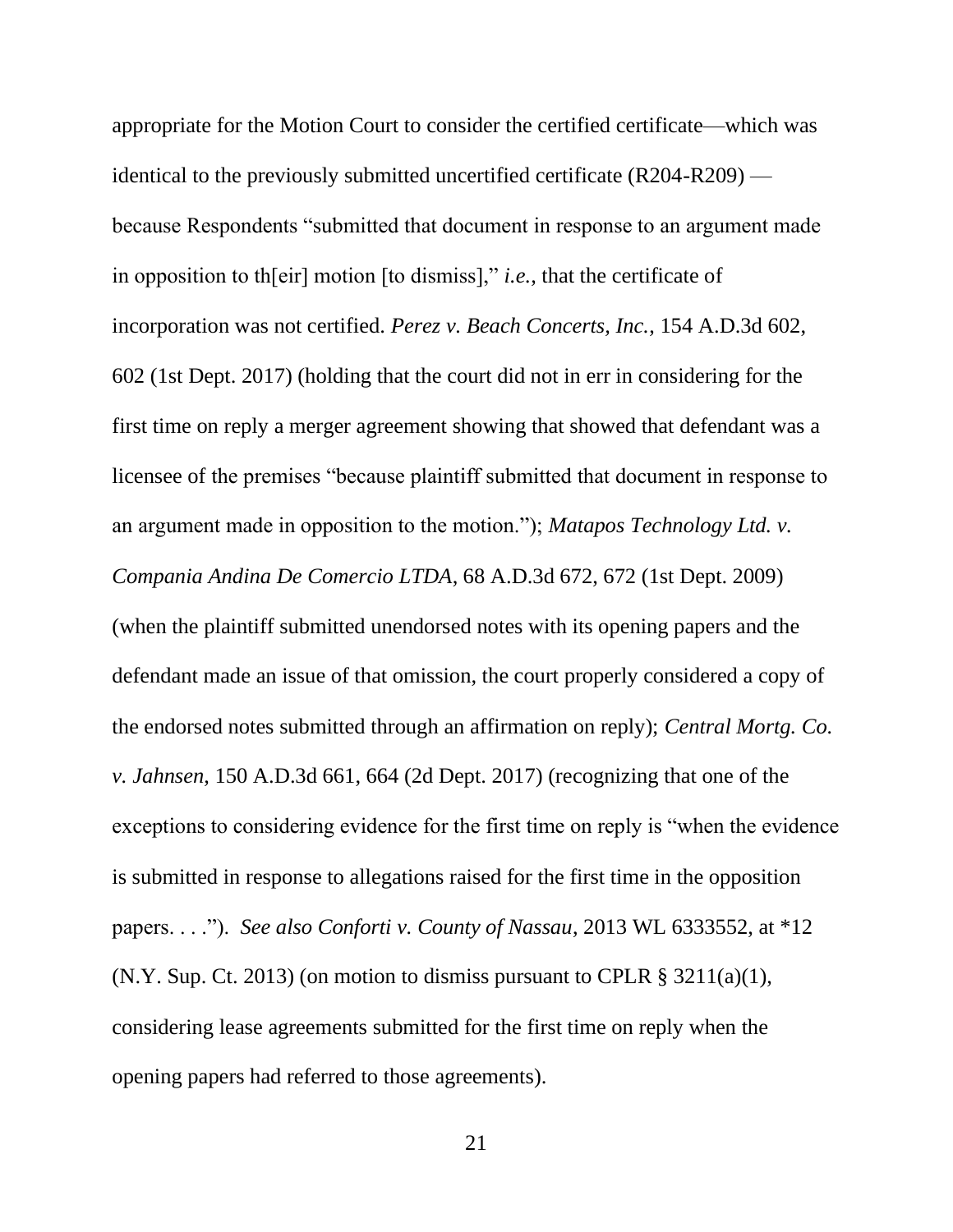appropriate for the Motion Court to consider the certified certificate—which was identical to the previously submitted uncertified certificate (R204-R209) — because Respondents "submitted that document in response to an argument made in opposition to th[eir] motion [to dismiss]," *i.e.*, that the certificate of incorporation was not certified. *Perez v. Beach Concerts, Inc.*, 154 A.D.3d 602, 602 (1st Dept. 2017) (holding that the court did not in err in considering for the first time on reply a merger agreement showing that showed that defendant was a licensee of the premises "because plaintiff submitted that document in response to an argument made in opposition to the motion."); *Matapos Technology Ltd. v. Compania Andina De Comercio LTDA*, 68 A.D.3d 672, 672 (1st Dept. 2009) (when the plaintiff submitted unendorsed notes with its opening papers and the defendant made an issue of that omission, the court properly considered a copy of the endorsed notes submitted through an affirmation on reply); *Central Mortg. Co. v. Jahnsen*, 150 A.D.3d 661, 664 (2d Dept. 2017) (recognizing that one of the exceptions to considering evidence for the first time on reply is "when the evidence is submitted in response to allegations raised for the first time in the opposition papers. . . ."). *See also Conforti v. County of Nassau*, 2013 WL 6333552, at *12 (N.Y. Sup. Ct. 2013) (on motion to dismiss pursuant to CPLR § 3211(a)(1), considering lease agreements submitted for the first time on reply when the opening papers had referred to those agreements).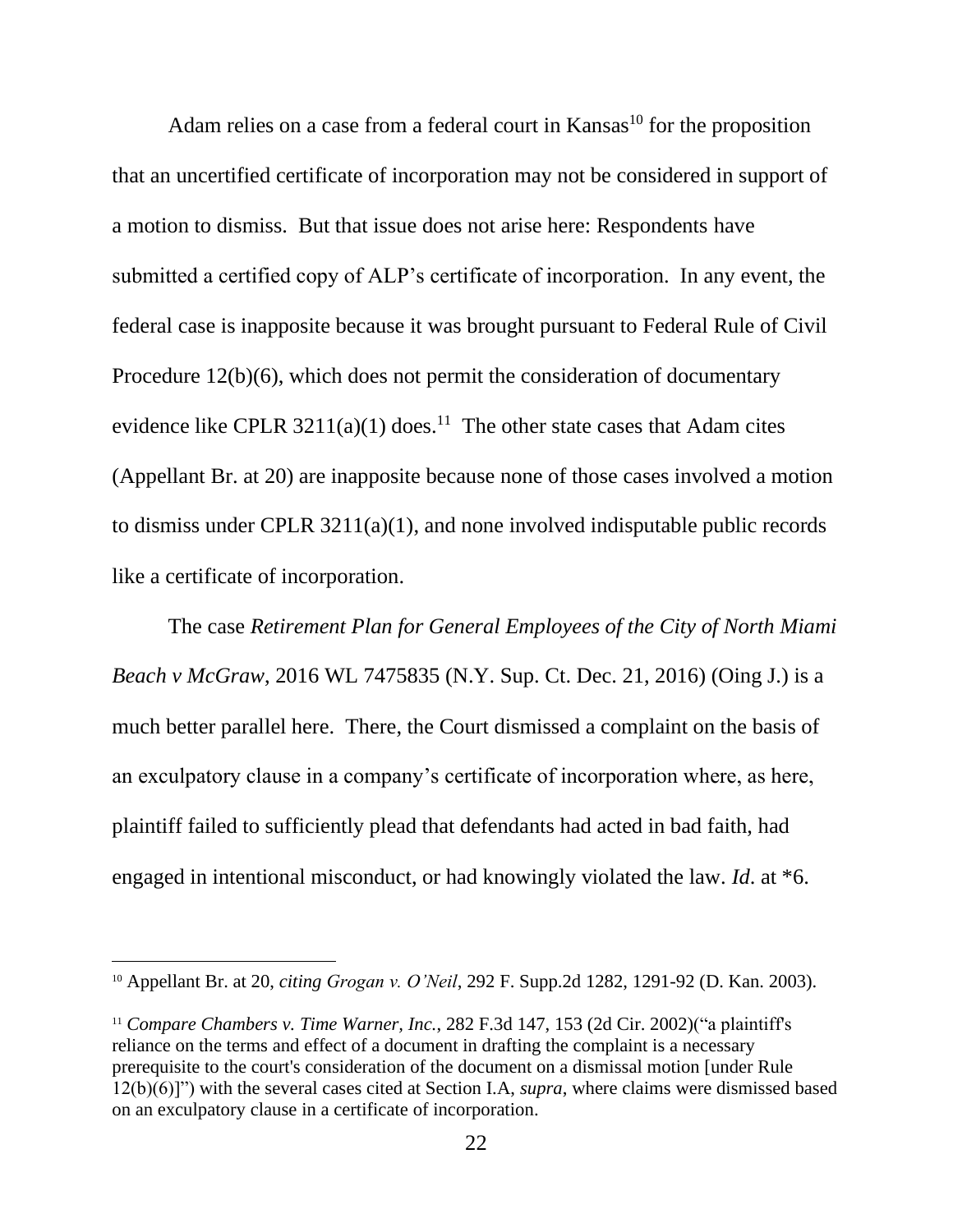Adam relies on a case from a federal court in Kansas[10] for the proposition that an uncertified certificate of incorporation may not be considered in support of a motion to dismiss. But that issue does not arise here: Respondents have submitted a certified copy of ALP's certificate of incorporation. In any event, the federal case is inapposite because it was brought pursuant to Federal Rule of Civil Procedure 12(b)(6), which does not permit the consideration of documentary evidence like CPLR 3211(a)(1) does.[11] The other state cases that Adam cites (Appellant Br. at 20) are inapposite because none of those cases involved a motion to dismiss under CPLR 3211(a)(1), and none involved indisputable public records like a certificate of incorporation.

The case *Retirement Plan for General Employees of the City of North Miami Beach v McGraw*, 2016 WL 7475835 (N.Y. Sup. Ct. Dec. 21, 2016) (Oing J.) is a much better parallel here. There, the Court dismissed a complaint on the basis of an exculpatory clause in a company's certificate of incorporation where, as here, plaintiff failed to sufficiently plead that defendants had acted in bad faith, had engaged in intentional misconduct, or had knowingly violated the law. *Id.* at *6.

---

[10] Appellant Br. at 20, *citing Grogan v. O'Neil*, 292 F. Supp.2d 1282, 1291-92 (D. Kan. 2003).

[11] *Compare Chambers v. Time Warner, Inc.*, 282 F.3d 147, 153 (2d Cir. 2002)("a plaintiff's reliance on the terms and effect of a document in drafting the complaint is a necessary prerequisite to the court's consideration of the document on a dismissal motion [under Rule 12(b)(6)]") with the several cases cited at Section I.A, *supra*, where claims were dismissed based on an exculpatory clause in a certificate of incorporation.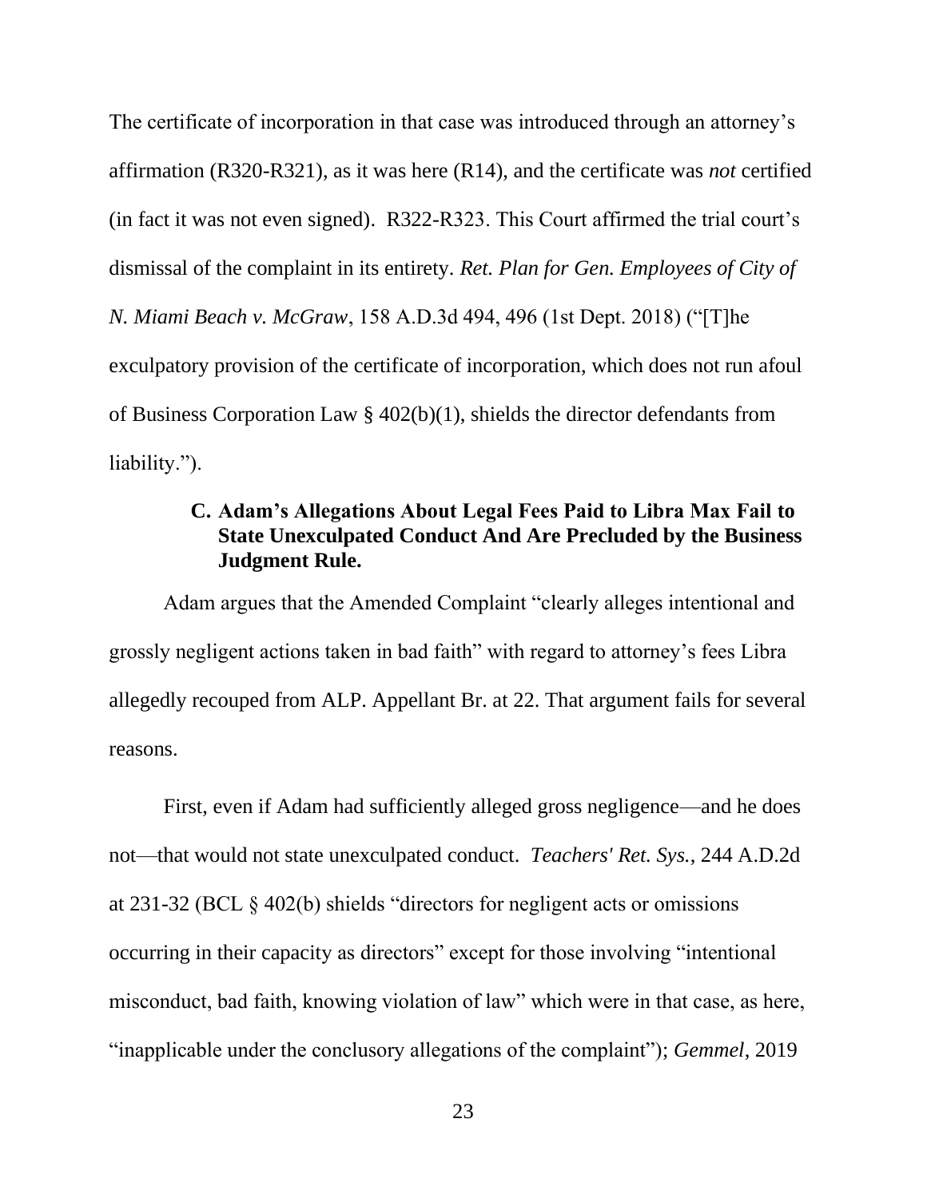The certificate of incorporation in that case was introduced through an attorney's affirmation (R320-R321), as it was here (R14), and the certificate was *not* certified (in fact it was not even signed). R322-R323. This Court affirmed the trial court's dismissal of the complaint in its entirety. *Ret. Plan for Gen. Employees of City of N. Miami Beach v. McGraw*, 158 A.D.3d 494, 496 (1st Dept. 2018) ("[T]he exculpatory provision of the certificate of incorporation, which does not run afoul of Business Corporation Law § 402(b)(1), shields the director defendants from liability.").

### C. Adam's Allegations About Legal Fees Paid to Libra Max Fail to State Unexculpated Conduct And Are Precluded by the Business Judgment Rule.

Adam argues that the Amended Complaint "clearly alleges intentional and grossly negligent actions taken in bad faith" with regard to attorney's fees Libra allegedly recouped from ALP. Appellant Br. at 22. That argument fails for several reasons.

First, even if Adam had sufficiently alleged gross negligence—and he does not—that would not state unexculpated conduct. *Teachers' Ret. Sys.*, 244 A.D.2d at 231-32 (BCL § 402(b) shields "directors for negligent acts or omissions occurring in their capacity as directors" except for those involving "intentional misconduct, bad faith, knowing violation of law" which were in that case, as here, "inapplicable under the conclusory allegations of the complaint"); *Gemmel*, 2019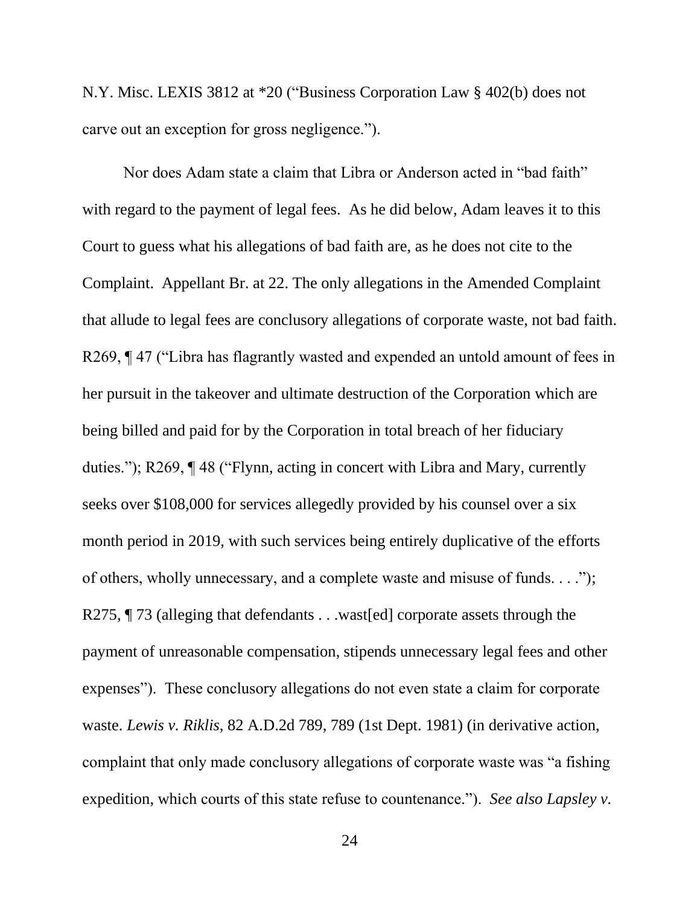N.Y. Misc. LEXIS 3812 at *20 ("Business Corporation Law § 402(b) does not carve out an exception for gross negligence.").

Nor does Adam state a claim that Libra or Anderson acted in "bad faith" with regard to the payment of legal fees. As he did below, Adam leaves it to this Court to guess what his allegations of bad faith are, as he does not cite to the Complaint. Appellant Br. at 22. The only allegations in the Amended Complaint that allude to legal fees are conclusory allegations of corporate waste, not bad faith. R269, ¶ 47 ("Libra has flagrantly wasted and expended an untold amount of fees in her pursuit in the takeover and ultimate destruction of the Corporation which are being billed and paid for by the Corporation in total breach of her fiduciary duties."); R269, ¶ 48 ("Flynn, acting in concert with Libra and Mary, currently seeks over $108,000 for services allegedly provided by his counsel over a six month period in 2019, with such services being entirely duplicative of the efforts of others, wholly unnecessary, and a complete waste and misuse of funds. . . ."); R275, ¶ 73 (alleging that defendants . . .wast[ed] corporate assets through the payment of unreasonable compensation, stipends unnecessary legal fees and other expenses"). These conclusory allegations do not even state a claim for corporate waste. *Lewis v. Riklis*, 82 A.D.2d 789, 789 (1st Dept. 1981) (in derivative action, complaint that only made conclusory allegations of corporate waste was "a fishing expedition, which courts of this state refuse to countenance."). *See also Lapsley v.*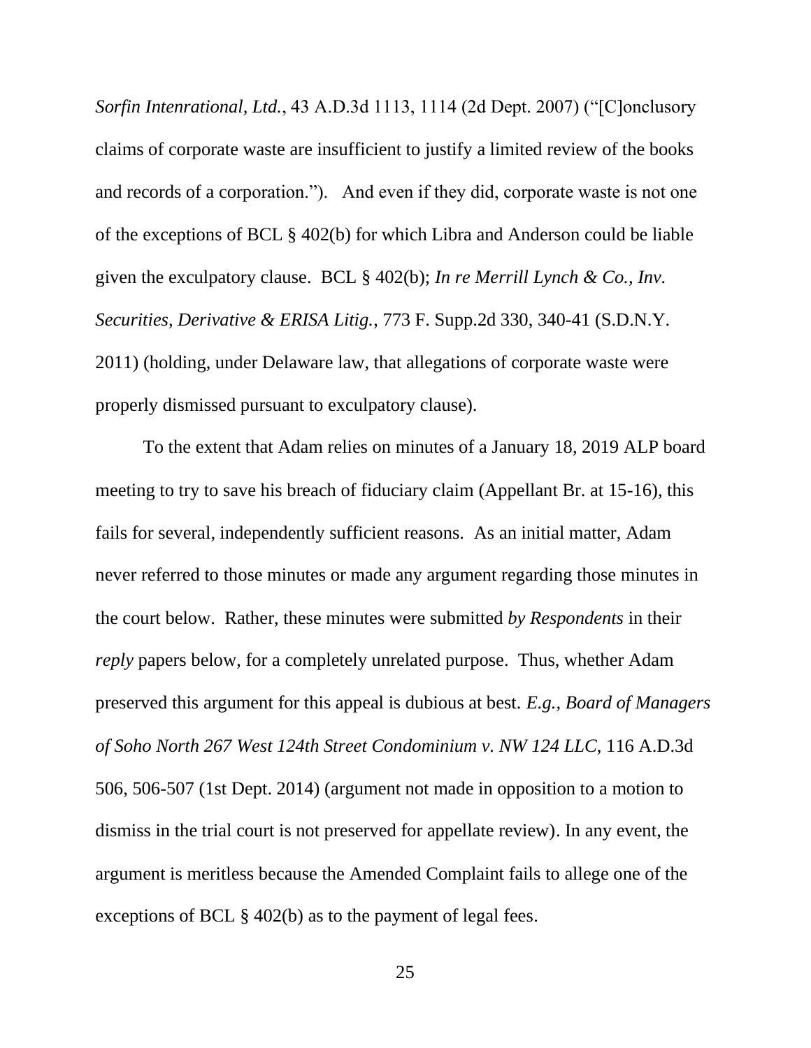*Sorfin Intenrational, Ltd.*, 43 A.D.3d 1113, 1114 (2d Dept. 2007) ("[C]onclusory claims of corporate waste are insufficient to justify a limited review of the books and records of a corporation."). And even if they did, corporate waste is not one of the exceptions of BCL § 402(b) for which Libra and Anderson could be liable given the exculpatory clause. BCL § 402(b); *In re Merrill Lynch & Co., Inv. Securities, Derivative & ERISA Litig.*, 773 F. Supp.2d 330, 340-41 (S.D.N.Y. 2011) (holding, under Delaware law, that allegations of corporate waste were properly dismissed pursuant to exculpatory clause).

To the extent that Adam relies on minutes of a January 18, 2019 ALP board meeting to try to save his breach of fiduciary claim (Appellant Br. at 15-16), this fails for several, independently sufficient reasons. As an initial matter, Adam never referred to those minutes or made any argument regarding those minutes in the court below. Rather, these minutes were submitted *by Respondents* in their *reply* papers below, for a completely unrelated purpose. Thus, whether Adam preserved this argument for this appeal is dubious at best. *E.g., Board of Managers of Soho North 267 West 124th Street Condominium v. NW 124 LLC*, 116 A.D.3d 506, 506-507 (1st Dept. 2014) (argument not made in opposition to a motion to dismiss in the trial court is not preserved for appellate review). In any event, the argument is meritless because the Amended Complaint fails to allege one of the exceptions of BCL § 402(b) as to the payment of legal fees.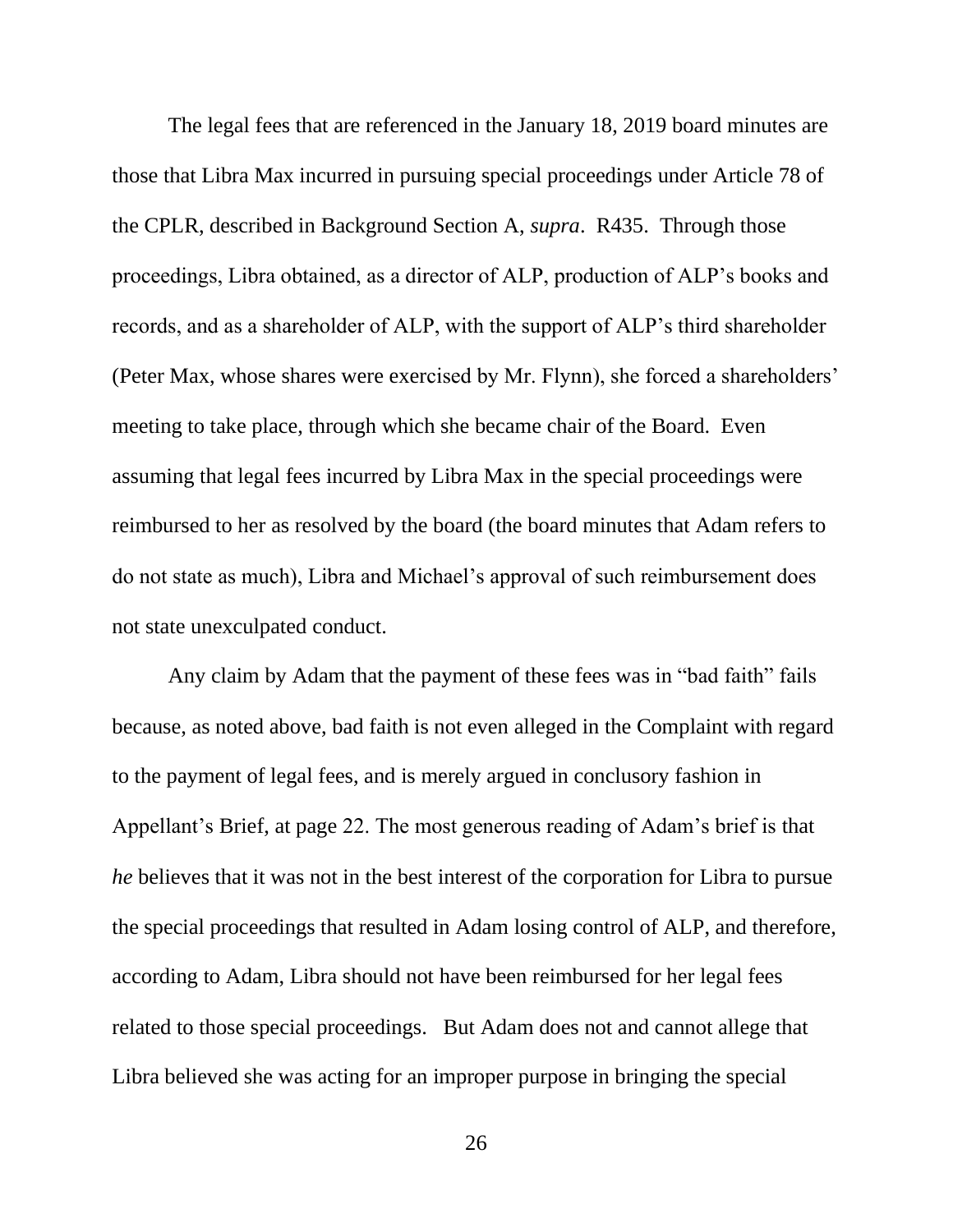The legal fees that are referenced in the January 18, 2019 board minutes are those that Libra Max incurred in pursuing special proceedings under Article 78 of the CPLR, described in Background Section A, *supra*. R435. Through those proceedings, Libra obtained, as a director of ALP, production of ALP's books and records, and as a shareholder of ALP, with the support of ALP's third shareholder (Peter Max, whose shares were exercised by Mr. Flynn), she forced a shareholders' meeting to take place, through which she became chair of the Board. Even assuming that legal fees incurred by Libra Max in the special proceedings were reimbursed to her as resolved by the board (the board minutes that Adam refers to do not state as much), Libra and Michael's approval of such reimbursement does not state unexculpated conduct.

Any claim by Adam that the payment of these fees was in "bad faith" fails because, as noted above, bad faith is not even alleged in the Complaint with regard to the payment of legal fees, and is merely argued in conclusory fashion in Appellant's Brief, at page 22. The most generous reading of Adam's brief is that *he* believes that it was not in the best interest of the corporation for Libra to pursue the special proceedings that resulted in Adam losing control of ALP, and therefore, according to Adam, Libra should not have been reimbursed for her legal fees related to those special proceedings. But Adam does not and cannot allege that Libra believed she was acting for an improper purpose in bringing the special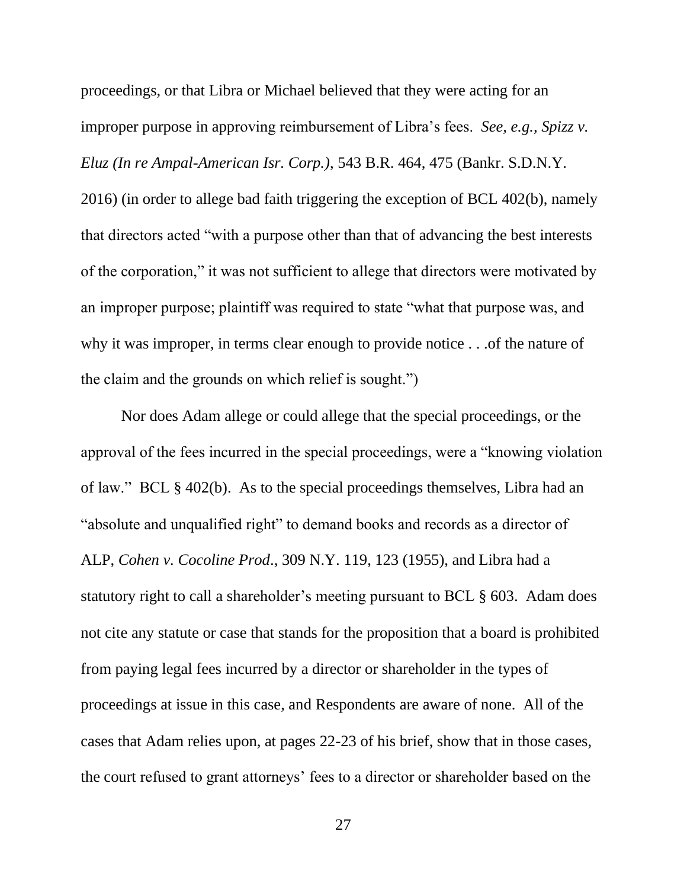proceedings, or that Libra or Michael believed that they were acting for an improper purpose in approving reimbursement of Libra's fees. *See, e.g., Spizz v. Eluz (In re Ampal-American Isr. Corp.)*, 543 B.R. 464, 475 (Bankr. S.D.N.Y. 2016) (in order to allege bad faith triggering the exception of BCL 402(b), namely that directors acted "with a purpose other than that of advancing the best interests of the corporation," it was not sufficient to allege that directors were motivated by an improper purpose; plaintiff was required to state "what that purpose was, and why it was improper, in terms clear enough to provide notice . . .of the nature of the claim and the grounds on which relief is sought.")

Nor does Adam allege or could allege that the special proceedings, or the approval of the fees incurred in the special proceedings, were a "knowing violation of law." BCL § 402(b). As to the special proceedings themselves, Libra had an "absolute and unqualified right" to demand books and records as a director of ALP, *Cohen v. Cocoline Prod*., 309 N.Y. 119, 123 (1955), and Libra had a statutory right to call a shareholder's meeting pursuant to BCL § 603. Adam does not cite any statute or case that stands for the proposition that a board is prohibited from paying legal fees incurred by a director or shareholder in the types of proceedings at issue in this case, and Respondents are aware of none. All of the cases that Adam relies upon, at pages 22-23 of his brief, show that in those cases, the court refused to grant attorneys' fees to a director or shareholder based on the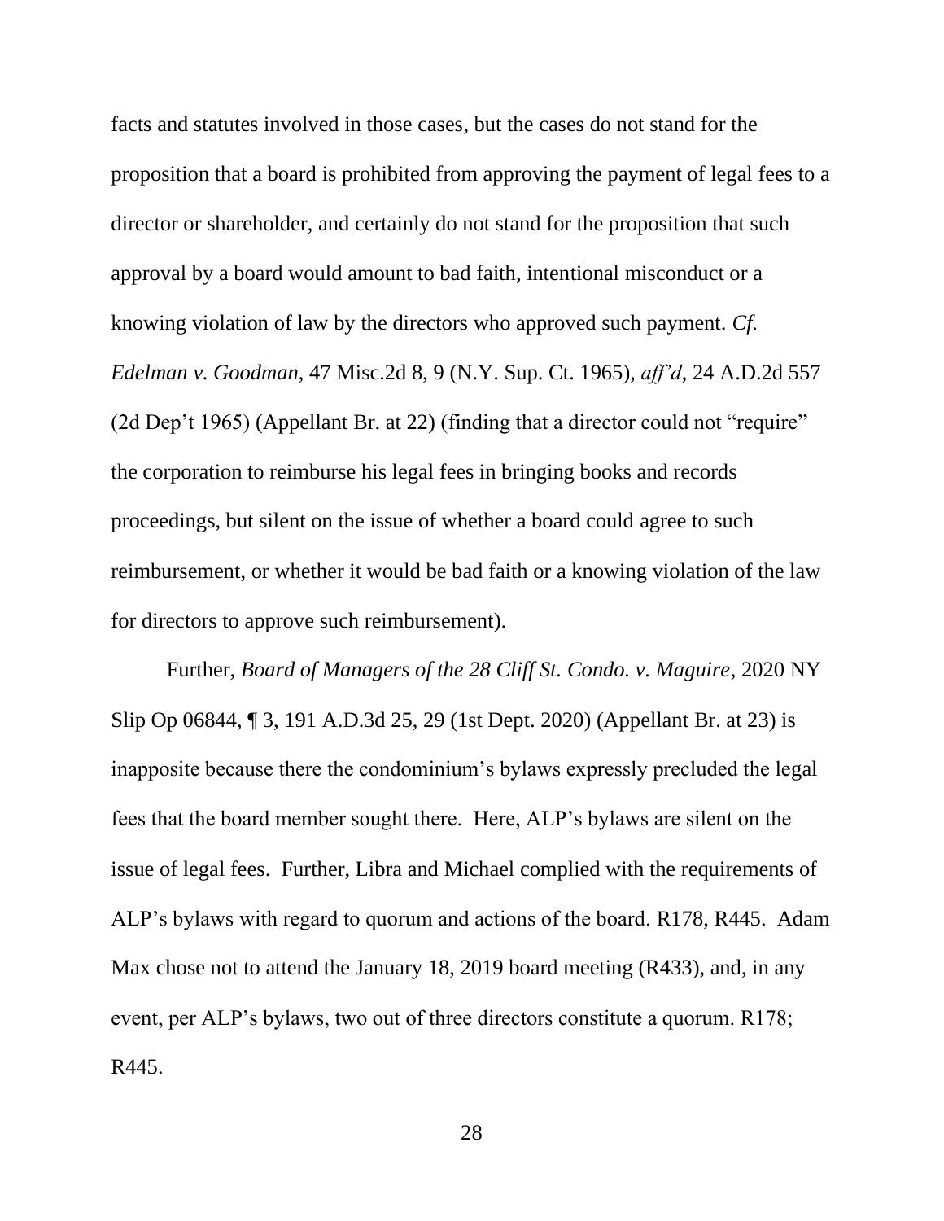facts and statutes involved in those cases, but the cases do not stand for the proposition that a board is prohibited from approving the payment of legal fees to a director or shareholder, and certainly do not stand for the proposition that such approval by a board would amount to bad faith, intentional misconduct or a knowing violation of law by the directors who approved such payment. *Cf. Edelman v. Goodman*, 47 Misc.2d 8, 9 (N.Y. Sup. Ct. 1965), *aff'd*, 24 A.D.2d 557 (2d Dep't 1965) (Appellant Br. at 22) (finding that a director could not "require" the corporation to reimburse his legal fees in bringing books and records proceedings, but silent on the issue of whether a board could agree to such reimbursement, or whether it would be bad faith or a knowing violation of the law for directors to approve such reimbursement).

Further, *Board of Managers of the 28 Cliff St. Condo. v. Maguire*, 2020 NY Slip Op 06844, ¶ 3, 191 A.D.3d 25, 29 (1st Dept. 2020) (Appellant Br. at 23) is inapposite because there the condominium's bylaws expressly precluded the legal fees that the board member sought there. Here, ALP's bylaws are silent on the issue of legal fees. Further, Libra and Michael complied with the requirements of ALP's bylaws with regard to quorum and actions of the board. R178, R445. Adam Max chose not to attend the January 18, 2019 board meeting (R433), and, in any event, per ALP's bylaws, two out of three directors constitute a quorum. R178; R445.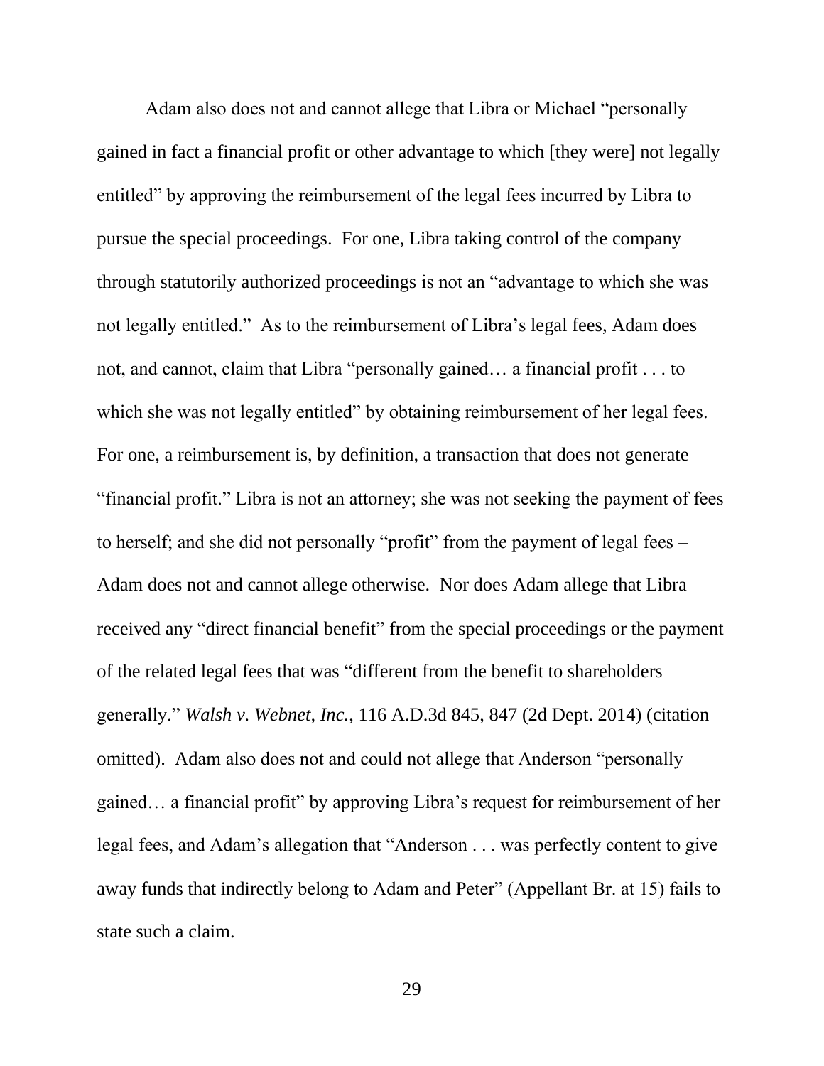Adam also does not and cannot allege that Libra or Michael "personally gained in fact a financial profit or other advantage to which [they were] not legally entitled" by approving the reimbursement of the legal fees incurred by Libra to pursue the special proceedings. For one, Libra taking control of the company through statutorily authorized proceedings is not an "advantage to which she was not legally entitled." As to the reimbursement of Libra's legal fees, Adam does not, and cannot, claim that Libra "personally gained… a financial profit . . . to which she was not legally entitled" by obtaining reimbursement of her legal fees. For one, a reimbursement is, by definition, a transaction that does not generate "financial profit." Libra is not an attorney; she was not seeking the payment of fees to herself; and she did not personally "profit" from the payment of legal fees – Adam does not and cannot allege otherwise. Nor does Adam allege that Libra received any "direct financial benefit" from the special proceedings or the payment of the related legal fees that was "different from the benefit to shareholders generally." *Walsh v. Webnet, Inc.*, 116 A.D.3d 845, 847 (2d Dept. 2014) (citation omitted). Adam also does not and could not allege that Anderson "personally gained… a financial profit" by approving Libra's request for reimbursement of her legal fees, and Adam's allegation that "Anderson . . . was perfectly content to give away funds that indirectly belong to Adam and Peter" (Appellant Br. at 15) fails to state such a claim.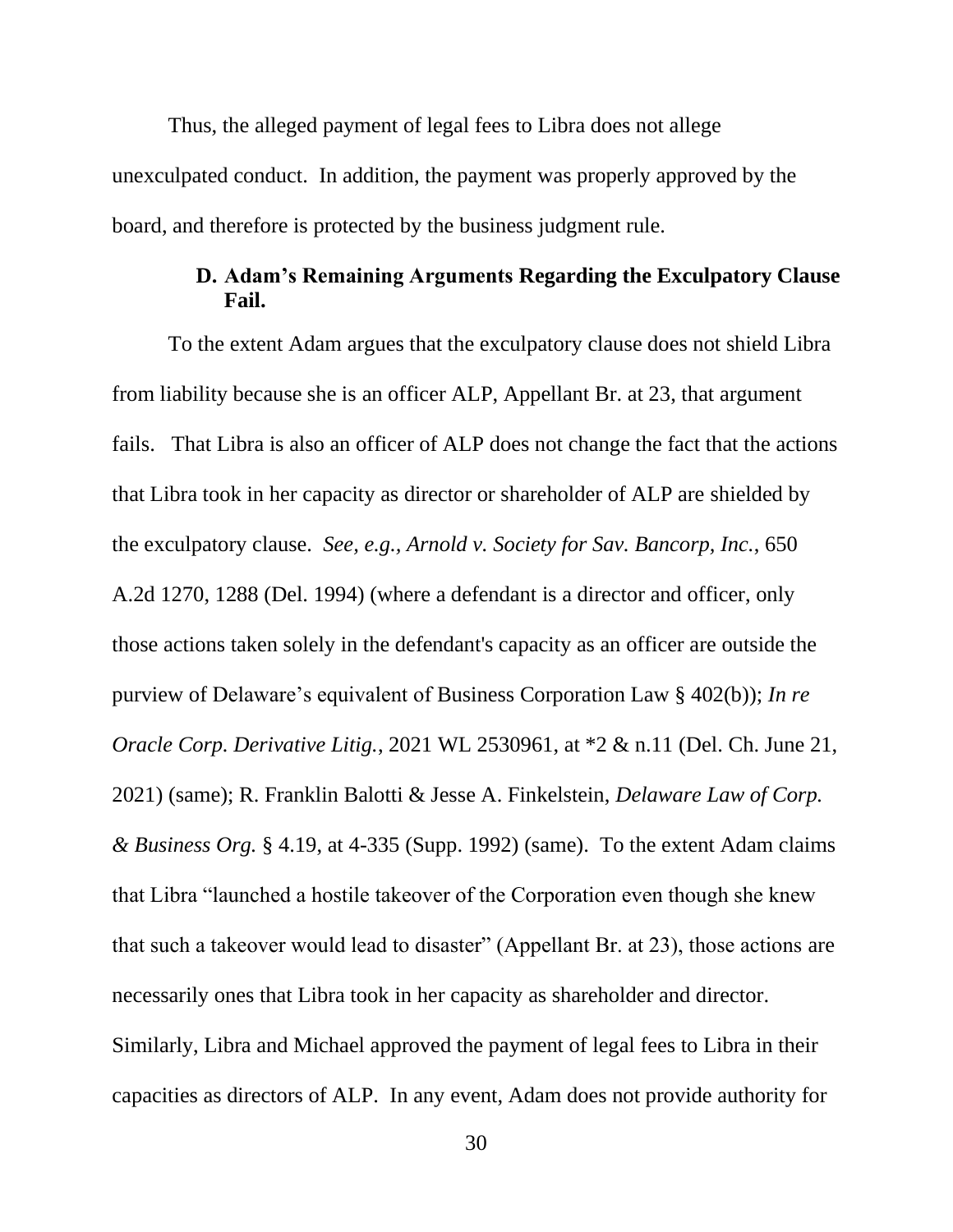Thus, the alleged payment of legal fees to Libra does not allege unexculpated conduct. In addition, the payment was properly approved by the board, and therefore is protected by the business judgment rule.

### D. Adam's Remaining Arguments Regarding the Exculpatory Clause Fail.

To the extent Adam argues that the exculpatory clause does not shield Libra from liability because she is an officer ALP, Appellant Br. at 23, that argument fails. That Libra is also an officer of ALP does not change the fact that the actions that Libra took in her capacity as director or shareholder of ALP are shielded by the exculpatory clause. *See, e.g., Arnold v. Society for Sav. Bancorp, Inc.*, 650 A.2d 1270, 1288 (Del. 1994) (where a defendant is a director and officer, only those actions taken solely in the defendant's capacity as an officer are outside the purview of Delaware's equivalent of Business Corporation Law § 402(b)); *In re Oracle Corp. Derivative Litig.*, 2021 WL 2530961, at *2 & n.11 (Del. Ch. June 21, 2021) (same); R. Franklin Balotti & Jesse A. Finkelstein, *Delaware Law of Corp. & Business Org.* § 4.19, at 4-335 (Supp. 1992) (same). To the extent Adam claims that Libra "launched a hostile takeover of the Corporation even though she knew that such a takeover would lead to disaster" (Appellant Br. at 23), those actions are necessarily ones that Libra took in her capacity as shareholder and director. Similarly, Libra and Michael approved the payment of legal fees to Libra in their capacities as directors of ALP. In any event, Adam does not provide authority for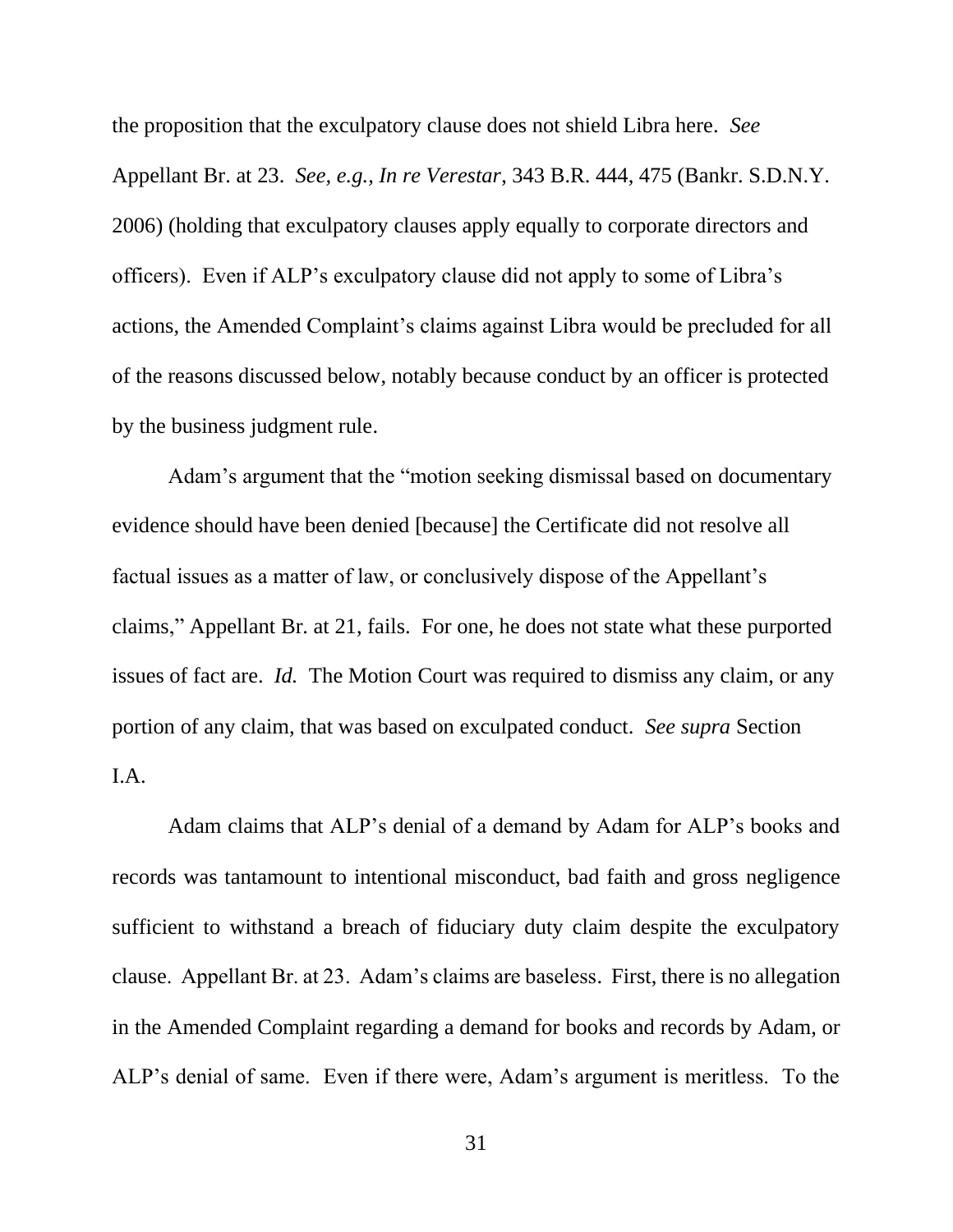the proposition that the exculpatory clause does not shield Libra here. *See* Appellant Br. at 23. *See, e.g.*, *In re Verestar*, 343 B.R. 444, 475 (Bankr. S.D.N.Y. 2006) (holding that exculpatory clauses apply equally to corporate directors and officers). Even if ALP's exculpatory clause did not apply to some of Libra's actions, the Amended Complaint's claims against Libra would be precluded for all of the reasons discussed below, notably because conduct by an officer is protected by the business judgment rule.

Adam's argument that the "motion seeking dismissal based on documentary evidence should have been denied [because] the Certificate did not resolve all factual issues as a matter of law, or conclusively dispose of the Appellant's claims," Appellant Br. at 21, fails. For one, he does not state what these purported issues of fact are. *Id.* The Motion Court was required to dismiss any claim, or any portion of any claim, that was based on exculpated conduct. *See supra* Section I.A.

Adam claims that ALP's denial of a demand by Adam for ALP's books and records was tantamount to intentional misconduct, bad faith and gross negligence sufficient to withstand a breach of fiduciary duty claim despite the exculpatory clause. Appellant Br. at 23. Adam's claims are baseless. First, there is no allegation in the Amended Complaint regarding a demand for books and records by Adam, or ALP's denial of same. Even if there were, Adam's argument is meritless. To the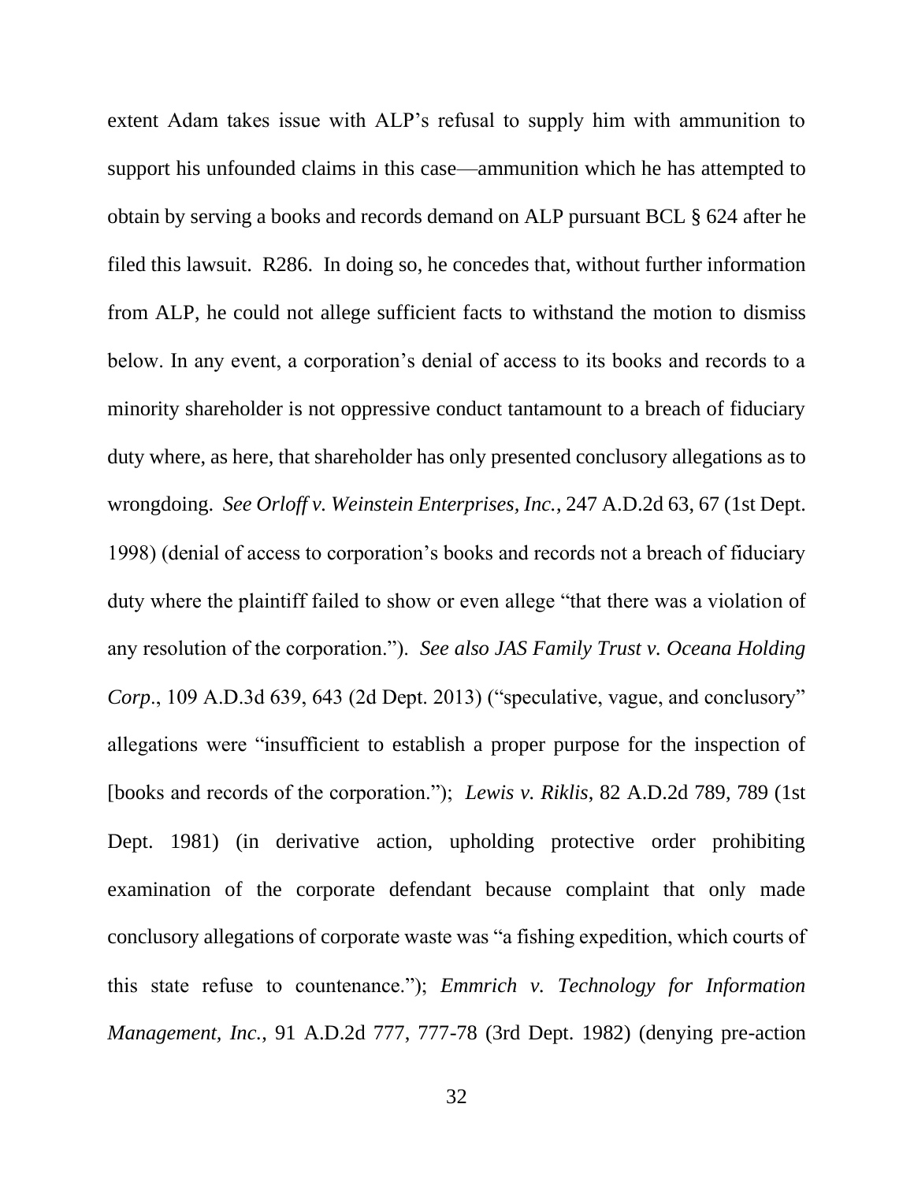extent Adam takes issue with ALP's refusal to supply him with ammunition to support his unfounded claims in this case—ammunition which he has attempted to obtain by serving a books and records demand on ALP pursuant BCL § 624 after he filed this lawsuit. R286. In doing so, he concedes that, without further information from ALP, he could not allege sufficient facts to withstand the motion to dismiss below. In any event, a corporation's denial of access to its books and records to a minority shareholder is not oppressive conduct tantamount to a breach of fiduciary duty where, as here, that shareholder has only presented conclusory allegations as to wrongdoing. *See Orloff v. Weinstein Enterprises, Inc.*, 247 A.D.2d 63, 67 (1st Dept. 1998) (denial of access to corporation's books and records not a breach of fiduciary duty where the plaintiff failed to show or even allege "that there was a violation of any resolution of the corporation."). *See also JAS Family Trust v. Oceana Holding Corp*., 109 A.D.3d 639, 643 (2d Dept. 2013) ("speculative, vague, and conclusory" allegations were "insufficient to establish a proper purpose for the inspection of [books and records of the corporation."); *Lewis v. Riklis*, 82 A.D.2d 789, 789 (1st Dept. 1981) (in derivative action, upholding protective order prohibiting examination of the corporate defendant because complaint that only made conclusory allegations of corporate waste was "a fishing expedition, which courts of this state refuse to countenance."); *Emmrich v. Technology for Information Management, Inc.*, 91 A.D.2d 777, 777-78 (3rd Dept. 1982) (denying pre-action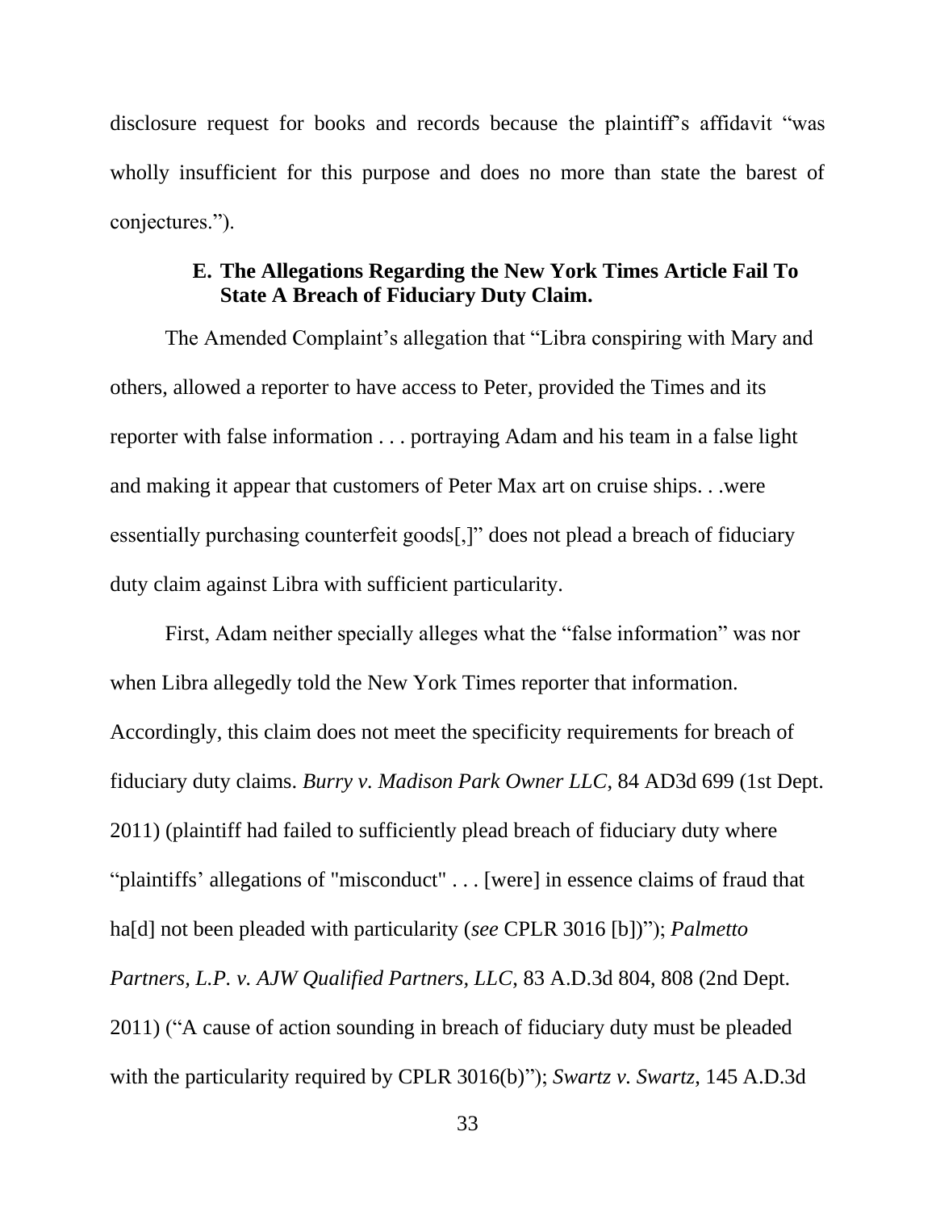disclosure request for books and records because the plaintiff's affidavit "was wholly insufficient for this purpose and does no more than state the barest of conjectures.").

### E. The Allegations Regarding the New York Times Article Fail To State A Breach of Fiduciary Duty Claim.

The Amended Complaint's allegation that "Libra conspiring with Mary and others, allowed a reporter to have access to Peter, provided the Times and its reporter with false information . . . portraying Adam and his team in a false light and making it appear that customers of Peter Max art on cruise ships. . .were essentially purchasing counterfeit goods[,]" does not plead a breach of fiduciary duty claim against Libra with sufficient particularity.

First, Adam neither specially alleges what the "false information" was nor when Libra allegedly told the New York Times reporter that information. Accordingly, this claim does not meet the specificity requirements for breach of fiduciary duty claims. *Burry v. Madison Park Owner LLC*, 84 AD3d 699 (1st Dept. 2011) (plaintiff had failed to sufficiently plead breach of fiduciary duty where "plaintiffs' allegations of "misconduct" . . . [were] in essence claims of fraud that ha[d] not been pleaded with particularity (*see* CPLR 3016 [b])"); *Palmetto Partners, L.P. v. AJW Qualified Partners, LLC*, 83 A.D.3d 804, 808 (2nd Dept. 2011) ("A cause of action sounding in breach of fiduciary duty must be pleaded with the particularity required by CPLR 3016(b)"); *Swartz v. Swartz*, 145 A.D.3d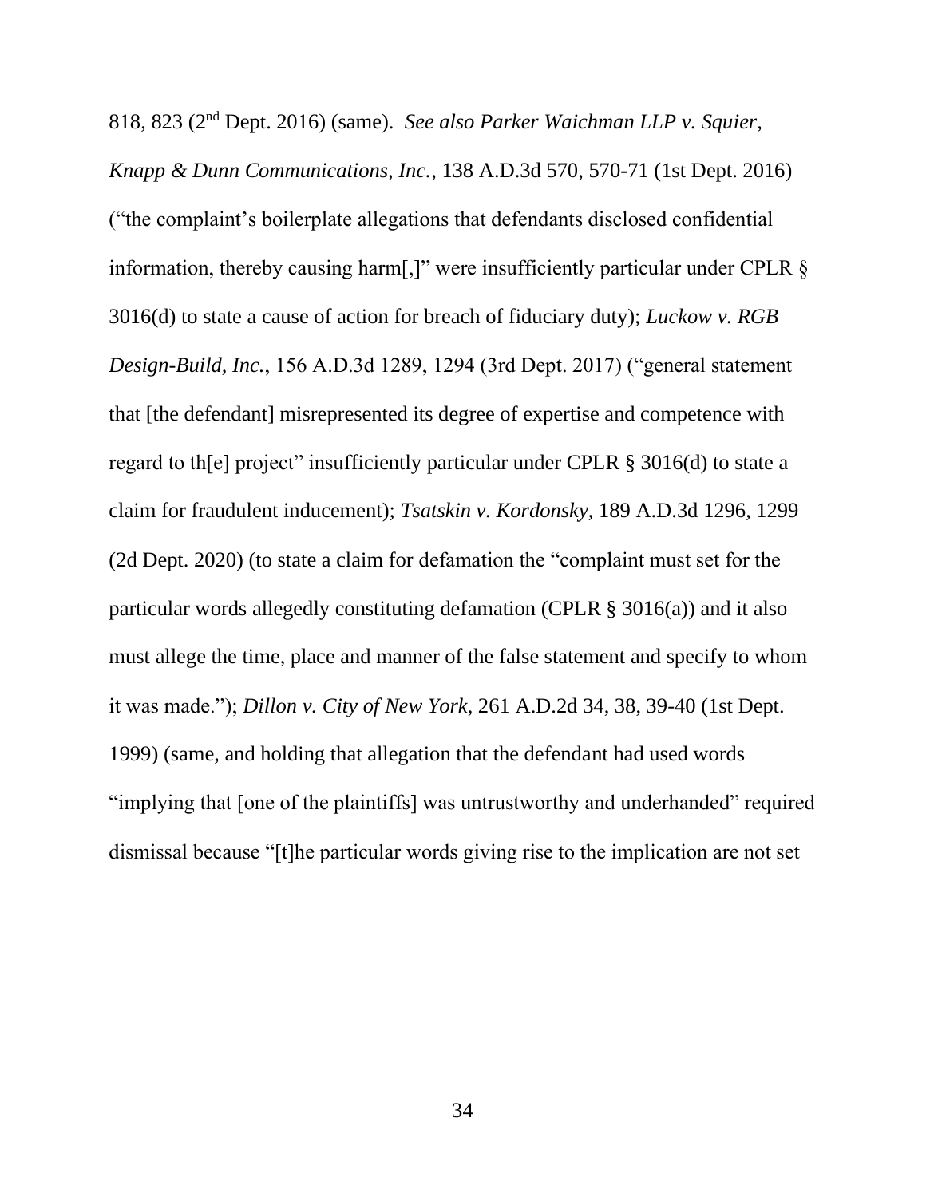818, 823 (2nd Dept. 2016) (same). *See also Parker Waichman LLP v. Squier, Knapp & Dunn Communications, Inc.*, 138 A.D.3d 570, 570-71 (1st Dept. 2016) ("the complaint's boilerplate allegations that defendants disclosed confidential information, thereby causing harm[,]" were insufficiently particular under CPLR § 3016(d) to state a cause of action for breach of fiduciary duty); *Luckow v. RGB Design-Build, Inc.*, 156 A.D.3d 1289, 1294 (3rd Dept. 2017) ("general statement that [the defendant] misrepresented its degree of expertise and competence with regard to th[e] project" insufficiently particular under CPLR § 3016(d) to state a claim for fraudulent inducement); *Tsatskin v. Kordonsky*, 189 A.D.3d 1296, 1299 (2d Dept. 2020) (to state a claim for defamation the "complaint must set for the particular words allegedly constituting defamation (CPLR § 3016(a)) and it also must allege the time, place and manner of the false statement and specify to whom it was made."); *Dillon v. City of New York*, 261 A.D.2d 34, 38, 39-40 (1st Dept. 1999) (same, and holding that allegation that the defendant had used words "implying that [one of the plaintiffs] was untrustworthy and underhanded" required dismissal because "[t]he particular words giving rise to the implication are not set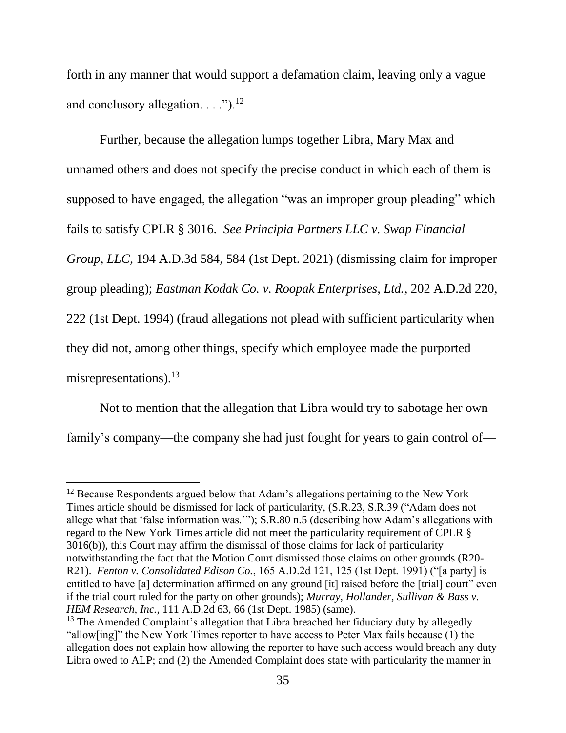forth in any manner that would support a defamation claim, leaving only a vague and conclusory allegation. . . .").[12]

Further, because the allegation lumps together Libra, Mary Max and unnamed others and does not specify the precise conduct in which each of them is supposed to have engaged, the allegation "was an improper group pleading" which fails to satisfy CPLR § 3016. *See Principia Partners LLC v. Swap Financial Group, LLC*, 194 A.D.3d 584, 584 (1st Dept. 2021) (dismissing claim for improper group pleading); *Eastman Kodak Co. v. Roopak Enterprises, Ltd.*, 202 A.D.2d 220, 222 (1st Dept. 1994) (fraud allegations not plead with sufficient particularity when they did not, among other things, specify which employee made the purported misrepresentations).[13]

Not to mention that the allegation that Libra would try to sabotage her own family's company—the company she had just fought for years to gain control of—

---

[12] Because Respondents argued below that Adam's allegations pertaining to the New York Times article should be dismissed for lack of particularity, (S.R.23, S.R.39 ("Adam does not allege what that 'false information was.'"); S.R.80 n.5 (describing how Adam's allegations with regard to the New York Times article did not meet the particularity requirement of CPLR § 3016(b)), this Court may affirm the dismissal of those claims for lack of particularity notwithstanding the fact that the Motion Court dismissed those claims on other grounds (R20-R21). *Fenton v. Consolidated Edison Co.*, 165 A.D.2d 121, 125 (1st Dept. 1991) ("[a party] is entitled to have [a] determination affirmed on any ground [it] raised before the [trial] court" even if the trial court ruled for the party on other grounds); *Murray, Hollander, Sullivan & Bass v. HEM Research, Inc.*, 111 A.D.2d 63, 66 (1st Dept. 1985) (same).

[13] The Amended Complaint's allegation that Libra breached her fiduciary duty by allegedly "allow[ing]" the New York Times reporter to have access to Peter Max fails because (1) the allegation does not explain how allowing the reporter to have such access would breach any duty Libra owed to ALP; and (2) the Amended Complaint does state with particularity the manner in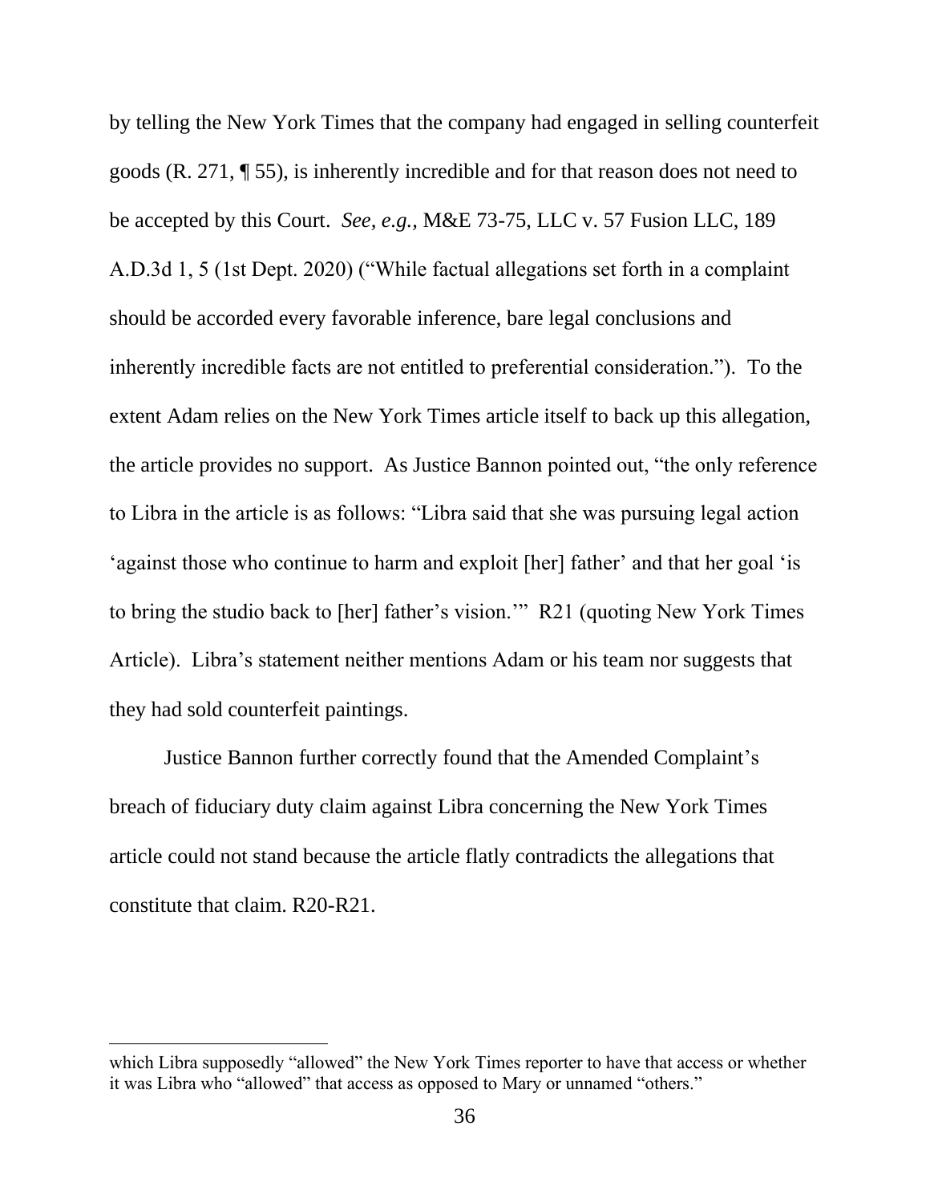by telling the New York Times that the company had engaged in selling counterfeit goods (R. 271, ¶ 55), is inherently incredible and for that reason does not need to be accepted by this Court. *See, e.g.*, M&E 73-75, LLC v. 57 Fusion LLC, 189 A.D.3d 1, 5 (1st Dept. 2020) ("While factual allegations set forth in a complaint should be accorded every favorable inference, bare legal conclusions and inherently incredible facts are not entitled to preferential consideration."). To the extent Adam relies on the New York Times article itself to back up this allegation, the article provides no support. As Justice Bannon pointed out, "the only reference to Libra in the article is as follows: "Libra said that she was pursuing legal action 'against those who continue to harm and exploit [her] father' and that her goal 'is to bring the studio back to [her] father's vision.'" R21 (quoting New York Times Article). Libra's statement neither mentions Adam or his team nor suggests that they had sold counterfeit paintings.

Justice Bannon further correctly found that the Amended Complaint's breach of fiduciary duty claim against Libra concerning the New York Times article could not stand because the article flatly contradicts the allegations that constitute that claim. R20-R21.

---

which Libra supposedly "allowed" the New York Times reporter to have that access or whether it was Libra who "allowed" that access as opposed to Mary or unnamed "others."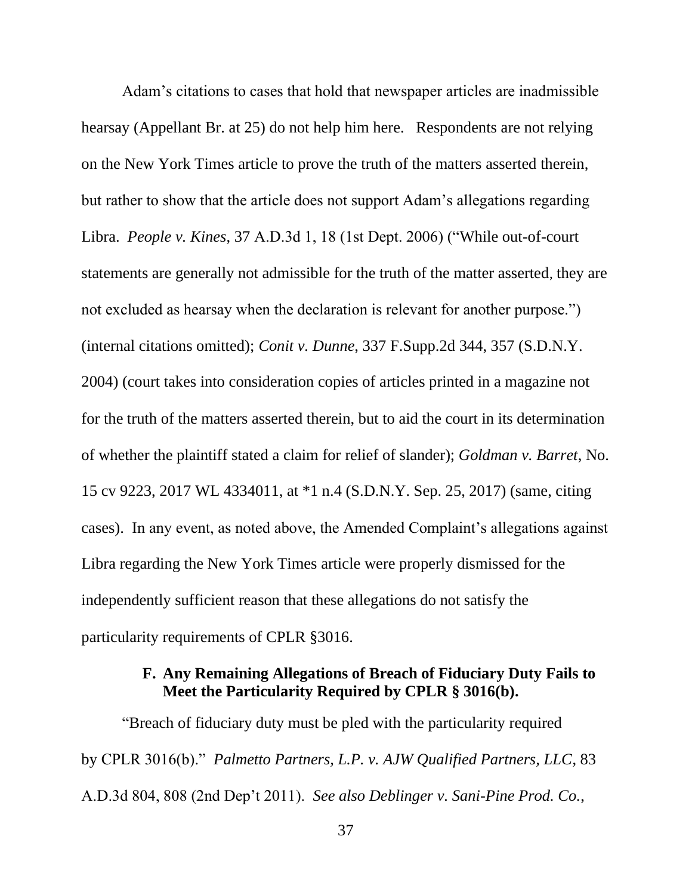Adam's citations to cases that hold that newspaper articles are inadmissible hearsay (Appellant Br. at 25) do not help him here. Respondents are not relying on the New York Times article to prove the truth of the matters asserted therein, but rather to show that the article does not support Adam's allegations regarding Libra. *People v. Kines*, 37 A.D.3d 1, 18 (1st Dept. 2006) ("While out-of-court statements are generally not admissible for the truth of the matter asserted, they are not excluded as hearsay when the declaration is relevant for another purpose.") (internal citations omitted); *Conit v. Dunne*, 337 F.Supp.2d 344, 357 (S.D.N.Y. 2004) (court takes into consideration copies of articles printed in a magazine not for the truth of the matters asserted therein, but to aid the court in its determination of whether the plaintiff stated a claim for relief of slander); *Goldman v. Barret*, No. 15 cv 9223, 2017 WL 4334011, at *1 n.4 (S.D.N.Y. Sep. 25, 2017) (same, citing cases). In any event, as noted above, the Amended Complaint's allegations against Libra regarding the New York Times article were properly dismissed for the independently sufficient reason that these allegations do not satisfy the particularity requirements of CPLR §3016.

### F. Any Remaining Allegations of Breach of Fiduciary Duty Fails to Meet the Particularity Required by CPLR § 3016(b).

"Breach of fiduciary duty must be pled with the particularity required by CPLR 3016(b)." *Palmetto Partners, L.P. v. AJW Qualified Partners, LLC*, 83 A.D.3d 804, 808 (2nd Dep't 2011). *See also Deblinger v. Sani-Pine Prod. Co.*,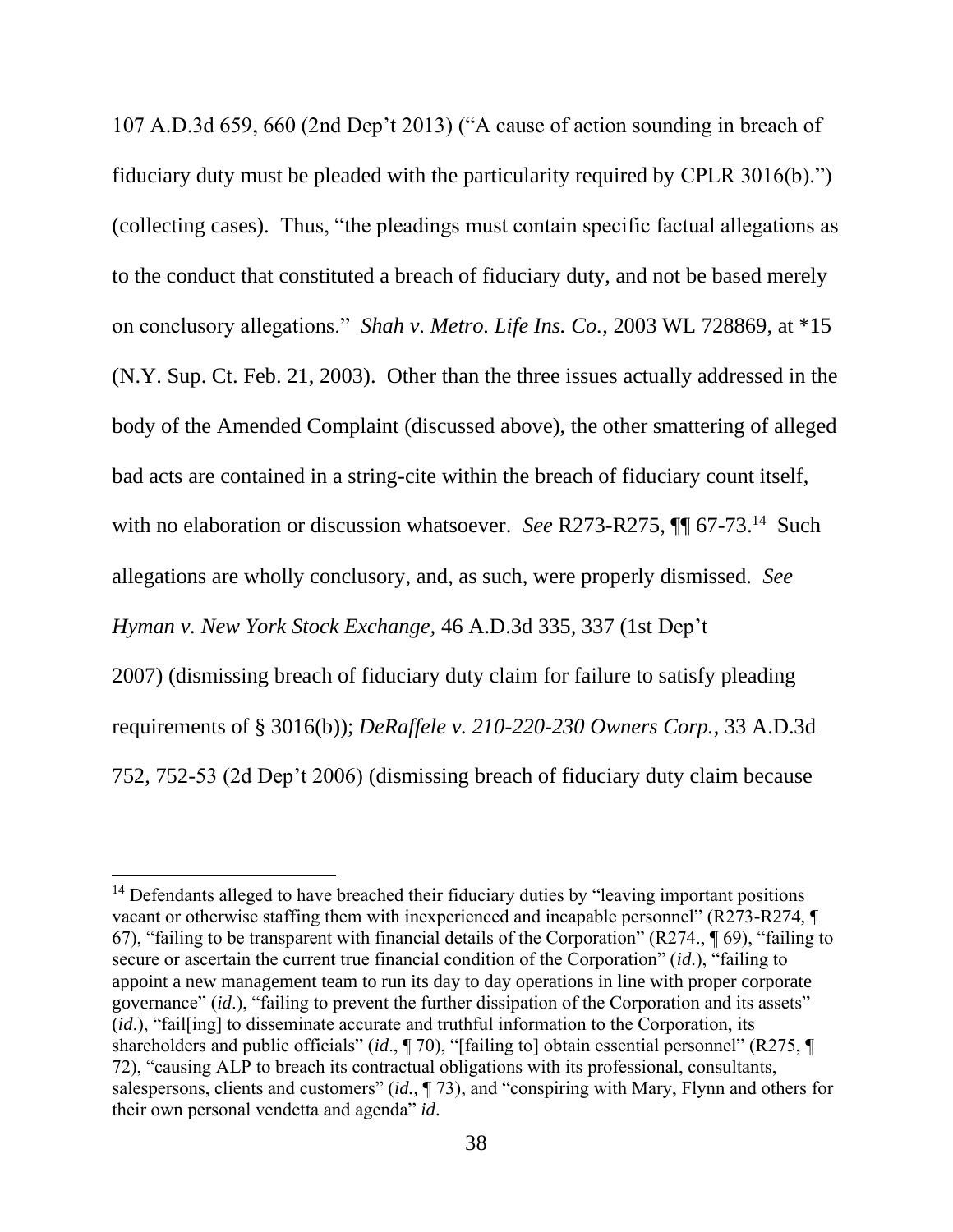107 A.D.3d 659, 660 (2nd Dep't 2013) ("A cause of action sounding in breach of fiduciary duty must be pleaded with the particularity required by CPLR 3016(b).") (collecting cases). Thus, "the pleadings must contain specific factual allegations as to the conduct that constituted a breach of fiduciary duty, and not be based merely on conclusory allegations." *Shah v. Metro. Life Ins. Co.*, 2003 WL 728869, at *15 (N.Y. Sup. Ct. Feb. 21, 2003). Other than the three issues actually addressed in the body of the Amended Complaint (discussed above), the other smattering of alleged bad acts are contained in a string-cite within the breach of fiduciary count itself, with no elaboration or discussion whatsoever. *See* R273-R275, ¶¶ 67-73.[14] Such allegations are wholly conclusory, and, as such, were properly dismissed. *See Hyman v. New York Stock Exchange*, 46 A.D.3d 335, 337 (1st Dep't 2007) (dismissing breach of fiduciary duty claim for failure to satisfy pleading requirements of § 3016(b)); *DeRaffele v. 210-220-230 Owners Corp.*, 33 A.D.3d 752, 752-53 (2d Dep't 2006) (dismissing breach of fiduciary duty claim because

---

[14] Defendants alleged to have breached their fiduciary duties by "leaving important positions vacant or otherwise staffing them with inexperienced and incapable personnel" (R273-R274, ¶ 67), "failing to be transparent with financial details of the Corporation" (R274., ¶ 69), "failing to secure or ascertain the current true financial condition of the Corporation" (*id.*), "failing to appoint a new management team to run its day to day operations in line with proper corporate governance" (*id.*), "failing to prevent the further dissipation of the Corporation and its assets" (*id.*), "fail[ing] to disseminate accurate and truthful information to the Corporation, its shareholders and public officials" (*id.*, ¶ 70), "[failing to] obtain essential personnel" (R275, ¶ 72), "causing ALP to breach its contractual obligations with its professional, consultants, salespersons, clients and customers" (*id.*, ¶ 73), and "conspiring with Mary, Flynn and others for their own personal vendetta and agenda" *id.*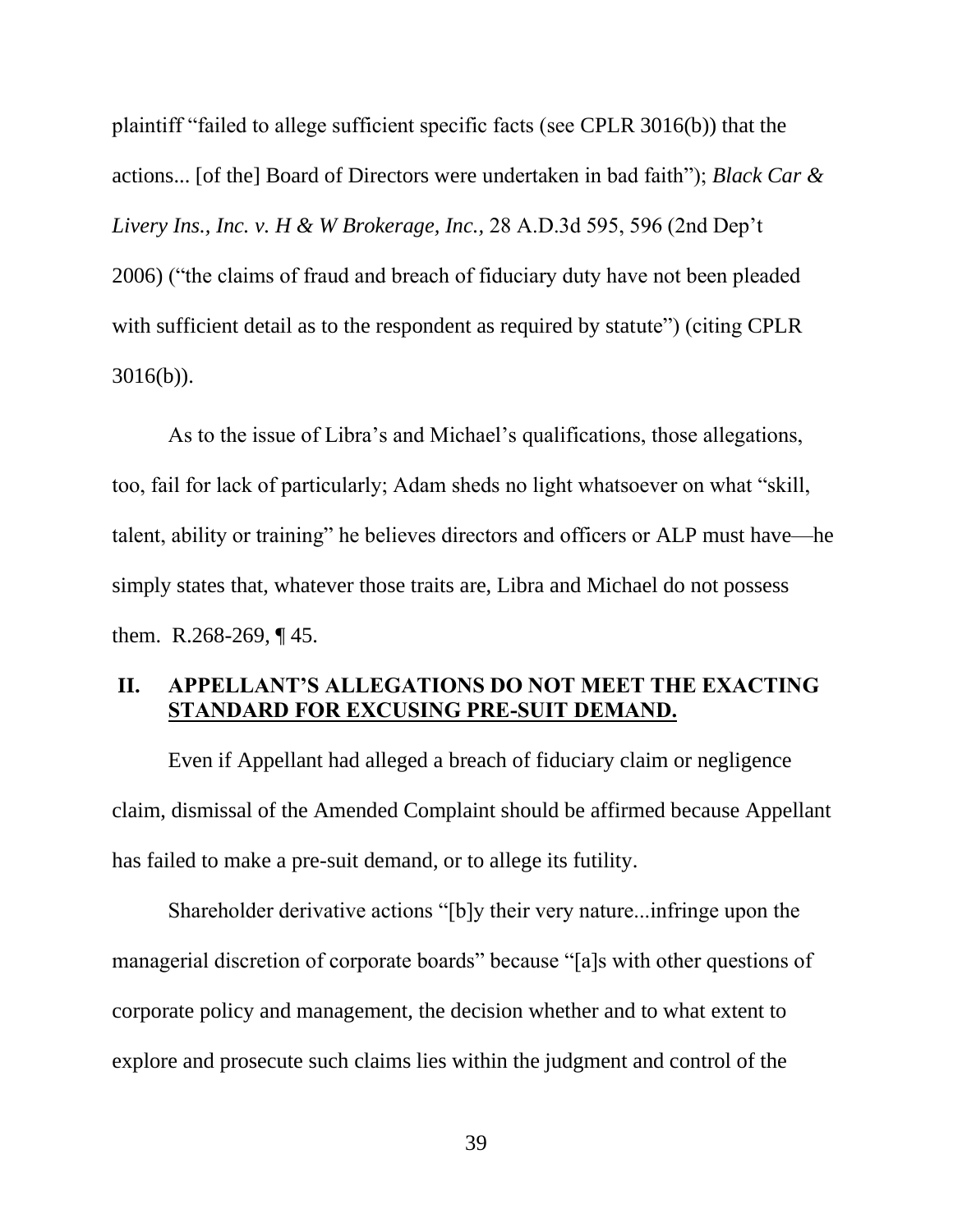plaintiff "failed to allege sufficient specific facts (see CPLR 3016(b)) that the actions... [of the] Board of Directors were undertaken in bad faith"); *Black Car & Livery Ins., Inc. v. H & W Brokerage, Inc.,* 28 A.D.3d 595, 596 (2nd Dep't 2006) ("the claims of fraud and breach of fiduciary duty have not been pleaded with sufficient detail as to the respondent as required by statute") (citing CPLR 3016(b)).

As to the issue of Libra's and Michael's qualifications, those allegations, too, fail for lack of particularly; Adam sheds no light whatsoever on what "skill, talent, ability or training" he believes directors and officers or ALP must have—he simply states that, whatever those traits are, Libra and Michael do not possess them. R.268-269, ¶ 45.

## II. APPELLANT'S ALLEGATIONS DO NOT MEET THE EXACTING STANDARD FOR EXCUSING PRE-SUIT DEMAND.

Even if Appellant had alleged a breach of fiduciary claim or negligence claim, dismissal of the Amended Complaint should be affirmed because Appellant has failed to make a pre-suit demand, or to allege its futility.

Shareholder derivative actions "[b]y their very nature...infringe upon the managerial discretion of corporate boards" because "[a]s with other questions of corporate policy and management, the decision whether and to what extent to explore and prosecute such claims lies within the judgment and control of the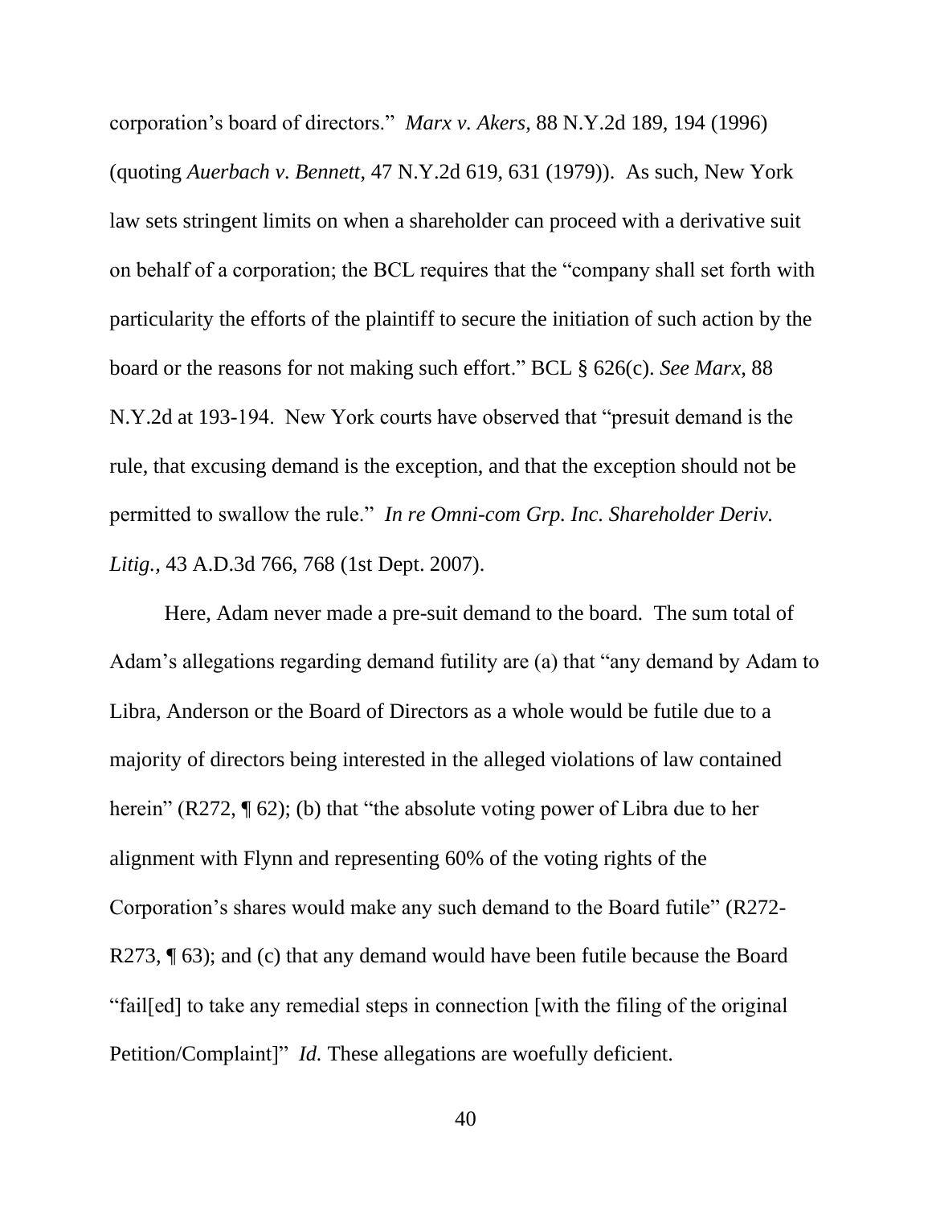corporation's board of directors." *Marx v. Akers*, 88 N.Y.2d 189, 194 (1996) (quoting *Auerbach v. Bennett*, 47 N.Y.2d 619, 631 (1979)). As such, New York law sets stringent limits on when a shareholder can proceed with a derivative suit on behalf of a corporation; the BCL requires that the "company shall set forth with particularity the efforts of the plaintiff to secure the initiation of such action by the board or the reasons for not making such effort." BCL § 626(c). *See Marx*, 88 N.Y.2d at 193-194. New York courts have observed that "presuit demand is the rule, that excusing demand is the exception, and that the exception should not be permitted to swallow the rule." *In re Omni-com Grp. Inc. Shareholder Deriv. Litig.*, 43 A.D.3d 766, 768 (1st Dept. 2007).

Here, Adam never made a pre-suit demand to the board. The sum total of Adam's allegations regarding demand futility are (a) that "any demand by Adam to Libra, Anderson or the Board of Directors as a whole would be futile due to a majority of directors being interested in the alleged violations of law contained herein" (R272, ¶ 62); (b) that "the absolute voting power of Libra due to her alignment with Flynn and representing 60% of the voting rights of the Corporation's shares would make any such demand to the Board futile" (R272-R273, ¶ 63); and (c) that any demand would have been futile because the Board "fail[ed] to take any remedial steps in connection [with the filing of the original Petition/Complaint]" *Id.* These allegations are woefully deficient.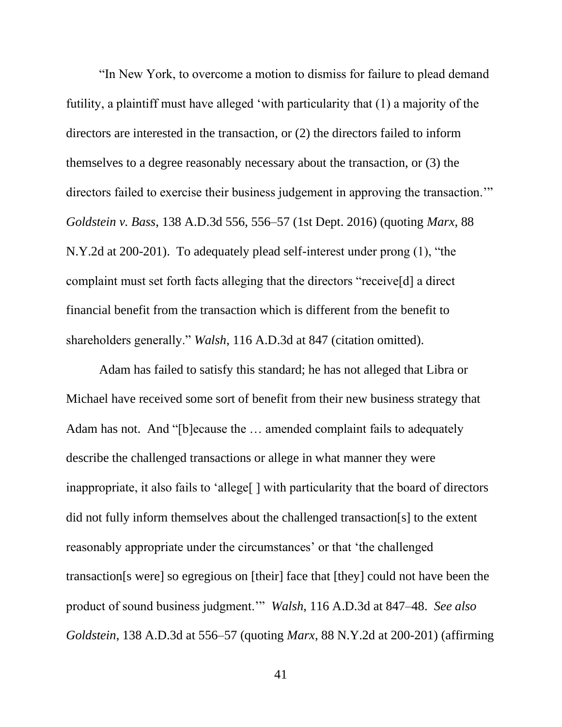"In New York, to overcome a motion to dismiss for failure to plead demand futility, a plaintiff must have alleged 'with particularity that (1) a majority of the directors are interested in the transaction, or (2) the directors failed to inform themselves to a degree reasonably necessary about the transaction, or (3) the directors failed to exercise their business judgement in approving the transaction.'" *Goldstein v. Bass*, 138 A.D.3d 556, 556–57 (1st Dept. 2016) (quoting *Marx*, 88 N.Y.2d at 200-201). To adequately plead self-interest under prong (1), "the complaint must set forth facts alleging that the directors "receive[d] a direct financial benefit from the transaction which is different from the benefit to shareholders generally." *Walsh*, 116 A.D.3d at 847 (citation omitted).

Adam has failed to satisfy this standard; he has not alleged that Libra or Michael have received some sort of benefit from their new business strategy that Adam has not. And "[b]ecause the … amended complaint fails to adequately describe the challenged transactions or allege in what manner they were inappropriate, it also fails to 'allege[ ] with particularity that the board of directors did not fully inform themselves about the challenged transaction[s] to the extent reasonably appropriate under the circumstances' or that 'the challenged transaction[s were] so egregious on [their] face that [they] could not have been the product of sound business judgment.'" *Walsh*, 116 A.D.3d at 847–48. *See also Goldstein*, 138 A.D.3d at 556–57 (quoting *Marx*, 88 N.Y.2d at 200-201) (affirming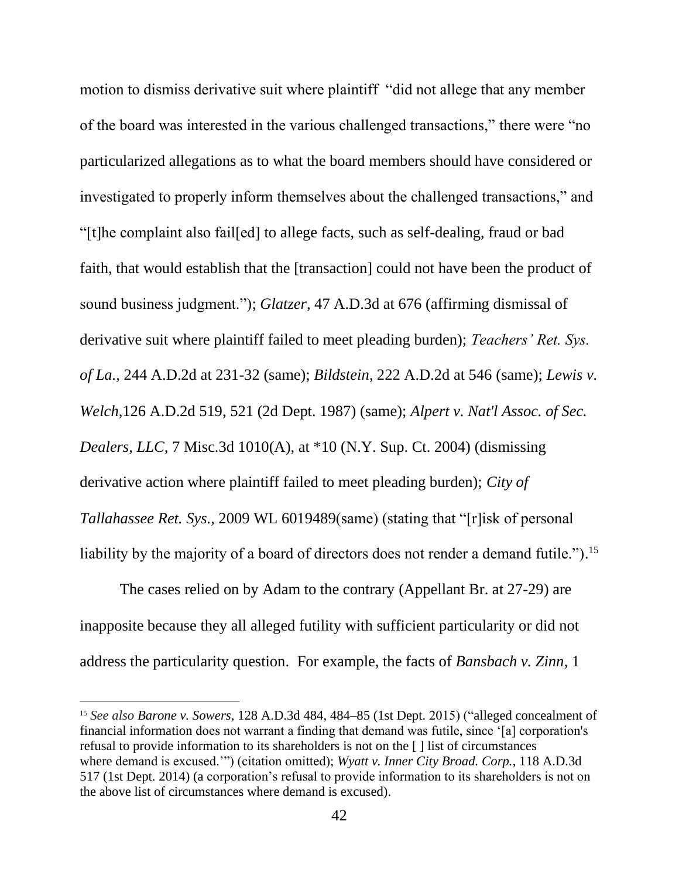motion to dismiss derivative suit where plaintiff "did not allege that any member of the board was interested in the various challenged transactions," there were "no particularized allegations as to what the board members should have considered or investigated to properly inform themselves about the challenged transactions," and "[t]he complaint also fail[ed] to allege facts, such as self-dealing, fraud or bad faith, that would establish that the [transaction] could not have been the product of sound business judgment."); *Glatzer*, 47 A.D.3d at 676 (affirming dismissal of derivative suit where plaintiff failed to meet pleading burden); *Teachers' Ret. Sys. of La.*, 244 A.D.2d at 231-32 (same); *Bildstein*, 222 A.D.2d at 546 (same); *Lewis v. Welch*,126 A.D.2d 519, 521 (2d Dept. 1987) (same); *Alpert v. Nat'l Assoc. of Sec. Dealers, LLC*, 7 Misc.3d 1010(A), at *10 (N.Y. Sup. Ct. 2004) (dismissing derivative action where plaintiff failed to meet pleading burden); *City of Tallahassee Ret. Sys.*, 2009 WL 6019489(same) (stating that "[r]isk of personal liability by the majority of a board of directors does not render a demand futile.").[15]

The cases relied on by Adam to the contrary (Appellant Br. at 27-29) are inapposite because they all alleged futility with sufficient particularity or did not address the particularity question. For example, the facts of *Bansbach v. Zinn*, 1

---

[15] *See also Barone v. Sowers*, 128 A.D.3d 484, 484–85 (1st Dept. 2015) ("alleged concealment of financial information does not warrant a finding that demand was futile, since '[a] corporation's refusal to provide information to its shareholders is not on the [ ] list of circumstances where demand is excused.'") (citation omitted); *Wyatt v. Inner City Broad. Corp.*, 118 A.D.3d 517 (1st Dept. 2014) (a corporation's refusal to provide information to its shareholders is not on the above list of circumstances where demand is excused).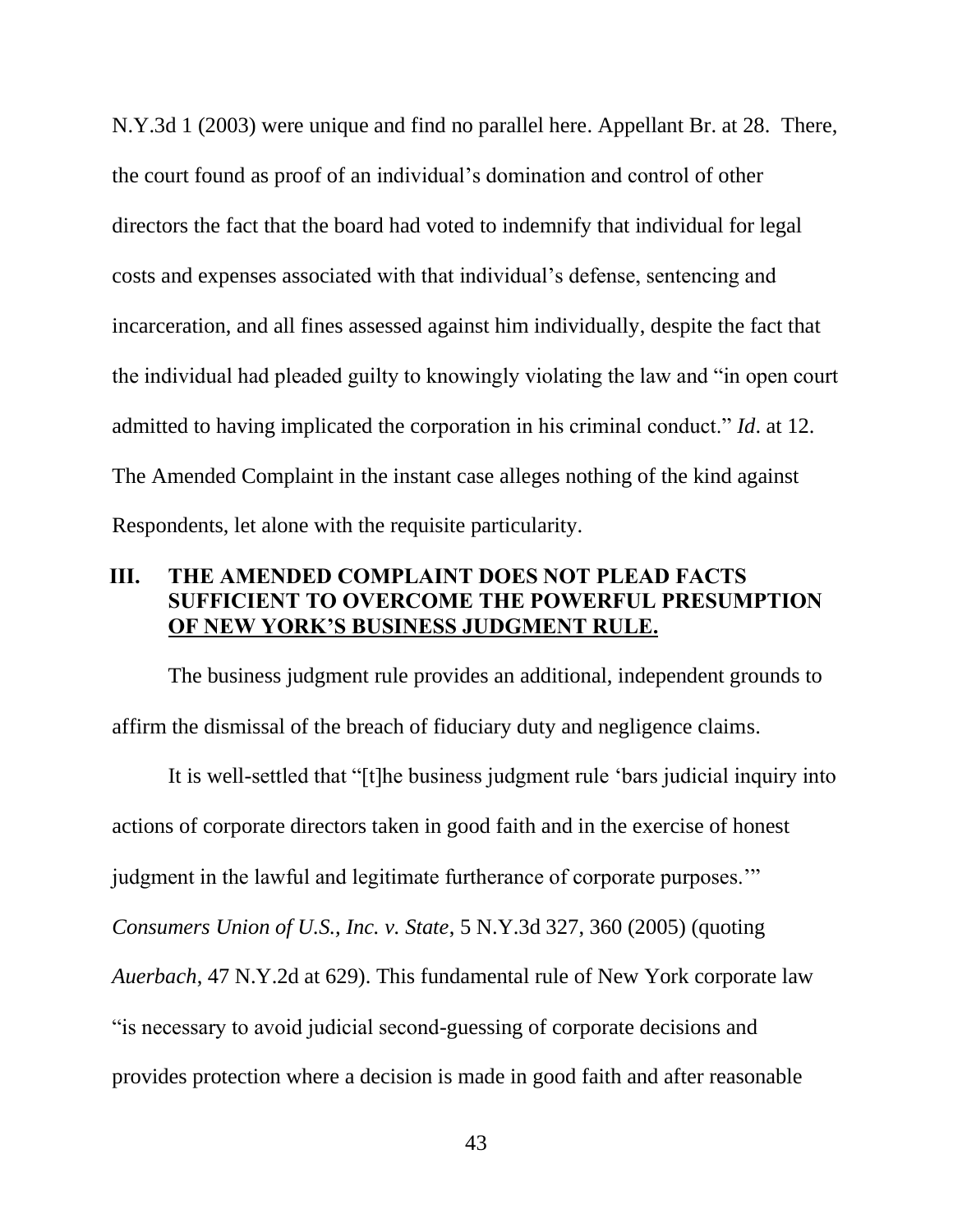N.Y.3d 1 (2003) were unique and find no parallel here. Appellant Br. at 28. There, the court found as proof of an individual's domination and control of other directors the fact that the board had voted to indemnify that individual for legal costs and expenses associated with that individual's defense, sentencing and incarceration, and all fines assessed against him individually, despite the fact that the individual had pleaded guilty to knowingly violating the law and "in open court admitted to having implicated the corporation in his criminal conduct." *Id*. at 12. The Amended Complaint in the instant case alleges nothing of the kind against Respondents, let alone with the requisite particularity.

## III. THE AMENDED COMPLAINT DOES NOT PLEAD FACTS SUFFICIENT TO OVERCOME THE POWERFUL PRESUMPTION OF NEW YORK'S BUSINESS JUDGMENT RULE.

The business judgment rule provides an additional, independent grounds to affirm the dismissal of the breach of fiduciary duty and negligence claims.

It is well-settled that "[t]he business judgment rule 'bars judicial inquiry into actions of corporate directors taken in good faith and in the exercise of honest judgment in the lawful and legitimate furtherance of corporate purposes.'" *Consumers Union of U.S., Inc. v. State*, 5 N.Y.3d 327, 360 (2005) (quoting *Auerbach*, 47 N.Y.2d at 629). This fundamental rule of New York corporate law "is necessary to avoid judicial second-guessing of corporate decisions and provides protection where a decision is made in good faith and after reasonable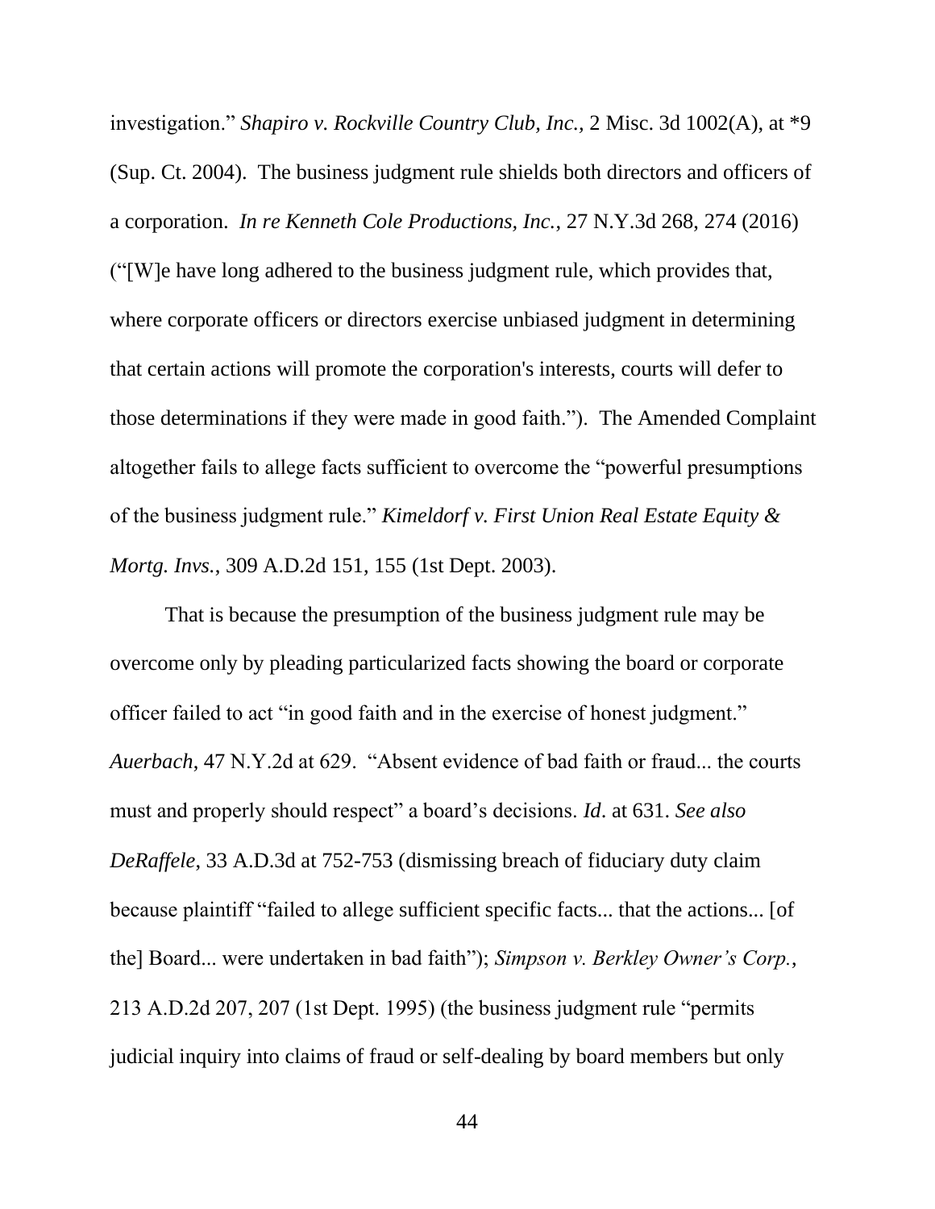investigation." *Shapiro v. Rockville Country Club, Inc.*, 2 Misc. 3d 1002(A), at *9 (Sup. Ct. 2004). The business judgment rule shields both directors and officers of a corporation. *In re Kenneth Cole Productions, Inc.*, 27 N.Y.3d 268, 274 (2016) ("[W]e have long adhered to the business judgment rule, which provides that, where corporate officers or directors exercise unbiased judgment in determining that certain actions will promote the corporation's interests, courts will defer to those determinations if they were made in good faith."). The Amended Complaint altogether fails to allege facts sufficient to overcome the "powerful presumptions of the business judgment rule." *Kimeldorf v. First Union Real Estate Equity & Mortg. Invs.*, 309 A.D.2d 151, 155 (1st Dept. 2003).

That is because the presumption of the business judgment rule may be overcome only by pleading particularized facts showing the board or corporate officer failed to act "in good faith and in the exercise of honest judgment." *Auerbach*, 47 N.Y.2d at 629. "Absent evidence of bad faith or fraud... the courts must and properly should respect" a board's decisions. *Id*. at 631. *See also DeRaffele*, 33 A.D.3d at 752-753 (dismissing breach of fiduciary duty claim because plaintiff "failed to allege sufficient specific facts... that the actions... [of the] Board... were undertaken in bad faith"); *Simpson v. Berkley Owner's Corp.*, 213 A.D.2d 207, 207 (1st Dept. 1995) (the business judgment rule "permits judicial inquiry into claims of fraud or self-dealing by board members but only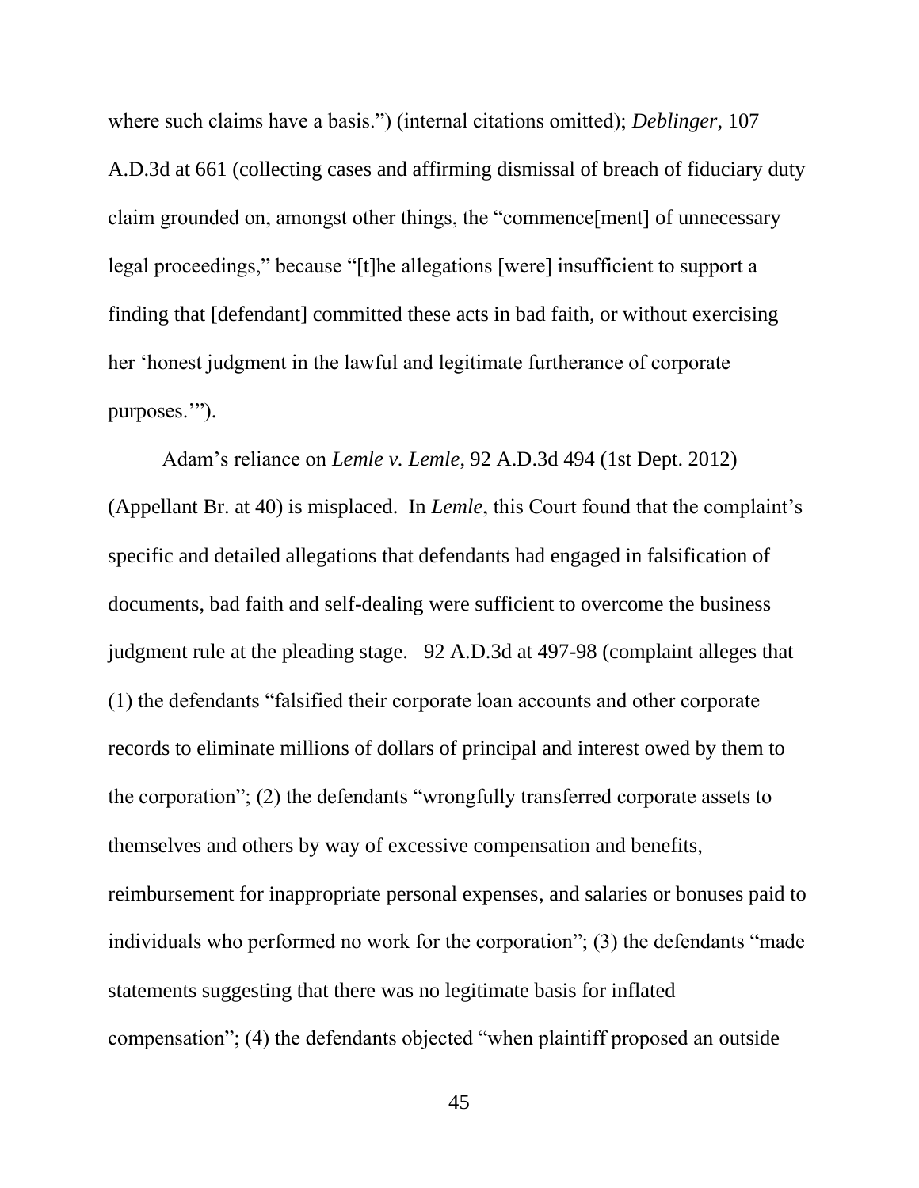where such claims have a basis.") (internal citations omitted); *Deblinger*, 107 A.D.3d at 661 (collecting cases and affirming dismissal of breach of fiduciary duty claim grounded on, amongst other things, the "commence[ment] of unnecessary legal proceedings," because "[t]he allegations [were] insufficient to support a finding that [defendant] committed these acts in bad faith, or without exercising her 'honest judgment in the lawful and legitimate furtherance of corporate purposes.'").

Adam's reliance on *Lemle v. Lemle*, 92 A.D.3d 494 (1st Dept. 2012) (Appellant Br. at 40) is misplaced. In *Lemle*, this Court found that the complaint's specific and detailed allegations that defendants had engaged in falsification of documents, bad faith and self-dealing were sufficient to overcome the business judgment rule at the pleading stage. 92 A.D.3d at 497-98 (complaint alleges that (1) the defendants "falsified their corporate loan accounts and other corporate records to eliminate millions of dollars of principal and interest owed by them to the corporation"; (2) the defendants "wrongfully transferred corporate assets to themselves and others by way of excessive compensation and benefits, reimbursement for inappropriate personal expenses, and salaries or bonuses paid to individuals who performed no work for the corporation"; (3) the defendants "made statements suggesting that there was no legitimate basis for inflated compensation"; (4) the defendants objected "when plaintiff proposed an outside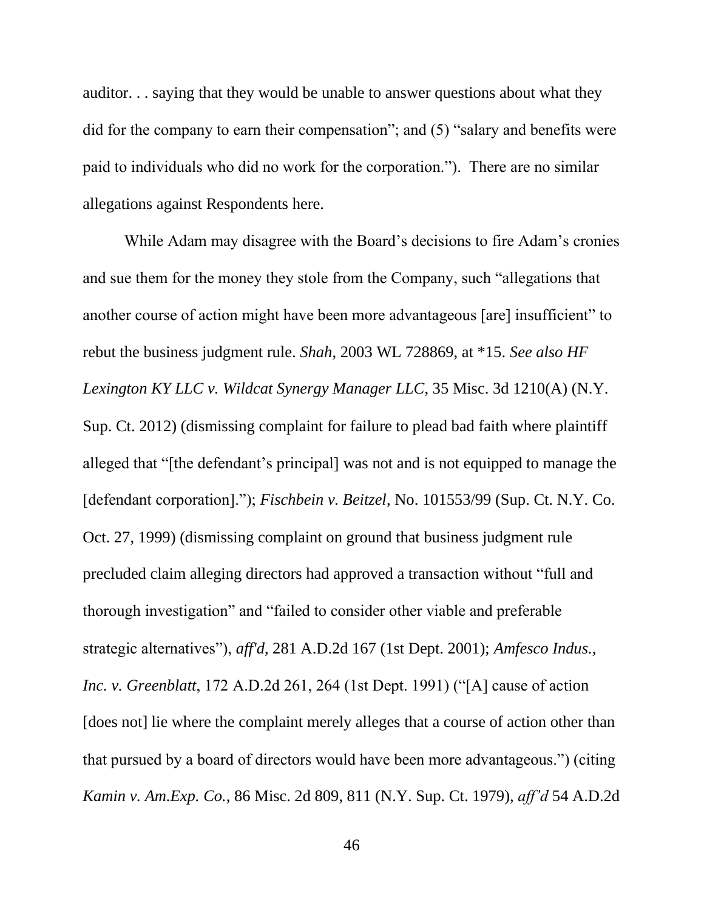auditor. . . saying that they would be unable to answer questions about what they did for the company to earn their compensation"; and (5) "salary and benefits were paid to individuals who did no work for the corporation."). There are no similar allegations against Respondents here.

While Adam may disagree with the Board's decisions to fire Adam's cronies and sue them for the money they stole from the Company, such "allegations that another course of action might have been more advantageous [are] insufficient" to rebut the business judgment rule. *Shah*, 2003 WL 728869, at *15. *See also HF Lexington KY LLC v. Wildcat Synergy Manager LLC*, 35 Misc. 3d 1210(A) (N.Y. Sup. Ct. 2012) (dismissing complaint for failure to plead bad faith where plaintiff alleged that "[the defendant's principal] was not and is not equipped to manage the [defendant corporation]."); *Fischbein v. Beitzel*, No. 101553/99 (Sup. Ct. N.Y. Co. Oct. 27, 1999) (dismissing complaint on ground that business judgment rule precluded claim alleging directors had approved a transaction without "full and thorough investigation" and "failed to consider other viable and preferable strategic alternatives"), *aff'd*, 281 A.D.2d 167 (1st Dept. 2001); *Amfesco Indus., Inc. v. Greenblatt*, 172 A.D.2d 261, 264 (1st Dept. 1991) ("[A] cause of action [does not] lie where the complaint merely alleges that a course of action other than that pursued by a board of directors would have been more advantageous.") (citing *Kamin v. Am.Exp. Co.*, 86 Misc. 2d 809, 811 (N.Y. Sup. Ct. 1979), *aff'd* 54 A.D.2d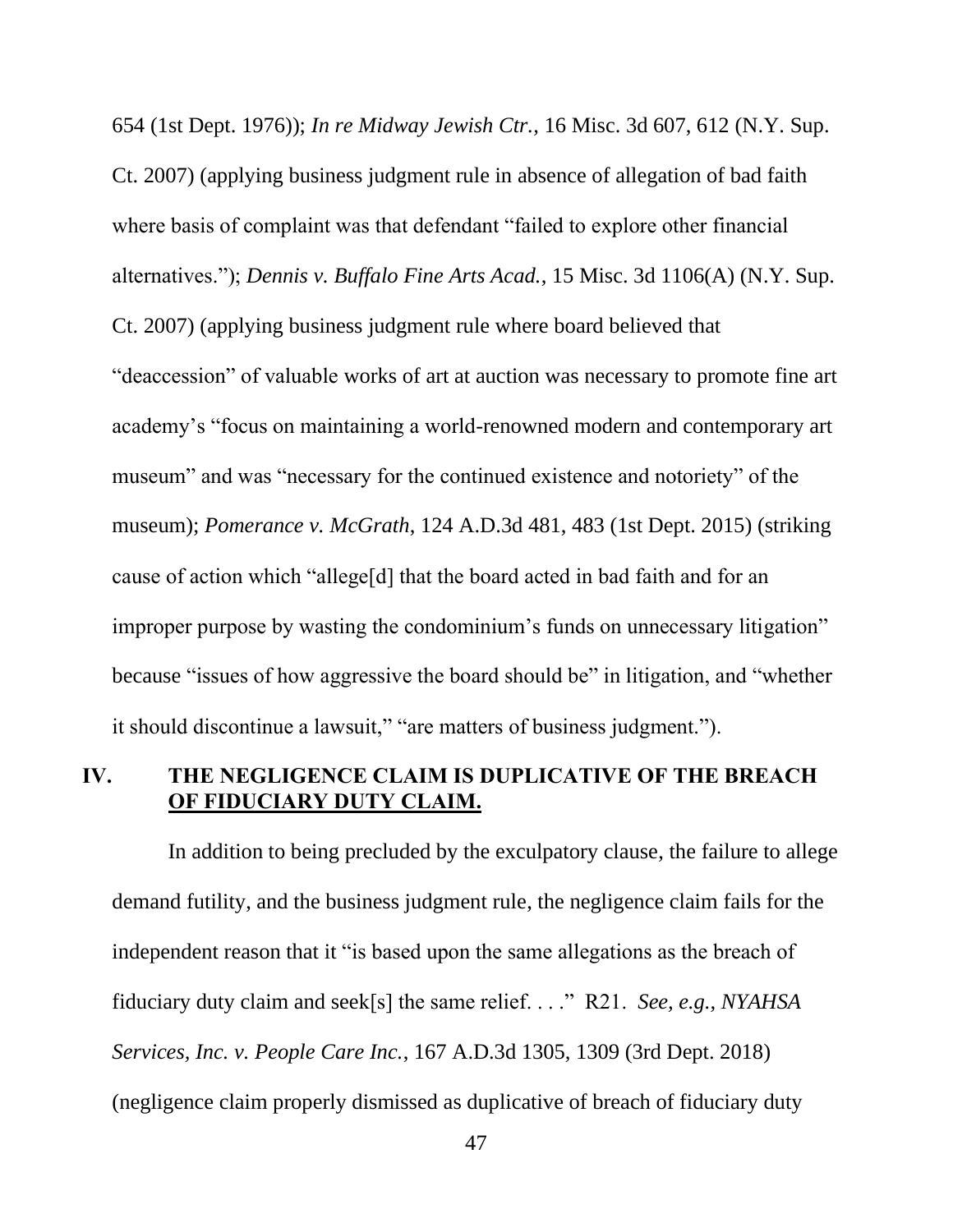654 (1st Dept. 1976)); *In re Midway Jewish Ctr.*, 16 Misc. 3d 607, 612 (N.Y. Sup. Ct. 2007) (applying business judgment rule in absence of allegation of bad faith where basis of complaint was that defendant "failed to explore other financial alternatives."); *Dennis v. Buffalo Fine Arts Acad.*, 15 Misc. 3d 1106(A) (N.Y. Sup. Ct. 2007) (applying business judgment rule where board believed that "deaccession" of valuable works of art at auction was necessary to promote fine art academy's "focus on maintaining a world-renowned modern and contemporary art museum" and was "necessary for the continued existence and notoriety" of the museum); *Pomerance v. McGrath*, 124 A.D.3d 481, 483 (1st Dept. 2015) (striking cause of action which "allege[d] that the board acted in bad faith and for an improper purpose by wasting the condominium's funds on unnecessary litigation" because "issues of how aggressive the board should be" in litigation, and "whether it should discontinue a lawsuit," "are matters of business judgment.").

## IV. THE NEGLIGENCE CLAIM IS DUPLICATIVE OF THE BREACH OF FIDUCIARY DUTY CLAIM.

In addition to being precluded by the exculpatory clause, the failure to allege demand futility, and the business judgment rule, the negligence claim fails for the independent reason that it "is based upon the same allegations as the breach of fiduciary duty claim and seek[s] the same relief. . . ." R21. *See, e.g.*, *NYAHSA Services, Inc. v. People Care Inc.*, 167 A.D.3d 1305, 1309 (3rd Dept. 2018) (negligence claim properly dismissed as duplicative of breach of fiduciary duty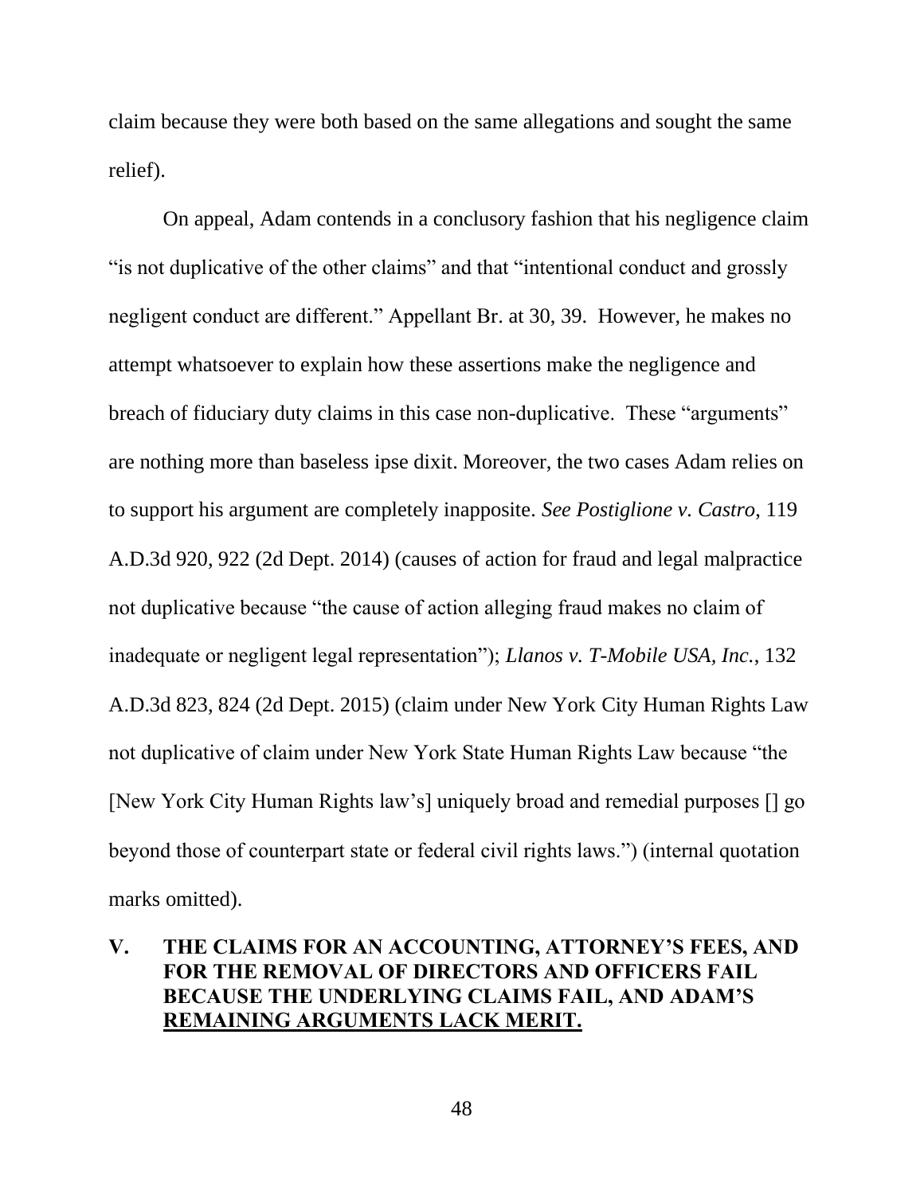claim because they were both based on the same allegations and sought the same relief).

On appeal, Adam contends in a conclusory fashion that his negligence claim "is not duplicative of the other claims" and that "intentional conduct and grossly negligent conduct are different." Appellant Br. at 30, 39. However, he makes no attempt whatsoever to explain how these assertions make the negligence and breach of fiduciary duty claims in this case non-duplicative. These "arguments" are nothing more than baseless ipse dixit. Moreover, the two cases Adam relies on to support his argument are completely inapposite. *See Postiglione v. Castro*, 119 A.D.3d 920, 922 (2d Dept. 2014) (causes of action for fraud and legal malpractice not duplicative because "the cause of action alleging fraud makes no claim of inadequate or negligent legal representation"); *Llanos v. T-Mobile USA, Inc.*, 132 A.D.3d 823, 824 (2d Dept. 2015) (claim under New York City Human Rights Law not duplicative of claim under New York State Human Rights Law because "the [New York City Human Rights law's] uniquely broad and remedial purposes [] go beyond those of counterpart state or federal civil rights laws.") (internal quotation marks omitted).

## V. THE CLAIMS FOR AN ACCOUNTING, ATTORNEY'S FEES, AND FOR THE REMOVAL OF DIRECTORS AND OFFICERS FAIL BECAUSE THE UNDERLYING CLAIMS FAIL, AND ADAM'S REMAINING ARGUMENTS LACK MERIT.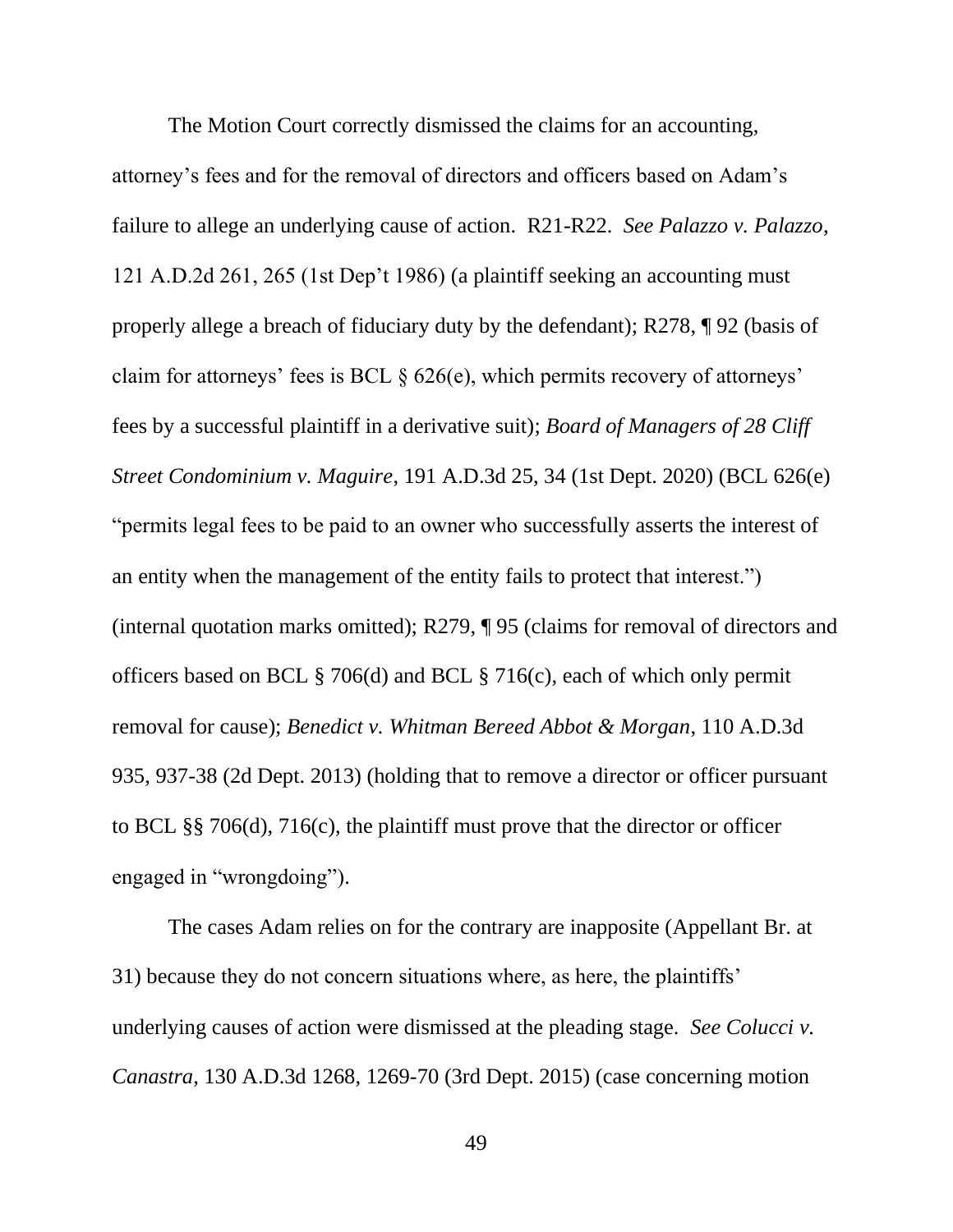The Motion Court correctly dismissed the claims for an accounting, attorney's fees and for the removal of directors and officers based on Adam's failure to allege an underlying cause of action. R21-R22. *See Palazzo v. Palazzo*, 121 A.D.2d 261, 265 (1st Dep't 1986) (a plaintiff seeking an accounting must properly allege a breach of fiduciary duty by the defendant); R278, ¶ 92 (basis of claim for attorneys' fees is BCL § 626(e), which permits recovery of attorneys' fees by a successful plaintiff in a derivative suit); *Board of Managers of 28 Cliff Street Condominium v. Maguire*, 191 A.D.3d 25, 34 (1st Dept. 2020) (BCL 626(e) "permits legal fees to be paid to an owner who successfully asserts the interest of an entity when the management of the entity fails to protect that interest.") (internal quotation marks omitted); R279, ¶ 95 (claims for removal of directors and officers based on BCL § 706(d) and BCL § 716(c), each of which only permit removal for cause); *Benedict v. Whitman Bereed Abbot & Morgan*, 110 A.D.3d 935, 937-38 (2d Dept. 2013) (holding that to remove a director or officer pursuant to BCL §§ 706(d), 716(c), the plaintiff must prove that the director or officer engaged in "wrongdoing").

The cases Adam relies on for the contrary are inapposite (Appellant Br. at 31) because they do not concern situations where, as here, the plaintiffs' underlying causes of action were dismissed at the pleading stage. *See Colucci v. Canastra*, 130 A.D.3d 1268, 1269-70 (3rd Dept. 2015) (case concerning motion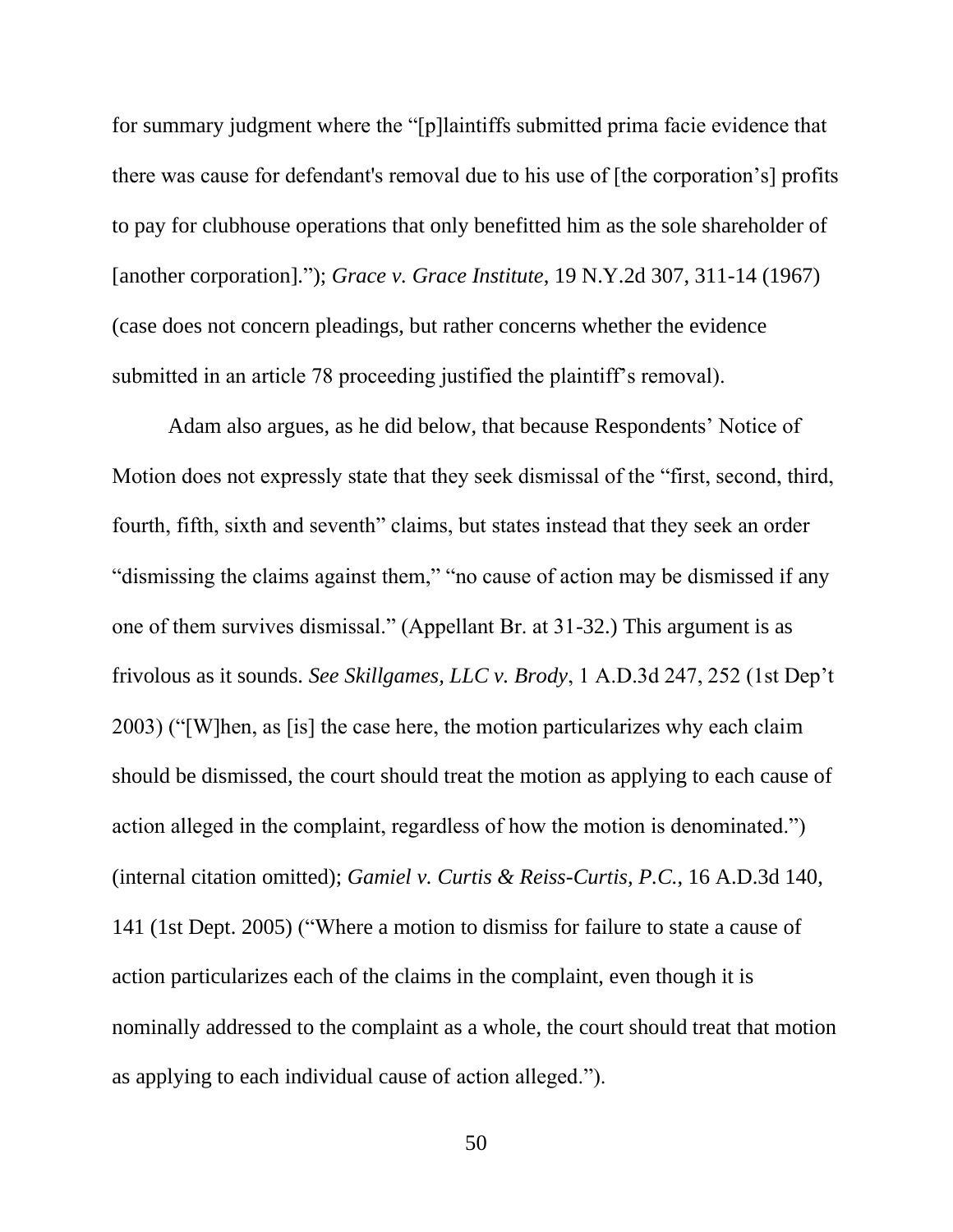for summary judgment where the "[p]laintiffs submitted prima facie evidence that there was cause for defendant's removal due to his use of [the corporation's] profits to pay for clubhouse operations that only benefitted him as the sole shareholder of [another corporation]."); *Grace v. Grace Institute*, 19 N.Y.2d 307, 311-14 (1967) (case does not concern pleadings, but rather concerns whether the evidence submitted in an article 78 proceeding justified the plaintiff's removal).

Adam also argues, as he did below, that because Respondents' Notice of Motion does not expressly state that they seek dismissal of the "first, second, third, fourth, fifth, sixth and seventh" claims, but states instead that they seek an order "dismissing the claims against them," "no cause of action may be dismissed if any one of them survives dismissal." (Appellant Br. at 31-32.) This argument is as frivolous as it sounds. *See Skillgames, LLC v. Brody*, 1 A.D.3d 247, 252 (1st Dep't 2003) ("[W]hen, as [is] the case here, the motion particularizes why each claim should be dismissed, the court should treat the motion as applying to each cause of action alleged in the complaint, regardless of how the motion is denominated.") (internal citation omitted); *Gamiel v. Curtis & Reiss-Curtis, P.C.*, 16 A.D.3d 140, 141 (1st Dept. 2005) ("Where a motion to dismiss for failure to state a cause of action particularizes each of the claims in the complaint, even though it is nominally addressed to the complaint as a whole, the court should treat that motion as applying to each individual cause of action alleged.").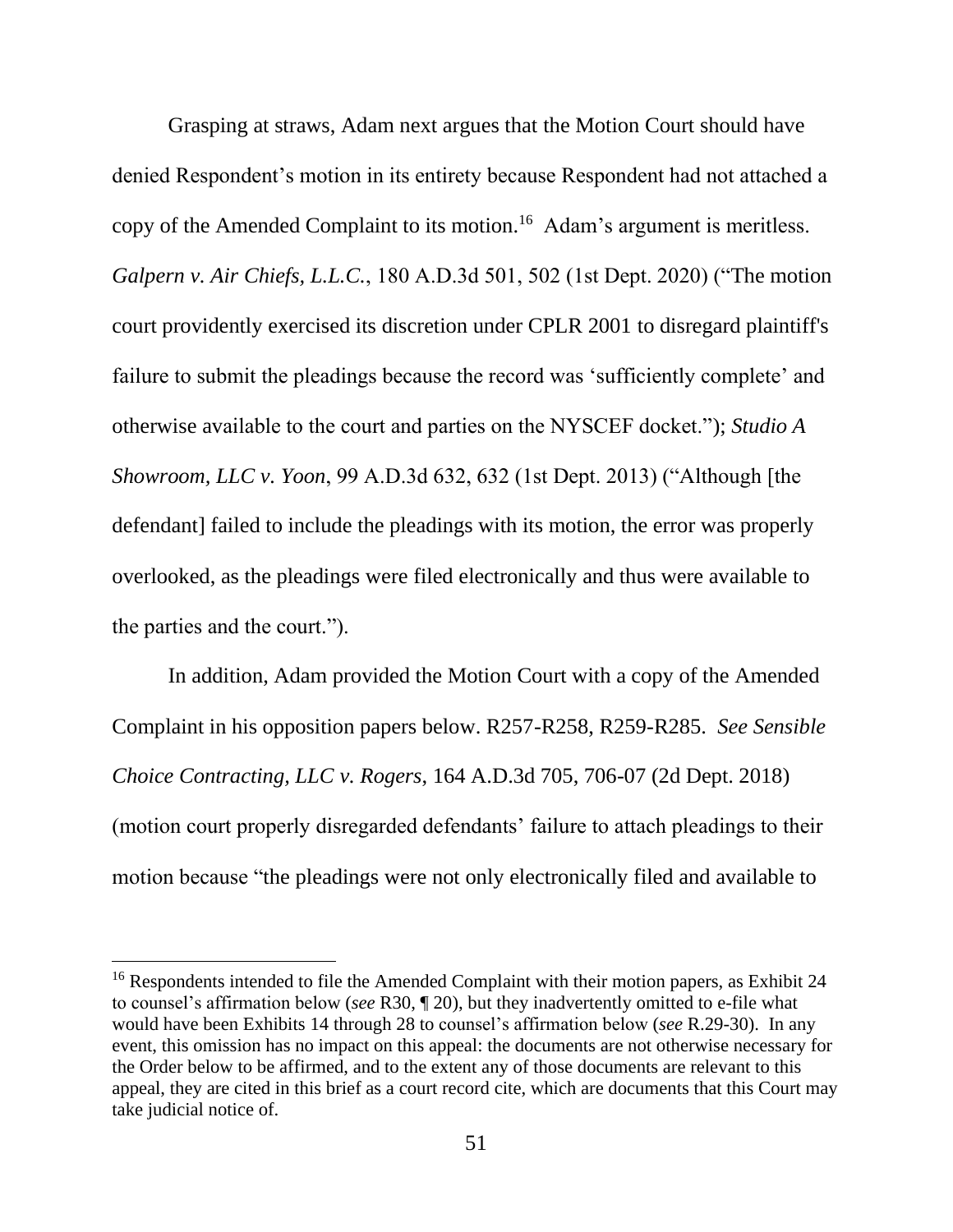Grasping at straws, Adam next argues that the Motion Court should have denied Respondent's motion in its entirety because Respondent had not attached a copy of the Amended Complaint to its motion.[16] Adam's argument is meritless. *Galpern v. Air Chiefs, L.L.C.*, 180 A.D.3d 501, 502 (1st Dept. 2020) ("The motion court providently exercised its discretion under CPLR 2001 to disregard plaintiff's failure to submit the pleadings because the record was 'sufficiently complete' and otherwise available to the court and parties on the NYSCEF docket."); *Studio A Showroom, LLC v. Yoon*, 99 A.D.3d 632, 632 (1st Dept. 2013) ("Although [the defendant] failed to include the pleadings with its motion, the error was properly overlooked, as the pleadings were filed electronically and thus were available to the parties and the court.").

In addition, Adam provided the Motion Court with a copy of the Amended Complaint in his opposition papers below. R257-R258, R259-R285. *See Sensible Choice Contracting, LLC v. Rogers*, 164 A.D.3d 705, 706-07 (2d Dept. 2018) (motion court properly disregarded defendants' failure to attach pleadings to their motion because "the pleadings were not only electronically filed and available to

---

[16] Respondents intended to file the Amended Complaint with their motion papers, as Exhibit 24 to counsel's affirmation below (*see* R30, ¶ 20), but they inadvertently omitted to e-file what would have been Exhibits 14 through 28 to counsel's affirmation below (*see* R.29-30). In any event, this omission has no impact on this appeal: the documents are not otherwise necessary for the Order below to be affirmed, and to the extent any of those documents are relevant to this appeal, they are cited in this brief as a court record cite, which are documents that this Court may take judicial notice of.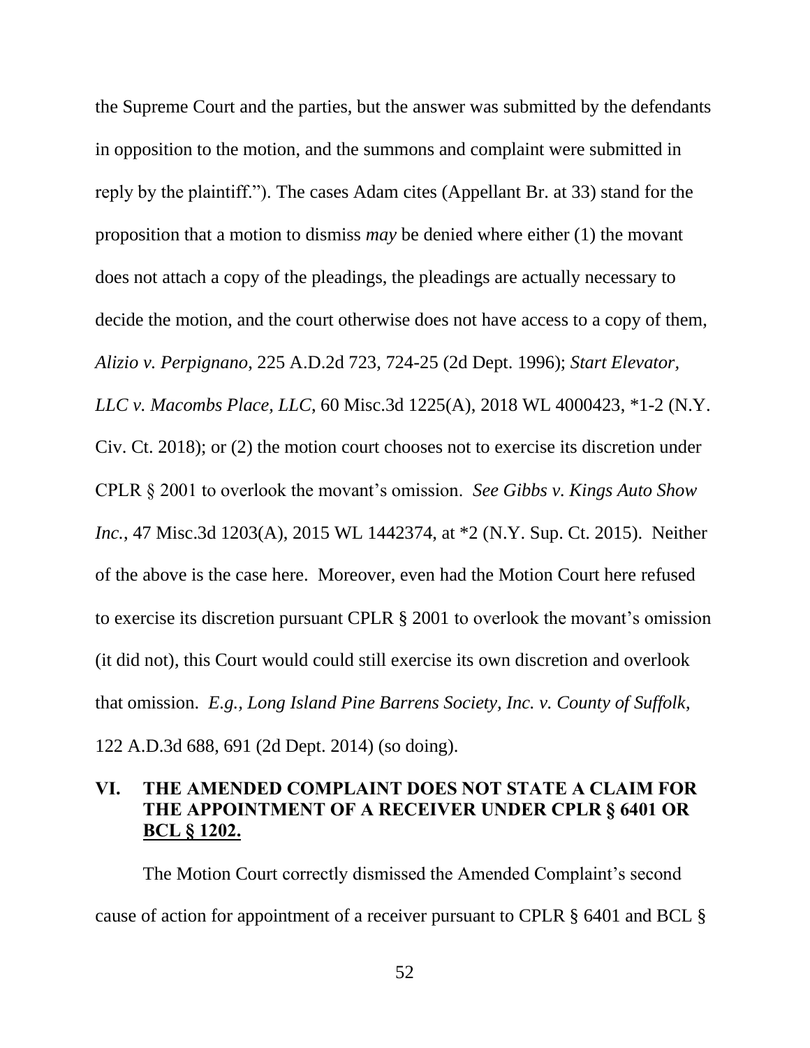the Supreme Court and the parties, but the answer was submitted by the defendants in opposition to the motion, and the summons and complaint were submitted in reply by the plaintiff."). The cases Adam cites (Appellant Br. at 33) stand for the proposition that a motion to dismiss *may* be denied where either (1) the movant does not attach a copy of the pleadings, the pleadings are actually necessary to decide the motion, and the court otherwise does not have access to a copy of them, *Alizio v. Perpignano*, 225 A.D.2d 723, 724-25 (2d Dept. 1996); *Start Elevator, LLC v. Macombs Place, LLC*, 60 Misc.3d 1225(A), 2018 WL 4000423, *1-2 (N.Y. Civ. Ct. 2018); or (2) the motion court chooses not to exercise its discretion under CPLR § 2001 to overlook the movant's omission. *See Gibbs v. Kings Auto Show Inc.*, 47 Misc.3d 1203(A), 2015 WL 1442374, at *2 (N.Y. Sup. Ct. 2015). Neither of the above is the case here. Moreover, even had the Motion Court here refused to exercise its discretion pursuant CPLR § 2001 to overlook the movant's omission (it did not), this Court would could still exercise its own discretion and overlook that omission. *E.g., Long Island Pine Barrens Society, Inc. v. County of Suffolk*, 122 A.D.3d 688, 691 (2d Dept. 2014) (so doing).

## VI. THE AMENDED COMPLAINT DOES NOT STATE A CLAIM FOR THE APPOINTMENT OF A RECEIVER UNDER CPLR § 6401 OR BCL § 1202.

The Motion Court correctly dismissed the Amended Complaint's second cause of action for appointment of a receiver pursuant to CPLR § 6401 and BCL §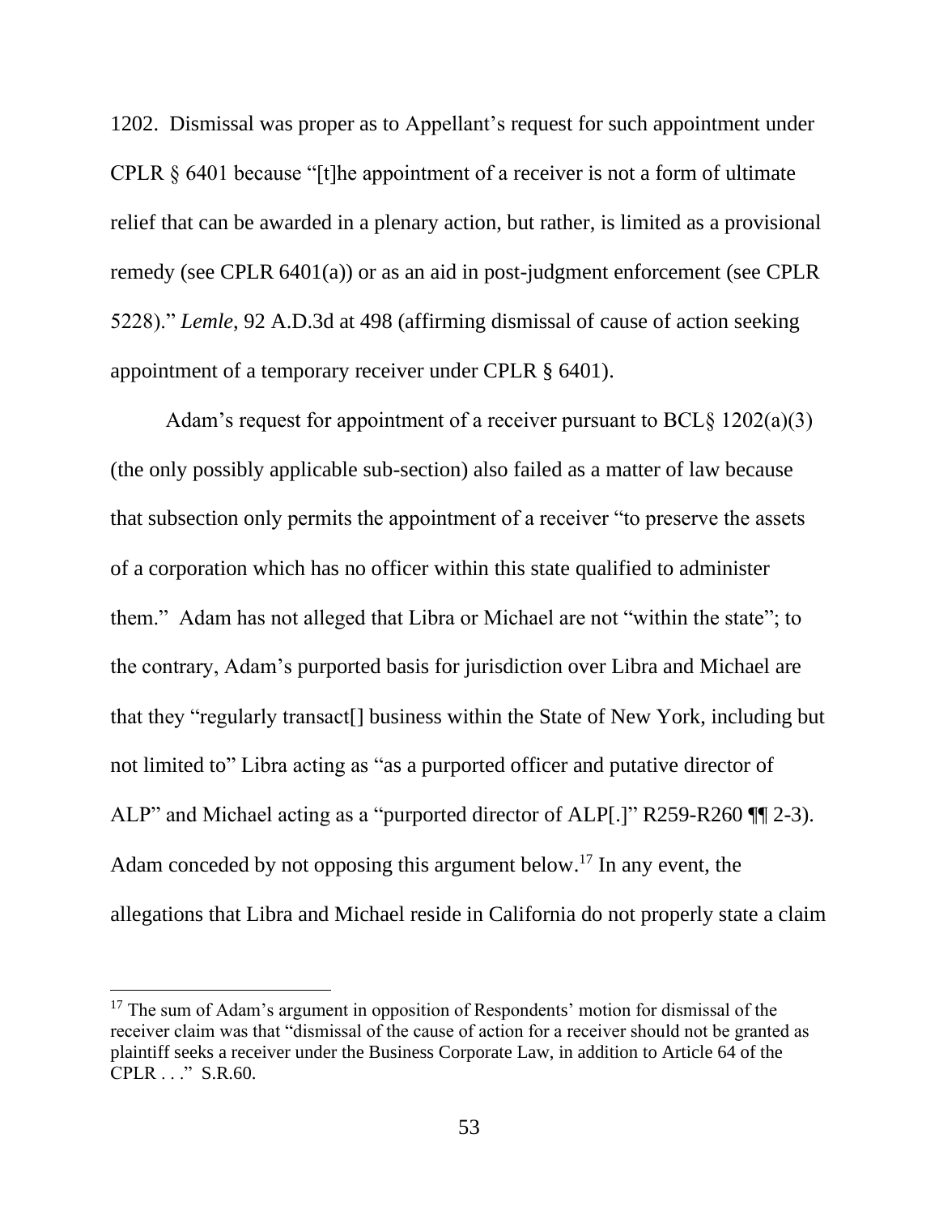1202. Dismissal was proper as to Appellant's request for such appointment under CPLR § 6401 because "[t]he appointment of a receiver is not a form of ultimate relief that can be awarded in a plenary action, but rather, is limited as a provisional remedy (see CPLR 6401(a)) or as an aid in post-judgment enforcement (see CPLR 5228)." *Lemle*, 92 A.D.3d at 498 (affirming dismissal of cause of action seeking appointment of a temporary receiver under CPLR § 6401).

Adam's request for appointment of a receiver pursuant to BCL§ 1202(a)(3) (the only possibly applicable sub-section) also failed as a matter of law because that subsection only permits the appointment of a receiver "to preserve the assets of a corporation which has no officer within this state qualified to administer them." Adam has not alleged that Libra or Michael are not "within the state"; to the contrary, Adam's purported basis for jurisdiction over Libra and Michael are that they "regularly transact[] business within the State of New York, including but not limited to" Libra acting as "as a purported officer and putative director of ALP" and Michael acting as a "purported director of ALP[.]" R259-R260 ¶¶ 2-3). Adam conceded by not opposing this argument below.[17] In any event, the allegations that Libra and Michael reside in California do not properly state a claim

[17] The sum of Adam's argument in opposition of Respondents' motion for dismissal of the receiver claim was that "dismissal of the cause of action for a receiver should not be granted as plaintiff seeks a receiver under the Business Corporate Law, in addition to Article 64 of the CPLR . . ." S.R.60.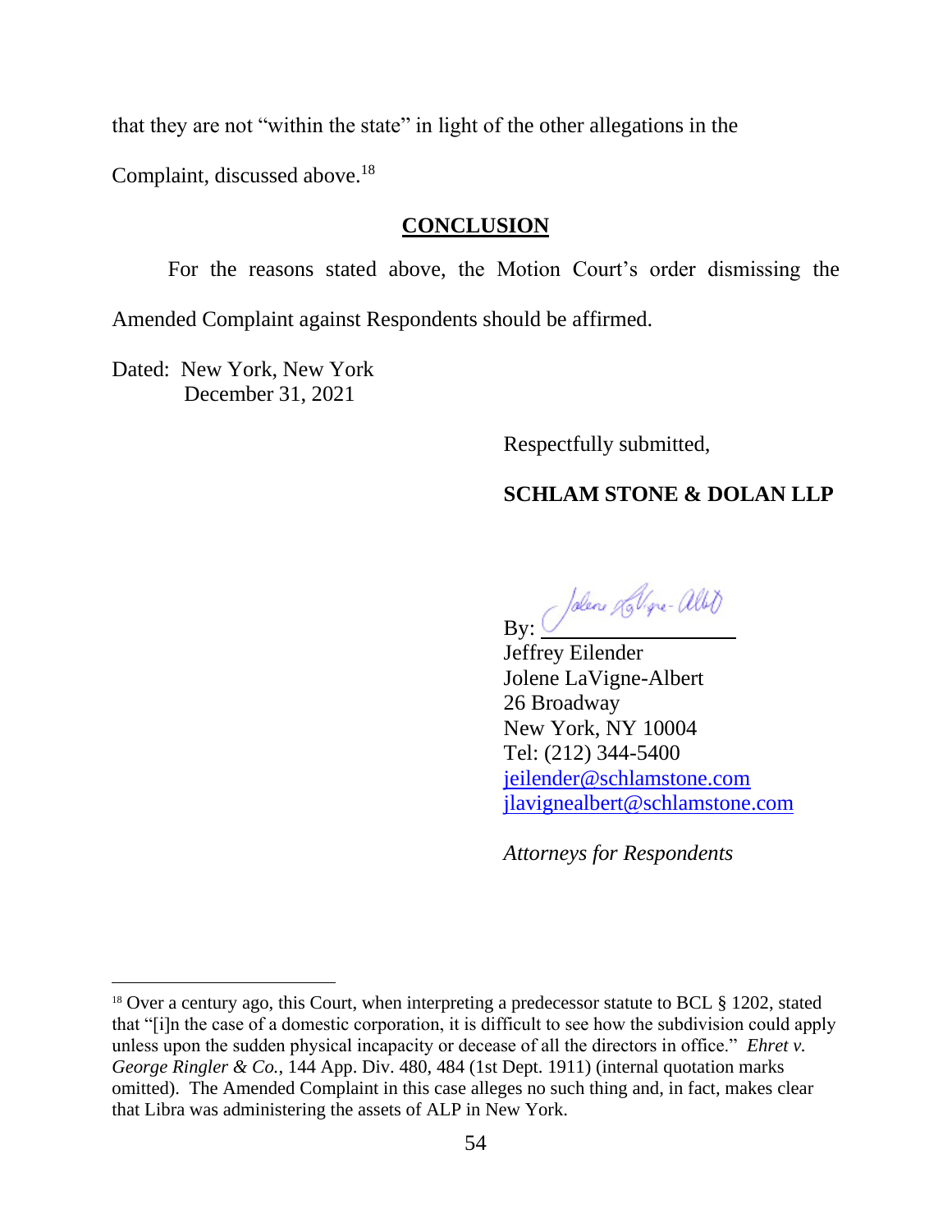that they are not "within the state" in light of the other allegations in the Complaint, discussed above.[18]

## CONCLUSION

For the reasons stated above, the Motion Court's order dismissing the Amended Complaint against Respondents should be affirmed.

Dated: New York, New York
December 31, 2021

Respectfully submitted,

**SCHLAM STONE & DOLAN LLP**

By: ______________________
Jeffrey Eilender
Jolene LaVigne-Albert
26 Broadway
New York, NY 10004
Tel: (212) 344-5400
jeilender@schlamstone.com
jlavignealbert@schlamstone.com

*Attorneys for Respondents*

---

[18] Over a century ago, this Court, when interpreting a predecessor statute to BCL § 1202, stated that "[i]n the case of a domestic corporation, it is difficult to see how the subdivision could apply unless upon the sudden physical incapacity or decease of all the directors in office." *Ehret v. George Ringler & Co.*, 144 App. Div. 480, 484 (1st Dept. 1911) (internal quotation marks omitted). The Amended Complaint in this case alleges no such thing and, in fact, makes clear that Libra was administering the assets of ALP in New York.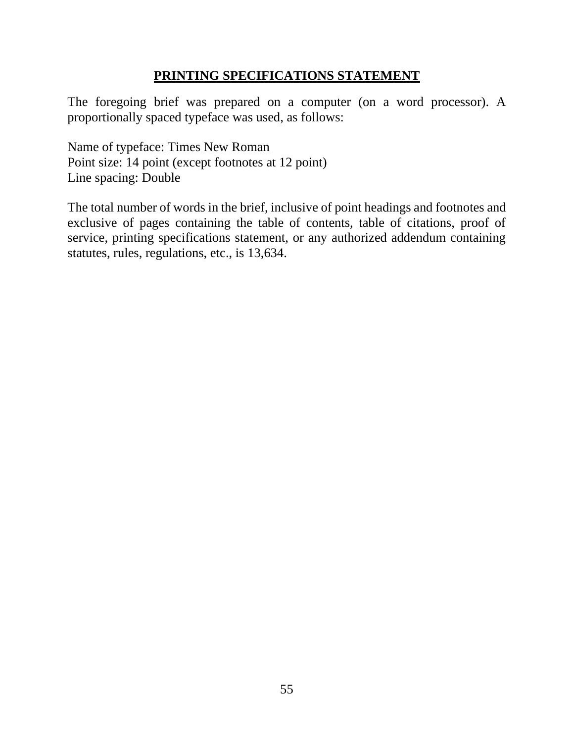## PRINTING SPECIFICATIONS STATEMENT

The foregoing brief was prepared on a computer (on a word processor). A proportionally spaced typeface was used, as follows:

Name of typeface: Times New Roman
Point size: 14 point (except footnotes at 12 point)
Line spacing: Double

The total number of words in the brief, inclusive of point headings and footnotes and exclusive of pages containing the table of contents, table of citations, proof of service, printing specifications statement, or any authorized addendum containing statutes, rules, regulations, etc., is 13,634.